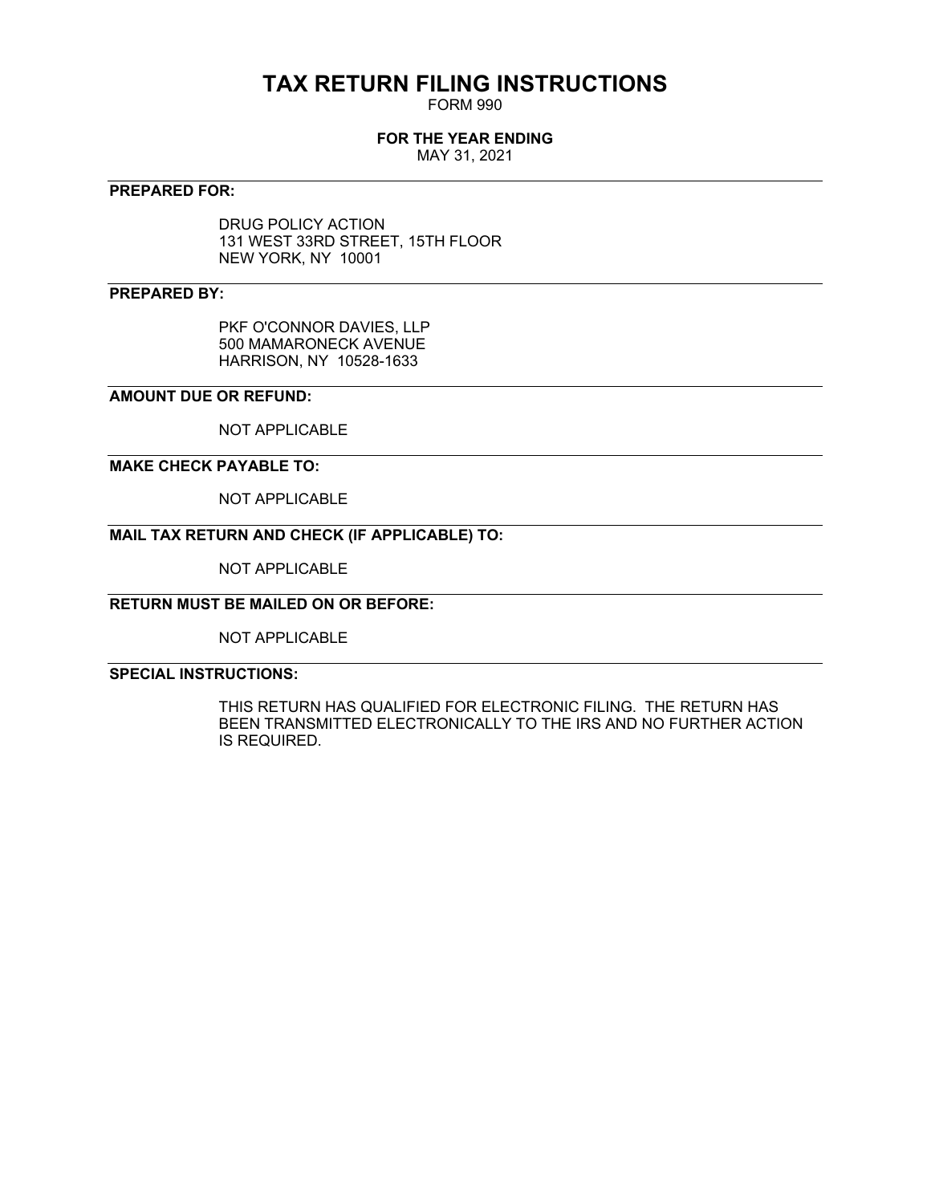# TAX RETURN FILING INSTRUCTIONS

FORM 990

**FOR THE YEAR ENDING**

MAY 31, 2021

---

**PREPARED FOR:**

DRUG POLICY ACTION
131 WEST 33RD STREET, 15TH FLOOR
NEW YORK, NY 10001

---

**PREPARED BY:**

PKF O'CONNOR DAVIES, LLP
500 MAMARONECK AVENUE
HARRISON, NY 10528-1633

---

**AMOUNT DUE OR REFUND:**

NOT APPLICABLE

---

**MAKE CHECK PAYABLE TO:**

NOT APPLICABLE

---

**MAIL TAX RETURN AND CHECK (IF APPLICABLE) TO:**

NOT APPLICABLE

---

**RETURN MUST BE MAILED ON OR BEFORE:**

NOT APPLICABLE

---

**SPECIAL INSTRUCTIONS:**

THIS RETURN HAS QUALIFIED FOR ELECTRONIC FILING. THE RETURN HAS BEEN TRANSMITTED ELECTRONICALLY TO THE IRS AND NO FURTHER ACTION IS REQUIRED.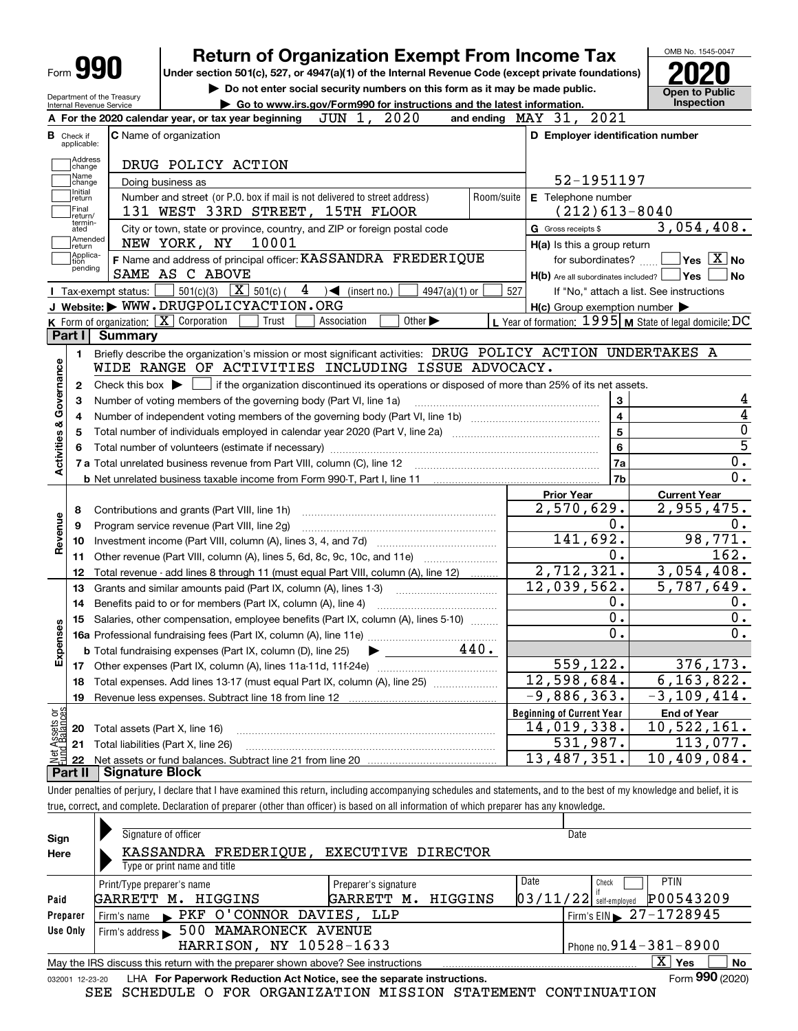Form **990** | **Return of Organization Exempt From Income Tax** | OMB No. 1545-0047

Under section 501(c), 527, or 4947(a)(1) of the Internal Revenue Code (except private foundations)

▶ Do not enter social security numbers on this form as it may be made public.

▶ Go to www.irs.gov/Form990 for instructions and the latest information.

Department of the Treasury, Internal Revenue Service

**2020** — Open to Public Inspection

**A** For the 2020 calendar year, or tax year beginning JUN 1, 2020 and ending MAY 31, 2021

**B** Check if applicable: Address change, Name change, Initial return, Final return/terminated, Amended return, Application pending

**C** Name of organization: DRUG POLICY ACTION

Doing business as

Number and street (or P.O. box if mail is not delivered to street address): 131 WEST 33RD STREET, 15TH FLOOR | Room/suite

City or town, state or province, country, and ZIP or foreign postal code: NEW YORK, NY 10001

**D** Employer identification number: 52-1951197

**E** Telephone number: (212)613-8040

**G** Gross receipts $ 3,054,408.

**F** Name and address of principal officer: KASSANDRA FREDERIQUE, SAME AS C ABOVE

**H(a)** Is this a group return for subordinates? Yes [ ] No [X]

**H(b)** Are all subordinates included? Yes [ ] No [ ] If "No," attach a list. See instructions

**H(c)** Group exemption number ▶

**I** Tax-exempt status: [ ] 501(c)(3) [X] 501(c) ( 4 ) ◀ (insert no.) [ ] 4947(a)(1) or [ ] 527

**J** Website: ▶ WWW.DRUGPOLICYACTION.ORG

**K** Form of organization: [X] Corporation [ ] Trust [ ] Association [ ] Other ▶

**L** Year of formation: 1995 **M** State of legal domicile: DC

## Part I Summary

**Activities & Governance**

1. Briefly describe the organization's mission or most significant activities: DRUG POLICY ACTION UNDERTAKES A WIDE RANGE OF ACTIVITIES INCLUDING ISSUE ADVOCACY.
2. Check this box ▶ [ ] if the organization discontinued its operations or disposed of more than 25% of its net assets.

| | | | |
|---|---|---|---|
| 3 | Number of voting members of the governing body (Part VI, line 1a) | 3 | 4 |
| 4 | Number of independent voting members of the governing body (Part VI, line 1b) | 4 | 4 |
| 5 | Total number of individuals employed in calendar year 2020 (Part V, line 2a) | 5 | 0 |
| 6 | Total number of volunteers (estimate if necessary) | 6 | 5 |
| 7a | Total unrelated business revenue from Part VIII, column (C), line 12 | 7a | 0. |
| b | Net unrelated business taxable income from Form 990-T, Part I, line 11 | 7b | 0. |

| | | Prior Year | Current Year |
|---|---|---|---|
| **Revenue** | | | |
| 8 | Contributions and grants (Part VIII, line 1h) | 2,570,629. | 2,955,475. |
| 9 | Program service revenue (Part VIII, line 2g) | 0. | 0. |
| 10 | Investment income (Part VIII, column (A), lines 3, 4, and 7d) | 141,692. | 98,771. |
| 11 | Other revenue (Part VIII, column (A), lines 5, 6d, 8c, 9c, 10c, and 11e) | 0. | 162. |
| 12 | Total revenue - add lines 8 through 11 (must equal Part VIII, column (A), line 12) | 2,712,321. | 3,054,408. |
| **Expenses** | | | |
| 13 | Grants and similar amounts paid (Part IX, column (A), lines 1-3) | 12,039,562. | 5,787,649. |
| 14 | Benefits paid to or for members (Part IX, column (A), line 4) | 0. | 0. |
| 15 | Salaries, other compensation, employee benefits (Part IX, column (A), lines 5-10) | 0. | 0. |
| 16a | Professional fundraising fees (Part IX, column (A), line 11e) | 0. | 0. |
| b | Total fundraising expenses (Part IX, column (D), line 25) ▶ 440. | | |
| 17 | Other expenses (Part IX, column (A), lines 11a-11d, 11f-24e) | 559,122. | 376,173. |
| 18 | Total expenses. Add lines 13-17 (must equal Part IX, column (A), line 25) | 12,598,684. | 6,163,822. |
| 19 | Revenue less expenses. Subtract line 18 from line 12 | -9,886,363. | -3,109,414. |

| **Net Assets or Fund Balances** | | Beginning of Current Year | End of Year |
|---|---|---|---|
| 20 | Total assets (Part X, line 16) | 14,019,338. | 10,522,161. |
| 21 | Total liabilities (Part X, line 26) | 531,987. | 113,077. |
| 22 | Net assets or fund balances. Subtract line 21 from line 20 | 13,487,351. | 10,409,084. |

## Part II Signature Block

Under penalties of perjury, I declare that I have examined this return, including accompanying schedules and statements, and to the best of my knowledge and belief, it is true, correct, and complete. Declaration of preparer (other than officer) is based on all information of which preparer has any knowledge.

**Sign Here**

Signature of officer | Date

KASSANDRA FREDERIQUE, EXECUTIVE DIRECTOR

Type or print name and title

**Paid Preparer Use Only**

| Print/Type preparer's name | Preparer's signature | Date | Check if self-employed | PTIN |
|---|---|---|---|---|
| GARRETT M. HIGGINS | GARRETT M. HIGGINS | 03/11/22 | [ ] | P00543209 |

Firm's name ▶ PKF O'CONNOR DAVIES, LLP | Firm's EIN ▶ 27-1728945

Firm's address ▶ 500 MAMARONECK AVENUE, HARRISON, NY 10528-1633 | Phone no. 914-381-8900

May the IRS discuss this return with the preparer shown above? See instructions [X] Yes [ ] No

032001 12-23-20 LHA For Paperwork Reduction Act Notice, see the separate instructions. Form **990** (2020)

SEE SCHEDULE O FOR ORGANIZATION MISSION STATEMENT CONTINUATION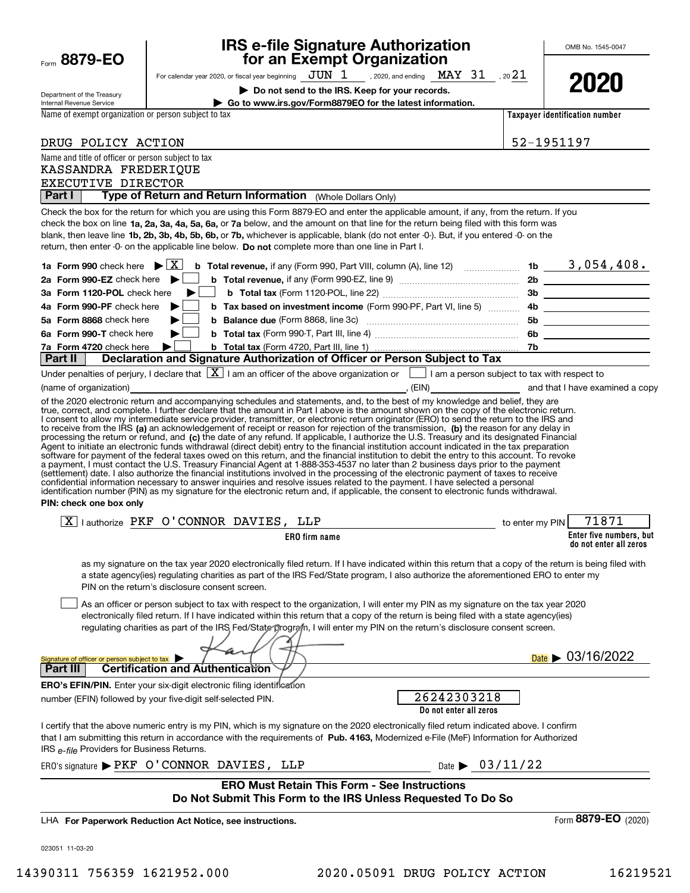Form **8879-EO**

Department of the Treasury
Internal Revenue Service

# IRS e-file Signature Authorization for an Exempt Organization

For calendar year 2020, or fiscal year beginning JUN 1, 2020, and ending MAY 31, 20 21

▶ **Do not send to the IRS. Keep for your records.**

▶ **Go to www.irs.gov/Form8879EO for the latest information.**

OMB No. 1545-0047

**2020**

Name of exempt organization or person subject to tax: DRUG POLICY ACTION

**Taxpayer identification number:** 52-1951197

Name and title of officer or person subject to tax:
KASSANDRA FREDERIQUE
EXECUTIVE DIRECTOR

## Part I Type of Return and Return Information (Whole Dollars Only)

Check the box for the return for which you are using this Form 8879-EO and enter the applicable amount, if any, from the return. If you check the box on line **1a, 2a, 3a, 4a, 5a, 6a,** or **7a** below, and the amount on that line for the return being filed with this form was blank, then leave line **1b, 2b, 3b, 4b, 5b, 6b,** or **7b,** whichever is applicable, blank (do not enter -0-). But, if you entered -0- on the return, then enter -0- on the applicable line below. **Do not** complete more than one line in Part I.

| | | | |
|---|---|---|---|
| **1a Form 990** check here ▶ [X] | **b Total revenue,** if any (Form 990, Part VIII, column (A), line 12) | **1b** | 3,054,408. |
| **2a Form 990-EZ** check here ▶ [ ] | **b Total revenue,** if any (Form 990-EZ, line 9) | **2b** | |
| **3a Form 1120-POL** check here ▶ [ ] | **b Total tax** (Form 1120-POL, line 22) | **3b** | |
| **4a Form 990-PF** check here ▶ [ ] | **b Tax based on investment income** (Form 990-PF, Part VI, line 5) | **4b** | |
| **5a Form 8868** check here ▶ [ ] | **b Balance due** (Form 8868, line 3c) | **5b** | |
| **6a Form 990-T** check here ▶ [ ] | **b Total tax** (Form 990-T, Part III, line 4) | **6b** | |
| **7a Form 4720** check here ▶ [ ] | **b Total tax** (Form 4720, Part III, line 1) | **7b** | |

## Part II Declaration and Signature Authorization of Officer or Person Subject to Tax

Under penalties of perjury, I declare that [X] I am an officer of the above organization or [ ] I am a person subject to tax with respect to (name of organization) ______, (EIN) ______ and that I have examined a copy of the 2020 electronic return and accompanying schedules and statements, and, to the best of my knowledge and belief, they are true, correct, and complete. I further declare that the amount in Part I above is the amount shown on the copy of the electronic return. I consent to allow my intermediate service provider, transmitter, or electronic return originator (ERO) to send the return to the IRS and to receive from the IRS **(a)** an acknowledgement of receipt or reason for rejection of the transmission, **(b)** the reason for any delay in processing the return or refund, and **(c)** the date of any refund. If applicable, I authorize the U.S. Treasury and its designated Financial Agent to initiate an electronic funds withdrawal (direct debit) entry to the financial institution account indicated in the tax preparation software for payment of the federal taxes owed on this return, and the financial institution to debit the entry to this account. To revoke a payment, I must contact the U.S. Treasury Financial Agent at 1-888-353-4537 no later than 2 business days prior to the payment (settlement) date. I also authorize the financial institutions involved in the processing of the electronic payment of taxes to receive confidential information necessary to answer inquiries and resolve issues related to the payment. I have selected a personal identification number (PIN) as my signature for the electronic return and, if applicable, the consent to electronic funds withdrawal.

**PIN: check one box only**

[X] I authorize PKF O'CONNOR DAVIES, LLP (**ERO firm name**) to enter my PIN 71871 (**Enter five numbers, but do not enter all zeros**)

as my signature on the tax year 2020 electronically filed return. If I have indicated within this return that a copy of the return is being filed with a state agency(ies) regulating charities as part of the IRS Fed/State program, I also authorize the aforementioned ERO to enter my PIN on the return's disclosure consent screen.

[ ] As an officer or person subject to tax with respect to the organization, I will enter my PIN as my signature on the tax year 2020 electronically filed return. If I have indicated within this return that a copy of the return is being filed with a state agency(ies) regulating charities as part of the IRS Fed/State program, I will enter my PIN on the return's disclosure consent screen.

Signature of officer or person subject to tax ▶ [signature] Date ▶ 03/16/2022

## Part III Certification and Authentication

**ERO's EFIN/PIN.** Enter your six-digit electronic filing identification number (EFIN) followed by your five-digit self-selected PIN. 26242303218 (**Do not enter all zeros**)

I certify that the above numeric entry is my PIN, which is my signature on the 2020 electronically filed return indicated above. I confirm that I am submitting this return in accordance with the requirements of **Pub. 4163,** Modernized e-File (MeF) Information for Authorized IRS *e-file* Providers for Business Returns.

ERO's signature ▶ PKF O'CONNOR DAVIES, LLP Date ▶ 03/11/22

**ERO Must Retain This Form - See Instructions**
**Do Not Submit This Form to the IRS Unless Requested To Do So**

LHA **For Paperwork Reduction Act Notice, see instructions.** Form **8879-EO** (2020)

023051 11-03-20

14390311 756359 1621952.000 2020.05091 DRUG POLICY ACTION 16219521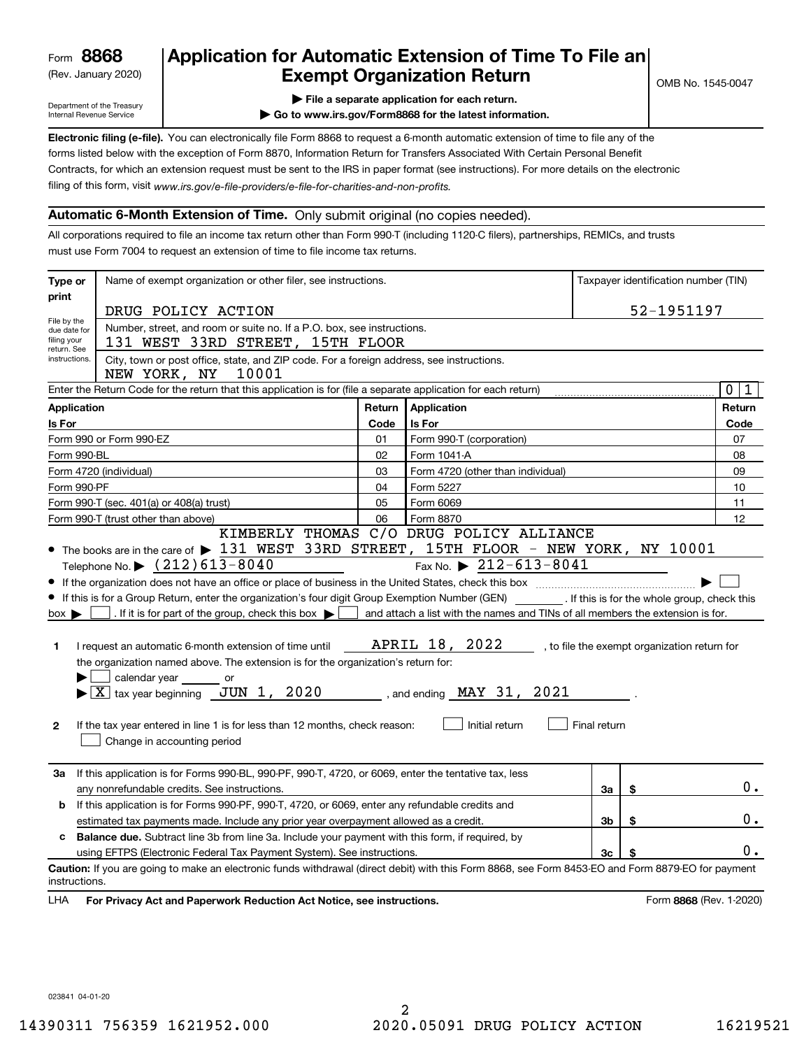Form **8868** (Rev. January 2020)

Department of the Treasury Internal Revenue Service

# Application for Automatic Extension of Time To File an Exempt Organization Return

▶ File a separate application for each return.

▶ Go to www.irs.gov/Form8868 for the latest information.

OMB No. 1545-0047

**Electronic filing (e-file).** You can electronically file Form 8868 to request a 6-month automatic extension of time to file any of the forms listed below with the exception of Form 8870, Information Return for Transfers Associated With Certain Personal Benefit Contracts, for which an extension request must be sent to the IRS in paper format (see instructions). For more details on the electronic filing of this form, visit *www.irs.gov/e-file-providers/e-file-for-charities-and-non-profits.*

## Automatic 6-Month Extension of Time. Only submit original (no copies needed).

All corporations required to file an income tax return other than Form 990-T (including 1120-C filers), partnerships, REMICs, and trusts must use Form 7004 to request an extension of time to file income tax returns.

**Type or print** — File by the due date for filing your return. See instructions.

Name of exempt organization or other filer, see instructions: DRUG POLICY ACTION

Taxpayer identification number (TIN): 52-1951197

Number, street, and room or suite no. If a P.O. box, see instructions: 131 WEST 33RD STREET, 15TH FLOOR

City, town or post office, state, and ZIP code. For a foreign address, see instructions: NEW YORK, NY 10001

Enter the Return Code for the return that this application is for (file a separate application for each return): 0 1

| Application Is For | Return Code | Application Is For | Return Code |
|---|---|---|---|
| Form 990 or Form 990-EZ | 01 | Form 990-T (corporation) | 07 |
| Form 990-BL | 02 | Form 1041-A | 08 |
| Form 4720 (individual) | 03 | Form 4720 (other than individual) | 09 |
| Form 990-PF | 04 | Form 5227 | 10 |
| Form 990-T (sec. 401(a) or 408(a) trust) | 05 | Form 6069 | 11 |
| Form 990-T (trust other than above) | 06 | Form 8870 | 12 |

- The books are in the care of ▶ KIMBERLY THOMAS C/O DRUG POLICY ALLIANCE 131 WEST 33RD STREET, 15TH FLOOR - NEW YORK, NY 10001

  Telephone No. ▶ (212)613-8040   Fax No. ▶ 212-613-8041
- If the organization does not have an office or place of business in the United States, check this box ▶ ☐
- If this is for a Group Return, enter the organization's four digit Group Exemption Number (GEN) ________ . If this is for the whole group, check this box ▶ ☐ . If it is for part of the group, check this box ▶ ☐ and attach a list with the names and TINs of all members the extension is for.

**1** I request an automatic 6-month extension of time until APRIL 18, 2022 , to file the exempt organization return for the organization named above. The extension is for the organization's return for:

▶ ☐ calendar year ______ or

▶ ☒ tax year beginning JUN 1, 2020 , and ending MAY 31, 2021 .

**2** If the tax year entered in line 1 is for less than 12 months, check reason: ☐ Initial return ☐ Final return ☐ Change in accounting period

| | | | |
|---|---|---|---|
| **3a** | If this application is for Forms 990-BL, 990-PF, 990-T, 4720, or 6069, enter the tentative tax, less any nonrefundable credits. See instructions. | 3a | $ 0. |
| **b** | If this application is for Forms 990-PF, 990-T, 4720, or 6069, enter any refundable credits and estimated tax payments made. Include any prior year overpayment allowed as a credit. | 3b | $ 0. |
| **c** | **Balance due.** Subtract line 3b from line 3a. Include your payment with this form, if required, by using EFTPS (Electronic Federal Tax Payment System). See instructions. | 3c | $ 0. |

**Caution:** If you are going to make an electronic funds withdrawal (direct debit) with this Form 8868, see Form 8453-EO and Form 8879-EO for payment instructions.

LHA **For Privacy Act and Paperwork Reduction Act Notice, see instructions.** Form **8868** (Rev. 1-2020)

023841 04-01-20

14390311 756359 1621952.000 2020.05091 DRUG POLICY ACTION 16219521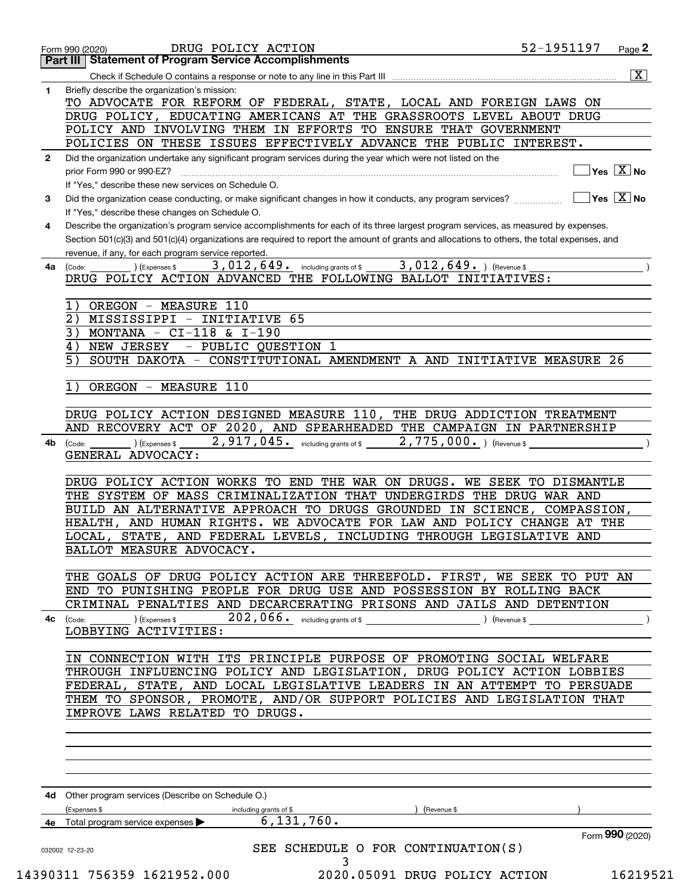Form 990 (2020) DRUG POLICY ACTION 52-1951197 Page 2

## Part III | Statement of Program Service Accomplishments

Check if Schedule O contains a response or note to any line in this Part III ..... [X]

**1** Briefly describe the organization's mission:

TO ADVOCATE FOR REFORM OF FEDERAL, STATE, LOCAL AND FOREIGN LAWS ON DRUG POLICY, EDUCATING AMERICANS AT THE GRASSROOTS LEVEL ABOUT DRUG POLICY AND INVOLVING THEM IN EFFORTS TO ENSURE THAT GOVERNMENT POLICIES ON THESE ISSUES EFFECTIVELY ADVANCE THE PUBLIC INTEREST.

**2** Did the organization undertake any significant program services during the year which were not listed on the prior Form 990 or 990-EZ? ..... [ ] Yes [X] No

If "Yes," describe these new services on Schedule O.

**3** Did the organization cease conducting, or make significant changes in how it conducts, any program services? ..... [ ] Yes [X] No

If "Yes," describe these changes on Schedule O.

**4** Describe the organization's program service accomplishments for each of its three largest program services, as measured by expenses. Section 501(c)(3) and 501(c)(4) organizations are required to report the amount of grants and allocations to others, the total expenses, and revenue, if any, for each program service reported.

**4a** (Code: ) (Expenses $ 3,012,649. including grants of $ 3,012,649. ) (Revenue $ )

DRUG POLICY ACTION ADVANCED THE FOLLOWING BALLOT INITIATIVES:

1) OREGON - MEASURE 110
2) MISSISSIPPI - INITIATIVE 65
3) MONTANA - CI-118 & I-190
4) NEW JERSEY - PUBLIC QUESTION 1
5) SOUTH DAKOTA - CONSTITUTIONAL AMENDMENT A AND INITIATIVE MEASURE 26

1) OREGON - MEASURE 110

DRUG POLICY ACTION DESIGNED MEASURE 110, THE DRUG ADDICTION TREATMENT AND RECOVERY ACT OF 2020, AND SPEARHEADED THE CAMPAIGN IN PARTNERSHIP

**4b** (Code: ) (Expenses $ 2,917,045. including grants of $ 2,775,000. ) (Revenue $ )

GENERAL ADVOCACY:

DRUG POLICY ACTION WORKS TO END THE WAR ON DRUGS. WE SEEK TO DISMANTLE THE SYSTEM OF MASS CRIMINALIZATION THAT UNDERGIRDS THE DRUG WAR AND BUILD AN ALTERNATIVE APPROACH TO DRUGS GROUNDED IN SCIENCE, COMPASSION, HEALTH, AND HUMAN RIGHTS. WE ADVOCATE FOR LAW AND POLICY CHANGE AT THE LOCAL, STATE, AND FEDERAL LEVELS, INCLUDING THROUGH LEGISLATIVE AND BALLOT MEASURE ADVOCACY.

THE GOALS OF DRUG POLICY ACTION ARE THREEFOLD. FIRST, WE SEEK TO PUT AN END TO PUNISHING PEOPLE FOR DRUG USE AND POSSESSION BY ROLLING BACK CRIMINAL PENALTIES AND DECARCERATING PRISONS AND JAILS AND DETENTION

**4c** (Code: ) (Expenses $ 202,066. including grants of $ ) (Revenue $ )

LOBBYING ACTIVITIES:

IN CONNECTION WITH ITS PRINCIPLE PURPOSE OF PROMOTING SOCIAL WELFARE THROUGH INFLUENCING POLICY AND LEGISLATION, DRUG POLICY ACTION LOBBIES FEDERAL, STATE, AND LOCAL LEGISLATIVE LEADERS IN AN ATTEMPT TO PERSUADE THEM TO SPONSOR, PROMOTE, AND/OR SUPPORT POLICIES AND LEGISLATION THAT IMPROVE LAWS RELATED TO DRUGS.

**4d** Other program services (Describe on Schedule O.)

(Expenses $ including grants of $ ) (Revenue $ )

**4e** Total program service expenses ▶ 6,131,760.

Form 990 (2020)

SEE SCHEDULE O FOR CONTINUATION(S)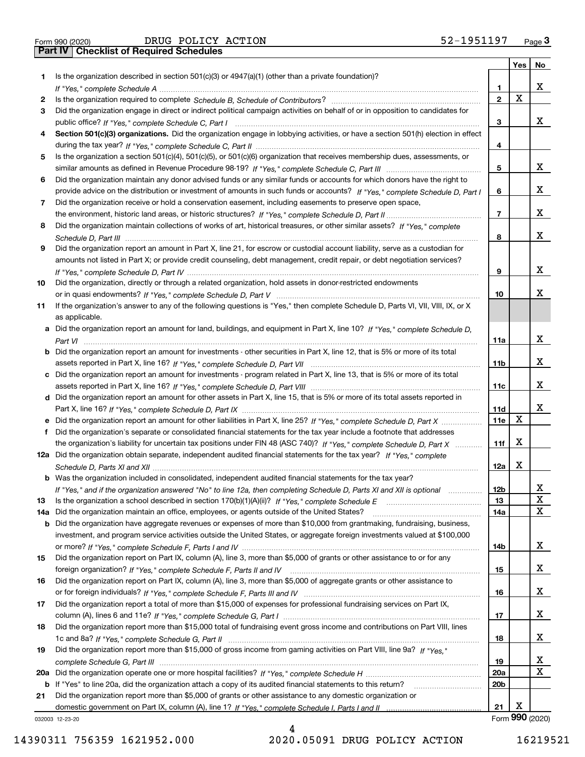Form 990 (2020) DRUG POLICY ACTION 52-1951197 Page 3

## Part IV Checklist of Required Schedules

| | | | Yes | No |
|---|---|---|---|---|
| 1 | Is the organization described in section 501(c)(3) or 4947(a)(1) (other than a private foundation)? *If "Yes," complete Schedule A* | 1 | | X |
| 2 | Is the organization required to complete *Schedule B, Schedule of Contributors*? | 2 | X | |
| 3 | Did the organization engage in direct or indirect political campaign activities on behalf of or in opposition to candidates for public office? *If "Yes," complete Schedule C, Part I* | 3 | | X |
| 4 | **Section 501(c)(3) organizations.** Did the organization engage in lobbying activities, or have a section 501(h) election in effect during the tax year? *If "Yes," complete Schedule C, Part II* | 4 | | |
| 5 | Is the organization a section 501(c)(4), 501(c)(5), or 501(c)(6) organization that receives membership dues, assessments, or similar amounts as defined in Revenue Procedure 98-19? *If "Yes," complete Schedule C, Part III* | 5 | | X |
| 6 | Did the organization maintain any donor advised funds or any similar funds or accounts for which donors have the right to provide advice on the distribution or investment of amounts in such funds or accounts? *If "Yes," complete Schedule D, Part I* | 6 | | X |
| 7 | Did the organization receive or hold a conservation easement, including easements to preserve open space, the environment, historic land areas, or historic structures? *If "Yes," complete Schedule D, Part II* | 7 | | X |
| 8 | Did the organization maintain collections of works of art, historical treasures, or other similar assets? *If "Yes," complete Schedule D, Part III* | 8 | | X |
| 9 | Did the organization report an amount in Part X, line 21, for escrow or custodial account liability, serve as a custodian for amounts not listed in Part X; or provide credit counseling, debt management, credit repair, or debt negotiation services? *If "Yes," complete Schedule D, Part IV* | 9 | | X |
| 10 | Did the organization, directly or through a related organization, hold assets in donor-restricted endowments or in quasi endowments? *If "Yes," complete Schedule D, Part V* | 10 | | X |
| 11 | If the organization's answer to any of the following questions is "Yes," then complete Schedule D, Parts VI, VII, VIII, IX, or X as applicable. | | | |
| a | Did the organization report an amount for land, buildings, and equipment in Part X, line 10? *If "Yes," complete Schedule D, Part VI* | 11a | | X |
| b | Did the organization report an amount for investments - other securities in Part X, line 12, that is 5% or more of its total assets reported in Part X, line 16? *If "Yes," complete Schedule D, Part VII* | 11b | | X |
| c | Did the organization report an amount for investments - program related in Part X, line 13, that is 5% or more of its total assets reported in Part X, line 16? *If "Yes," complete Schedule D, Part VIII* | 11c | | X |
| d | Did the organization report an amount for other assets in Part X, line 15, that is 5% or more of its total assets reported in Part X, line 16? *If "Yes," complete Schedule D, Part IX* | 11d | | X |
| e | Did the organization report an amount for other liabilities in Part X, line 25? *If "Yes," complete Schedule D, Part X* | 11e | X | |
| f | Did the organization's separate or consolidated financial statements for the tax year include a footnote that addresses the organization's liability for uncertain tax positions under FIN 48 (ASC 740)? *If "Yes," complete Schedule D, Part X* | 11f | X | |
| 12a | Did the organization obtain separate, independent audited financial statements for the tax year? *If "Yes," complete Schedule D, Parts XI and XII* | 12a | X | |
| b | Was the organization included in consolidated, independent audited financial statements for the tax year? *If "Yes," and if the organization answered "No" to line 12a, then completing Schedule D, Parts XI and XII is optional* | 12b | | X |
| 13 | Is the organization a school described in section 170(b)(1)(A)(ii)? *If "Yes," complete Schedule E* | 13 | | X |
| 14a | Did the organization maintain an office, employees, or agents outside of the United States? | 14a | | X |
| b | Did the organization have aggregate revenues or expenses of more than $10,000 from grantmaking, fundraising, business, investment, and program service activities outside the United States, or aggregate foreign investments valued at $100,000 or more? *If "Yes," complete Schedule F, Parts I and IV* | 14b | | X |
| 15 | Did the organization report on Part IX, column (A), line 3, more than $5,000 of grants or other assistance to or for any foreign organization? *If "Yes," complete Schedule F, Parts II and IV* | 15 | | X |
| 16 | Did the organization report on Part IX, column (A), line 3, more than $5,000 of aggregate grants or other assistance to or for foreign individuals? *If "Yes," complete Schedule F, Parts III and IV* | 16 | | X |
| 17 | Did the organization report a total of more than $15,000 of expenses for professional fundraising services on Part IX, column (A), lines 6 and 11e? *If "Yes," complete Schedule G, Part I* | 17 | | X |
| 18 | Did the organization report more than $15,000 total of fundraising event gross income and contributions on Part VIII, lines 1c and 8a? *If "Yes," complete Schedule G, Part II* | 18 | | X |
| 19 | Did the organization report more than $15,000 of gross income from gaming activities on Part VIII, line 9a? *If "Yes," complete Schedule G, Part III* | 19 | | X |
| 20a | Did the organization operate one or more hospital facilities? *If "Yes," complete Schedule H* | 20a | | X |
| b | If "Yes" to line 20a, did the organization attach a copy of its audited financial statements to this return? | 20b | | |
| 21 | Did the organization report more than $5,000 of grants or other assistance to any domestic organization or domestic government on Part IX, column (A), line 1? *If "Yes," complete Schedule I, Parts I and II* | 21 | X | |

032003 12-23-20 Form 990 (2020)

14390311 756359 1621952.000 2020.05091 DRUG POLICY ACTION 16219521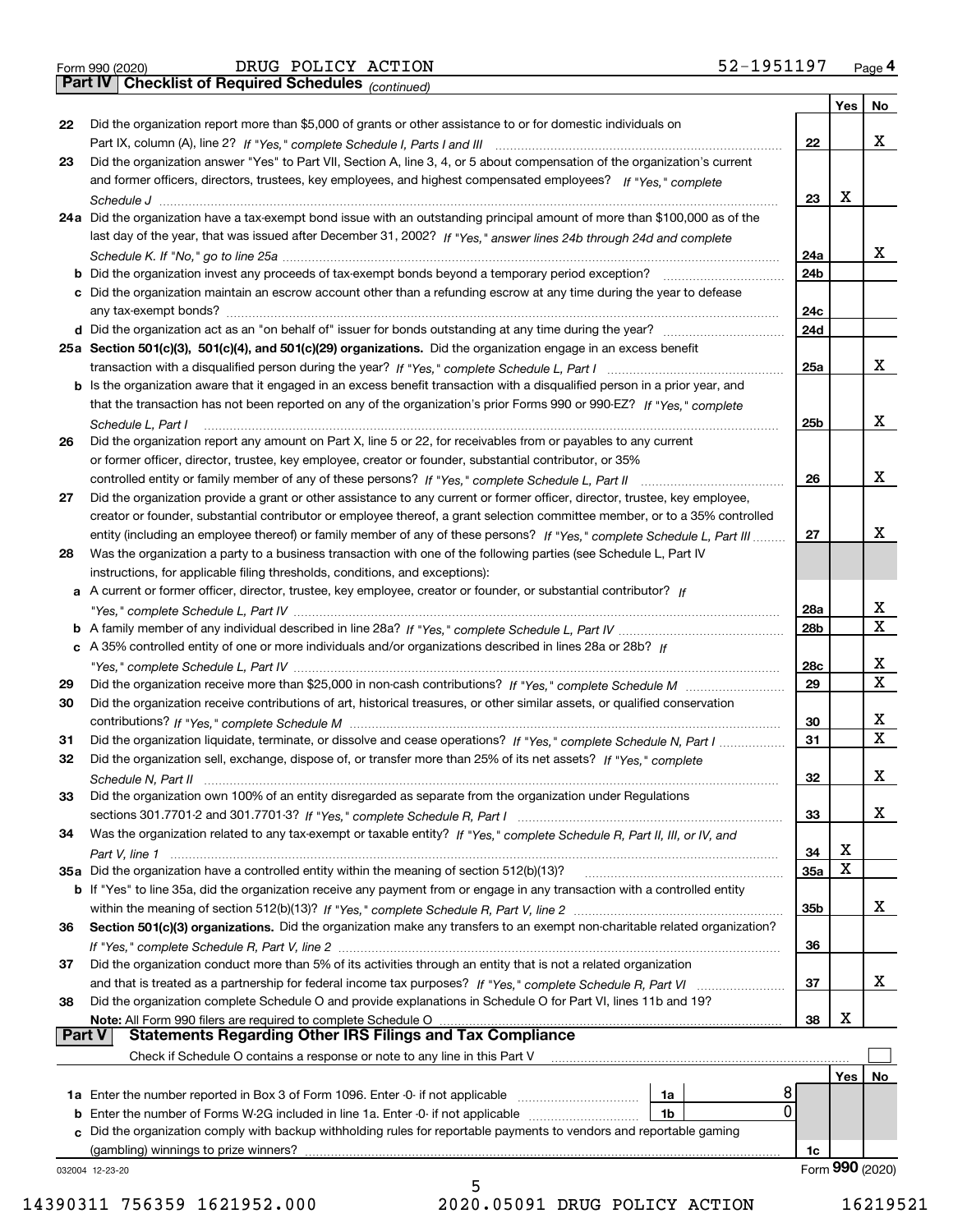Form 990 (2020) DRUG POLICY ACTION 52-1951197 Page 4

**Part IV Checklist of Required Schedules** *(continued)*

| | | | Yes | No |
|---|---|---|---|---|
| 22 | Did the organization report more than $5,000 of grants or other assistance to or for domestic individuals on Part IX, column (A), line 2? *If "Yes," complete Schedule I, Parts I and III* | 22 | | X |
| 23 | Did the organization answer "Yes" to Part VII, Section A, line 3, 4, or 5 about compensation of the organization's current and former officers, directors, trustees, key employees, and highest compensated employees? *If "Yes," complete Schedule J* | 23 | X | |
| 24a | Did the organization have a tax-exempt bond issue with an outstanding principal amount of more than $100,000 as of the last day of the year, that was issued after December 31, 2002? *If "Yes," answer lines 24b through 24d and complete Schedule K. If "No," go to line 25a* | 24a | | X |
| b | Did the organization invest any proceeds of tax-exempt bonds beyond a temporary period exception? | 24b | | |
| c | Did the organization maintain an escrow account other than a refunding escrow at any time during the year to defease any tax-exempt bonds? | 24c | | |
| d | Did the organization act as an "on behalf of" issuer for bonds outstanding at any time during the year? | 24d | | |
| 25a | **Section 501(c)(3), 501(c)(4), and 501(c)(29) organizations.** Did the organization engage in an excess benefit transaction with a disqualified person during the year? *If "Yes," complete Schedule L, Part I* | 25a | | X |
| b | Is the organization aware that it engaged in an excess benefit transaction with a disqualified person in a prior year, and that the transaction has not been reported on any of the organization's prior Forms 990 or 990-EZ? *If "Yes," complete Schedule L, Part I* | 25b | | X |
| 26 | Did the organization report any amount on Part X, line 5 or 22, for receivables from or payables to any current or former officer, director, trustee, key employee, creator or founder, substantial contributor, or 35% controlled entity or family member of any of these persons? *If "Yes," complete Schedule L, Part II* | 26 | | X |
| 27 | Did the organization provide a grant or other assistance to any current or former officer, director, trustee, key employee, creator or founder, substantial contributor or employee thereof, a grant selection committee member, or to a 35% controlled entity (including an employee thereof) or family member of any of these persons? *If "Yes," complete Schedule L, Part III* | 27 | | X |
| 28 | Was the organization a party to a business transaction with one of the following parties (see Schedule L, Part IV instructions, for applicable filing thresholds, conditions, and exceptions): | | | |
| a | A current or former officer, director, trustee, key employee, creator or founder, or substantial contributor? *If "Yes," complete Schedule L, Part IV* | 28a | | X |
| b | A family member of any individual described in line 28a? *If "Yes," complete Schedule L, Part IV* | 28b | | X |
| c | A 35% controlled entity of one or more individuals and/or organizations described in lines 28a or 28b? *If "Yes," complete Schedule L, Part IV* | 28c | | X |
| 29 | Did the organization receive more than $25,000 in non-cash contributions? *If "Yes," complete Schedule M* | 29 | | X |
| 30 | Did the organization receive contributions of art, historical treasures, or other similar assets, or qualified conservation contributions? *If "Yes," complete Schedule M* | 30 | | X |
| 31 | Did the organization liquidate, terminate, or dissolve and cease operations? *If "Yes," complete Schedule N, Part I* | 31 | | X |
| 32 | Did the organization sell, exchange, dispose of, or transfer more than 25% of its net assets? *If "Yes," complete Schedule N, Part II* | 32 | | X |
| 33 | Did the organization own 100% of an entity disregarded as separate from the organization under Regulations sections 301.7701-2 and 301.7701-3? *If "Yes," complete Schedule R, Part I* | 33 | | X |
| 34 | Was the organization related to any tax-exempt or taxable entity? *If "Yes," complete Schedule R, Part II, III, or IV, and Part V, line 1* | 34 | X | |
| 35a | Did the organization have a controlled entity within the meaning of section 512(b)(13)? | 35a | X | |
| b | If "Yes" to line 35a, did the organization receive any payment from or engage in any transaction with a controlled entity within the meaning of section 512(b)(13)? *If "Yes," complete Schedule R, Part V, line 2* | 35b | | X |
| 36 | **Section 501(c)(3) organizations.** Did the organization make any transfers to an exempt non-charitable related organization? *If "Yes," complete Schedule R, Part V, line 2* | 36 | | |
| 37 | Did the organization conduct more than 5% of its activities through an entity that is not a related organization and that is treated as a partnership for federal income tax purposes? *If "Yes," complete Schedule R, Part VI* | 37 | | X |
| 38 | Did the organization complete Schedule O and provide explanations in Schedule O for Part VI, lines 11b and 19? **Note:** All Form 990 filers are required to complete Schedule O | 38 | X | |

**Part V Statements Regarding Other IRS Filings and Tax Compliance**

Check if Schedule O contains a response or note to any line in this Part V ☐

| | | | | | Yes | No |
|---|---|---|---|---|---|---|
| 1a | Enter the number reported in Box 3 of Form 1096. Enter -0- if not applicable | 1a | 8 | | | |
| b | Enter the number of Forms W-2G included in line 1a. Enter -0- if not applicable | 1b | 0 | | | |
| c | Did the organization comply with backup withholding rules for reportable payments to vendors and reportable gaming (gambling) winnings to prize winners? | | | 1c | | |

032004 12-23-20 Form **990** (2020)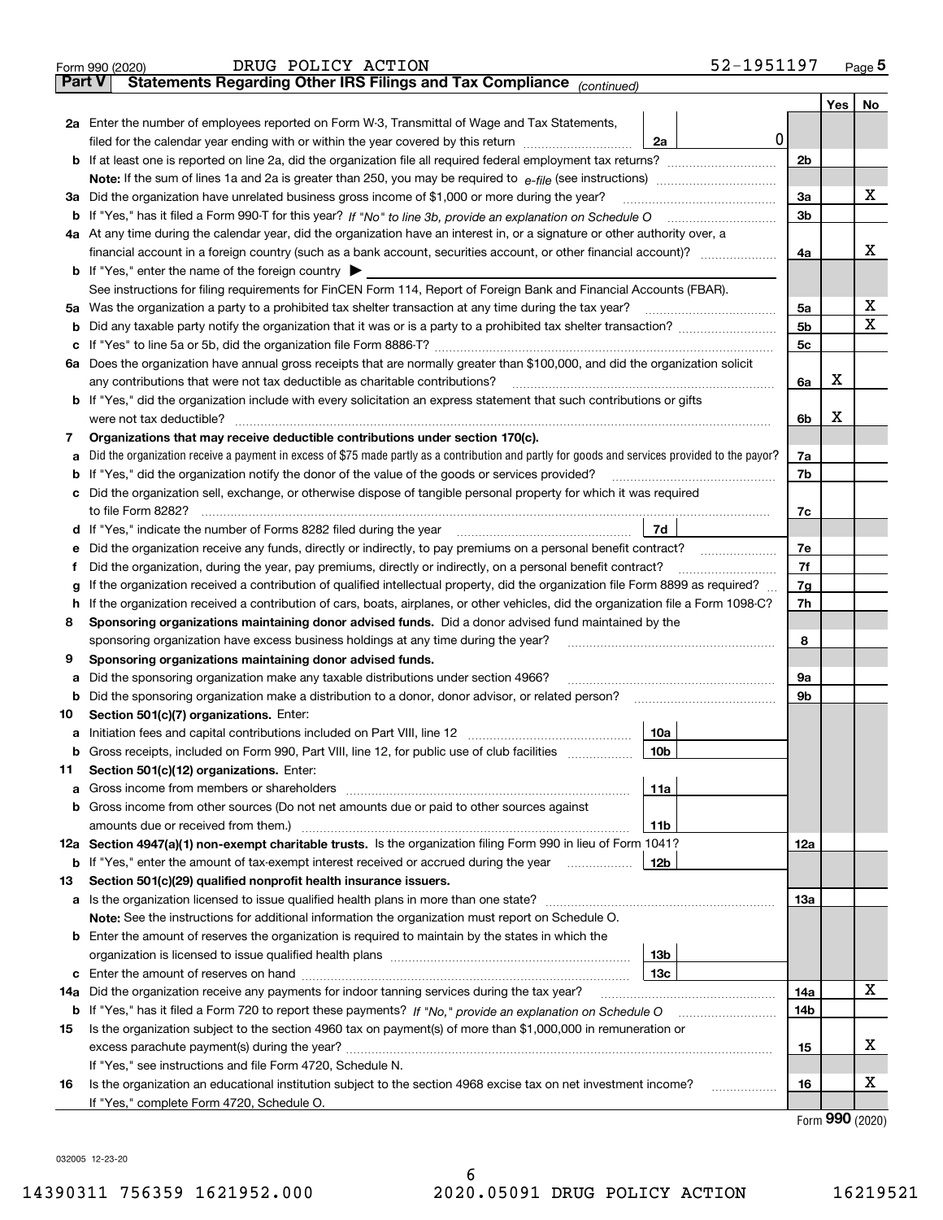Form 990 (2020) DRUG POLICY ACTION 52-1951197 Page 5

## Part V Statements Regarding Other IRS Filings and Tax Compliance *(continued)*

| | | | | Yes | No |
|---|---|---|---|---|---|
| **2a** | Enter the number of employees reported on Form W-3, Transmittal of Wage and Tax Statements, filed for the calendar year ending with or within the year covered by this return | 2a | 0 | | |
| **b** | If at least one is reported on line 2a, did the organization file all required federal employment tax returns? | | 2b | | |
| | **Note:** If the sum of lines 1a and 2a is greater than 250, you may be required to *e-file* (see instructions) | | | | |
| **3a** | Did the organization have unrelated business gross income of $1,000 or more during the year? | | 3a | | X |
| **b** | If "Yes," has it filed a Form 990-T for this year? *If "No" to line 3b, provide an explanation on Schedule O* | | 3b | | |
| **4a** | At any time during the calendar year, did the organization have an interest in, or a signature or other authority over, a financial account in a foreign country (such as a bank account, securities account, or other financial account)? | | 4a | | X |
| **b** | If "Yes," enter the name of the foreign country ▶ | | | | |
| | See instructions for filing requirements for FinCEN Form 114, Report of Foreign Bank and Financial Accounts (FBAR). | | | | |
| **5a** | Was the organization a party to a prohibited tax shelter transaction at any time during the tax year? | | 5a | | X |
| **b** | Did any taxable party notify the organization that it was or is a party to a prohibited tax shelter transaction? | | 5b | | X |
| **c** | If "Yes" to line 5a or 5b, did the organization file Form 8886-T? | | 5c | | |
| **6a** | Does the organization have annual gross receipts that are normally greater than $100,000, and did the organization solicit any contributions that were not tax deductible as charitable contributions? | | 6a | X | |
| **b** | If "Yes," did the organization include with every solicitation an express statement that such contributions or gifts were not tax deductible? | | 6b | X | |
| **7** | **Organizations that may receive deductible contributions under section 170(c).** | | | | |
| **a** | Did the organization receive a payment in excess of $75 made partly as a contribution and partly for goods and services provided to the payor? | | 7a | | |
| **b** | If "Yes," did the organization notify the donor of the value of the goods or services provided? | | 7b | | |
| **c** | Did the organization sell, exchange, or otherwise dispose of tangible personal property for which it was required to file Form 8282? | | 7c | | |
| **d** | If "Yes," indicate the number of Forms 8282 filed during the year | 7d | | | |
| **e** | Did the organization receive any funds, directly or indirectly, to pay premiums on a personal benefit contract? | | 7e | | |
| **f** | Did the organization, during the year, pay premiums, directly or indirectly, on a personal benefit contract? | | 7f | | |
| **g** | If the organization received a contribution of qualified intellectual property, did the organization file Form 8899 as required? | | 7g | | |
| **h** | If the organization received a contribution of cars, boats, airplanes, or other vehicles, did the organization file a Form 1098-C? | | 7h | | |
| **8** | **Sponsoring organizations maintaining donor advised funds.** Did a donor advised fund maintained by the sponsoring organization have excess business holdings at any time during the year? | | 8 | | |
| **9** | **Sponsoring organizations maintaining donor advised funds.** | | | | |
| **a** | Did the sponsoring organization make any taxable distributions under section 4966? | | 9a | | |
| **b** | Did the sponsoring organization make a distribution to a donor, donor advisor, or related person? | | 9b | | |
| **10** | **Section 501(c)(7) organizations.** Enter: | | | | |
| **a** | Initiation fees and capital contributions included on Part VIII, line 12 | 10a | | | |
| **b** | Gross receipts, included on Form 990, Part VIII, line 12, for public use of club facilities | 10b | | | |
| **11** | **Section 501(c)(12) organizations.** Enter: | | | | |
| **a** | Gross income from members or shareholders | 11a | | | |
| **b** | Gross income from other sources (Do not net amounts due or paid to other sources against amounts due or received from them.) | 11b | | | |
| **12a** | **Section 4947(a)(1) non-exempt charitable trusts.** Is the organization filing Form 990 in lieu of Form 1041? | | 12a | | |
| **b** | If "Yes," enter the amount of tax-exempt interest received or accrued during the year | 12b | | | |
| **13** | **Section 501(c)(29) qualified nonprofit health insurance issuers.** | | | | |
| **a** | Is the organization licensed to issue qualified health plans in more than one state? | | 13a | | |
| | **Note:** See the instructions for additional information the organization must report on Schedule O. | | | | |
| **b** | Enter the amount of reserves the organization is required to maintain by the states in which the organization is licensed to issue qualified health plans | 13b | | | |
| **c** | Enter the amount of reserves on hand | 13c | | | |
| **14a** | Did the organization receive any payments for indoor tanning services during the tax year? | | 14a | | X |
| **b** | If "Yes," has it filed a Form 720 to report these payments? *If "No," provide an explanation on Schedule O* | | 14b | | |
| **15** | Is the organization subject to the section 4960 tax on payment(s) of more than $1,000,000 in remuneration or excess parachute payment(s) during the year? | | 15 | | X |
| | If "Yes," see instructions and file Form 4720, Schedule N. | | | | |
| **16** | Is the organization an educational institution subject to the section 4968 excise tax on net investment income? | | 16 | | X |
| | If "Yes," complete Form 4720, Schedule O. | | | | |

Form **990** (2020)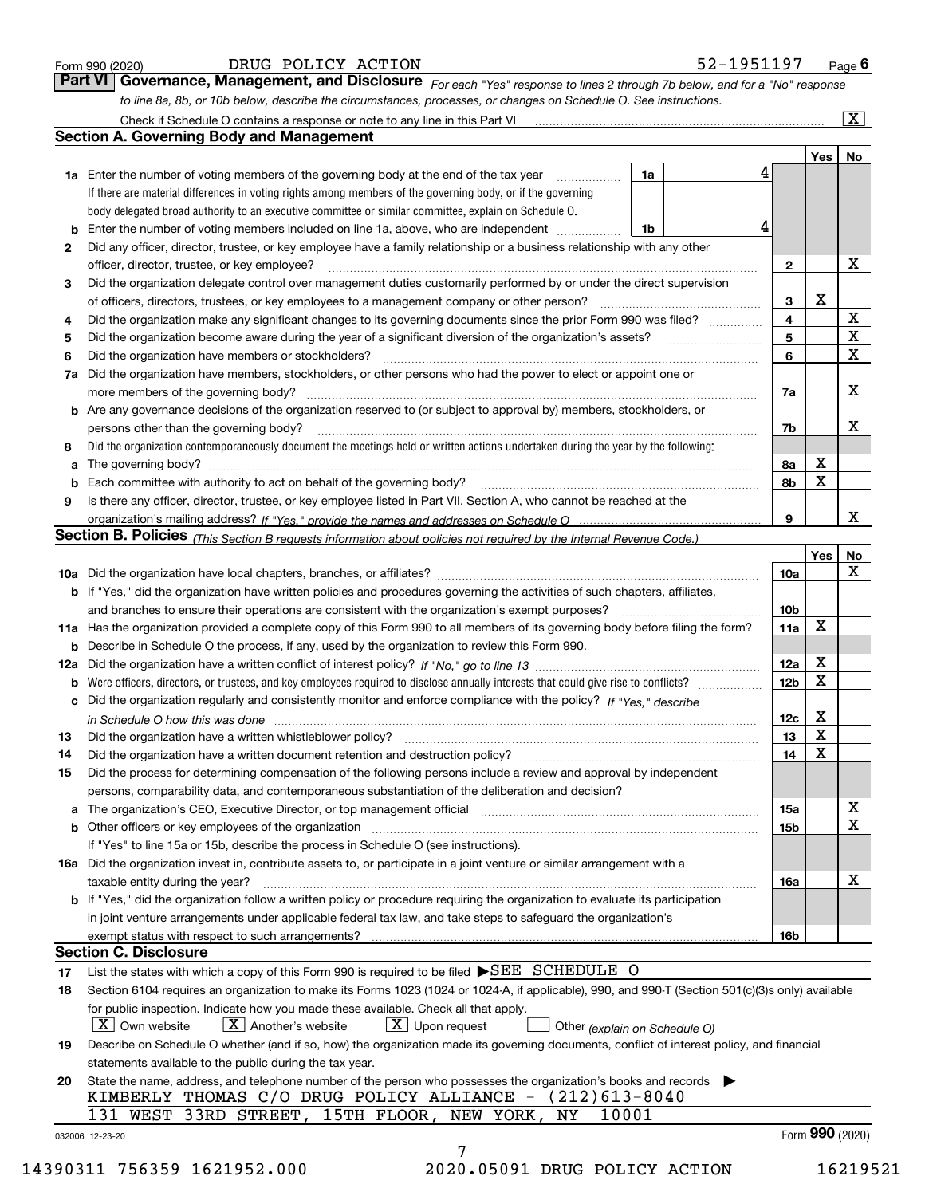Form 990 (2020) DRUG POLICY ACTION 52-1951197 Page 6

## Part VI Governance, Management, and Disclosure

*For each "Yes" response to lines 2 through 7b below, and for a "No" response to line 8a, 8b, or 10b below, describe the circumstances, processes, or changes on Schedule O. See instructions.*

Check if Schedule O contains a response or note to any line in this Part VI ..... [X]

### Section A. Governing Body and Management

| | | | | Yes | No |
|---|---|---|---|---|---|
| **1a** | Enter the number of voting members of the governing body at the end of the tax year (1a) | 4 | | | |
| | If there are material differences in voting rights among members of the governing body, or if the governing body delegated broad authority to an executive committee or similar committee, explain on Schedule O. | | | | |
| **b** | Enter the number of voting members included on line 1a, above, who are independent (1b) | 4 | | | |
| **2** | Did any officer, director, trustee, or key employee have a family relationship or a business relationship with any other officer, director, trustee, or key employee? | | 2 | | X |
| **3** | Did the organization delegate control over management duties customarily performed by or under the direct supervision of officers, directors, trustees, or key employees to a management company or other person? | | 3 | X | |
| **4** | Did the organization make any significant changes to its governing documents since the prior Form 990 was filed? | | 4 | | X |
| **5** | Did the organization become aware during the year of a significant diversion of the organization's assets? | | 5 | | X |
| **6** | Did the organization have members or stockholders? | | 6 | | X |
| **7a** | Did the organization have members, stockholders, or other persons who had the power to elect or appoint one or more members of the governing body? | | 7a | | X |
| **b** | Are any governance decisions of the organization reserved to (or subject to approval by) members, stockholders, or persons other than the governing body? | | 7b | | X |
| **8** | Did the organization contemporaneously document the meetings held or written actions undertaken during the year by the following: | | | | |
| **a** | The governing body? | | 8a | X | |
| **b** | Each committee with authority to act on behalf of the governing body? | | 8b | X | |
| **9** | Is there any officer, director, trustee, or key employee listed in Part VII, Section A, who cannot be reached at the organization's mailing address? *If "Yes," provide the names and addresses on Schedule O* | | 9 | | X |

### Section B. Policies *(This Section B requests information about policies not required by the Internal Revenue Code.)*

| | | | Yes | No |
|---|---|---|---|---|
| **10a** | Did the organization have local chapters, branches, or affiliates? | 10a | | X |
| **b** | If "Yes," did the organization have written policies and procedures governing the activities of such chapters, affiliates, and branches to ensure their operations are consistent with the organization's exempt purposes? | 10b | | |
| **11a** | Has the organization provided a complete copy of this Form 990 to all members of its governing body before filing the form? | 11a | X | |
| **b** | Describe in Schedule O the process, if any, used by the organization to review this Form 990. | | | |
| **12a** | Did the organization have a written conflict of interest policy? *If "No," go to line 13* | 12a | X | |
| **b** | Were officers, directors, or trustees, and key employees required to disclose annually interests that could give rise to conflicts? | 12b | X | |
| **c** | Did the organization regularly and consistently monitor and enforce compliance with the policy? *If "Yes," describe in Schedule O how this was done* | 12c | X | |
| **13** | Did the organization have a written whistleblower policy? | 13 | X | |
| **14** | Did the organization have a written document retention and destruction policy? | 14 | X | |
| **15** | Did the process for determining compensation of the following persons include a review and approval by independent persons, comparability data, and contemporaneous substantiation of the deliberation and decision? | | | |
| **a** | The organization's CEO, Executive Director, or top management official | 15a | | X |
| **b** | Other officers or key employees of the organization | 15b | | X |
| | If "Yes" to line 15a or 15b, describe the process in Schedule O (see instructions). | | | |
| **16a** | Did the organization invest in, contribute assets to, or participate in a joint venture or similar arrangement with a taxable entity during the year? | 16a | | X |
| **b** | If "Yes," did the organization follow a written policy or procedure requiring the organization to evaluate its participation in joint venture arrangements under applicable federal tax law, and take steps to safeguard the organization's exempt status with respect to such arrangements? | 16b | | |

### Section C. Disclosure

**17** List the states with which a copy of this Form 990 is required to be filed ▶SEE SCHEDULE O

**18** Section 6104 requires an organization to make its Forms 1023 (1024 or 1024-A, if applicable), 990, and 990-T (Section 501(c)(3)s only) available for public inspection. Indicate how you made these available. Check all that apply.

[X] Own website [X] Another's website [X] Upon request [ ] Other *(explain on Schedule O)*

**19** Describe on Schedule O whether (and if so, how) the organization made its governing documents, conflict of interest policy, and financial statements available to the public during the tax year.

**20** State the name, address, and telephone number of the person who possesses the organization's books and records ▶

KIMBERLY THOMAS C/O DRUG POLICY ALLIANCE - (212)613-8040
131 WEST 33RD STREET, 15TH FLOOR, NEW YORK, NY 10001

032006 12-23-20 Form **990** (2020)

14390311 756359 1621952.000 2020.05091 DRUG POLICY ACTION 16219521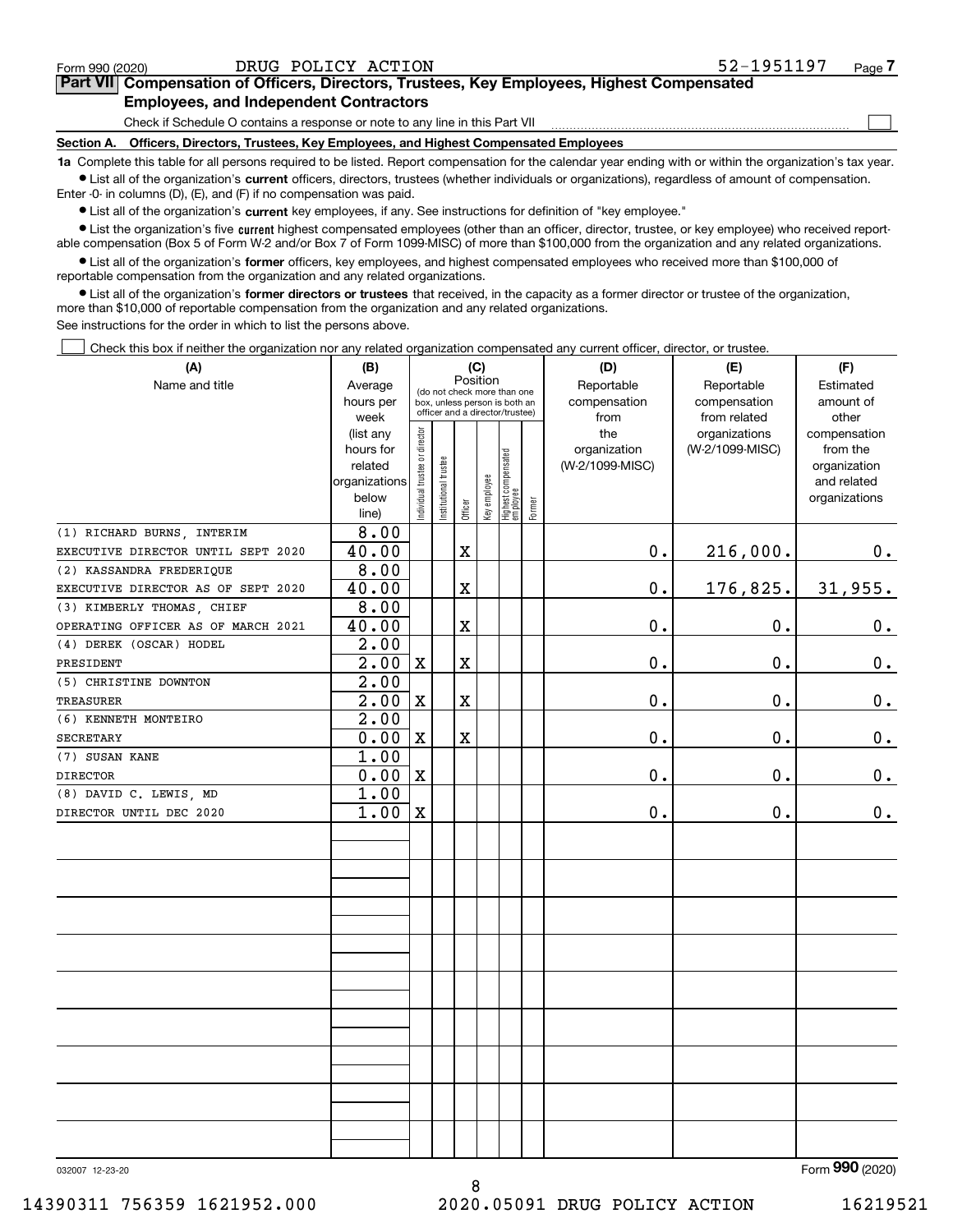Form 990 (2020) DRUG POLICY ACTION 52-1951197 Page 7

## Part VII Compensation of Officers, Directors, Trustees, Key Employees, Highest Compensated Employees, and Independent Contractors

Check if Schedule O contains a response or note to any line in this Part VII ☐

**Section A. Officers, Directors, Trustees, Key Employees, and Highest Compensated Employees**

**1a** Complete this table for all persons required to be listed. Report compensation for the calendar year ending with or within the organization's tax year.

- List all of the organization's **current** officers, directors, trustees (whether individuals or organizations), regardless of amount of compensation. Enter -0- in columns (D), (E), and (F) if no compensation was paid.
- List all of the organization's **current** key employees, if any. See instructions for definition of "key employee."
- List the organization's five **current** highest compensated employees (other than an officer, director, trustee, or key employee) who received reportable compensation (Box 5 of Form W-2 and/or Box 7 of Form 1099-MISC) of more than $100,000 from the organization and any related organizations.
- List all of the organization's **former** officers, key employees, and highest compensated employees who received more than $100,000 of reportable compensation from the organization and any related organizations.
- List all of the organization's **former directors or trustees** that received, in the capacity as a former director or trustee of the organization, more than $10,000 of reportable compensation from the organization and any related organizations.

See instructions for the order in which to list the persons above.

☐ Check this box if neither the organization nor any related organization compensated any current officer, director, or trustee.

| (A) Name and title | (B) Average hours per week (list any hours for related organizations below line) | (C) Position: Individual trustee or director | Institutional trustee | Officer | Key employee | Highest compensated employee | Former | (D) Reportable compensation from the organization (W-2/1099-MISC) | (E) Reportable compensation from related organizations (W-2/1099-MISC) | (F) Estimated amount of other compensation from the organization and related organizations |
|---|---|---|---|---|---|---|---|---|---|---|
| (1) RICHARD BURNS, INTERIM EXECUTIVE DIRECTOR UNTIL SEPT 2020 | 8.00<br>40.00 | | | X | | | | 0. | 216,000. | 0. |
| (2) KASSANDRA FREDERIQUE EXECUTIVE DIRECTOR AS OF SEPT 2020 | 8.00<br>40.00 | | | X | | | | 0. | 176,825. | 31,955. |
| (3) KIMBERLY THOMAS, CHIEF OPERATING OFFICER AS OF MARCH 2021 | 8.00<br>40.00 | | | X | | | | 0. | 0. | 0. |
| (4) DEREK (OSCAR) HODEL PRESIDENT | 2.00<br>2.00 | X | | X | | | | 0. | 0. | 0. |
| (5) CHRISTINE DOWNTON TREASURER | 2.00<br>2.00 | X | | X | | | | 0. | 0. | 0. |
| (6) KENNETH MONTEIRO SECRETARY | 2.00<br>0.00 | X | | X | | | | 0. | 0. | 0. |
| (7) SUSAN KANE DIRECTOR | 1.00<br>0.00 | X | | | | | | 0. | 0. | 0. |
| (8) DAVID C. LEWIS, MD DIRECTOR UNTIL DEC 2020 | 1.00<br>1.00 | X | | | | | | 0. | 0. | 0. |

032007 12-23-20 Form 990 (2020)

14390311 756359 1621952.000 2020.05091 DRUG POLICY ACTION 16219521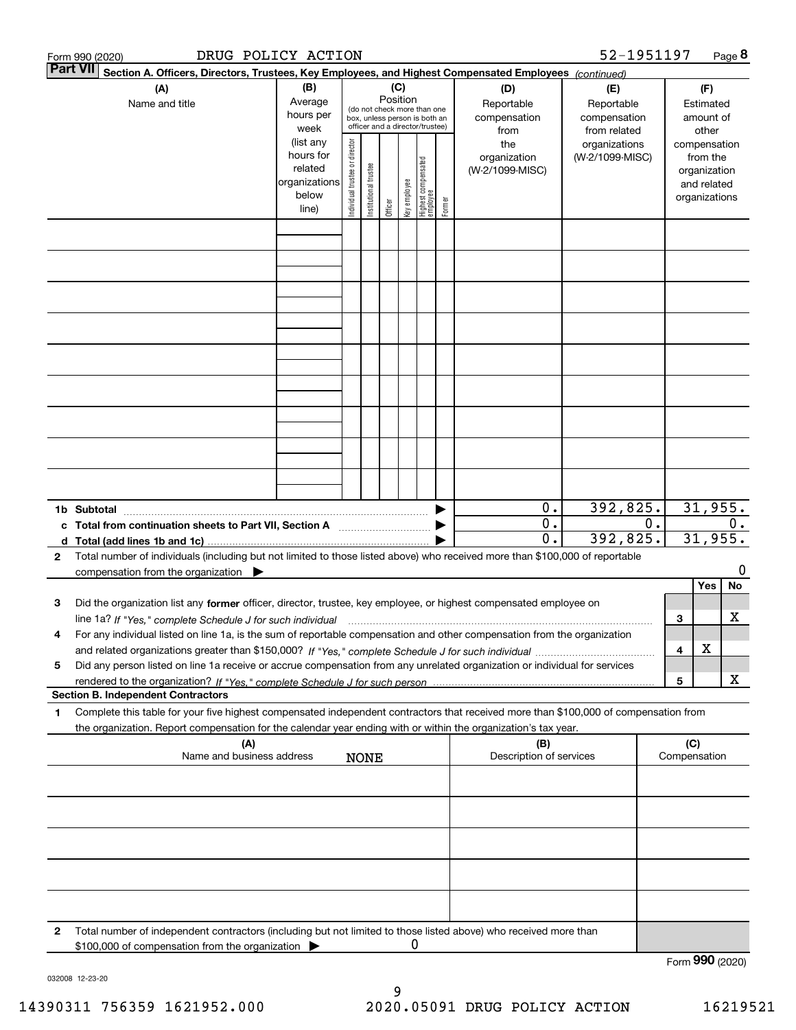Form 990 (2020) DRUG POLICY ACTION 52-1951197 Page **8**

**Part VII** **Section A. Officers, Directors, Trustees, Key Employees, and Highest Compensated Employees** *(continued)*

| (A) Name and title | (B) Average hours per week (list any hours for related organizations below line) | (C) Position (do not check more than one box, unless person is both an officer and a director/trustee) Individual trustee or director | Institutional trustee | Officer | Key employee | Highest compensated employee | Former | (D) Reportable compensation from the organization (W-2/1099-MISC) | (E) Reportable compensation from related organizations (W-2/1099-MISC) | (F) Estimated amount of other compensation from the organization and related organizations |
|---|---|---|---|---|---|---|---|---|---|---|
| | | | | | | | | | | |
| | | | | | | | | | | |
| | | | | | | | | | | |
| | | | | | | | | | | |
| | | | | | | | | | | |
| | | | | | | | | | | |
| | | | | | | | | | | |
| | | | | | | | | | | |
| | | | | | | | | | | |
| **1b Subtotal** | | | | | | | ▶ | 0. | 392,825. | 31,955. |
| **c Total from continuation sheets to Part VII, Section A** | | | | | | | ▶ | 0. | 0. | 0. |
| **d Total (add lines 1b and 1c)** | | | | | | | ▶ | 0. | 392,825. | 31,955. |

**2** Total number of individuals (including but not limited to those listed above) who received more than $100,000 of reportable compensation from the organization ▶ 0

| | | | Yes | No |
|---|---|---|---|---|
| **3** | Did the organization list any **former** officer, director, trustee, key employee, or highest compensated employee on line 1a? *If "Yes," complete Schedule J for such individual* | 3 | | X |
| **4** | For any individual listed on line 1a, is the sum of reportable compensation and other compensation from the organization and related organizations greater than $150,000? *If "Yes," complete Schedule J for such individual* | 4 | X | |
| **5** | Did any person listed on line 1a receive or accrue compensation from any unrelated organization or individual for services rendered to the organization? *If "Yes," complete Schedule J for such person* | 5 | | X |

**Section B. Independent Contractors**

**1** Complete this table for your five highest compensated independent contractors that received more than $100,000 of compensation from the organization. Report compensation for the calendar year ending with or within the organization's tax year.

| (A) Name and business address NONE | (B) Description of services | (C) Compensation |
|---|---|---|
| | | |
| | | |
| | | |
| | | |
| | | |

**2** Total number of independent contractors (including but not limited to those listed above) who received more than $100,000 of compensation from the organization ▶ 0

Form **990** (2020)

032008 12-23-20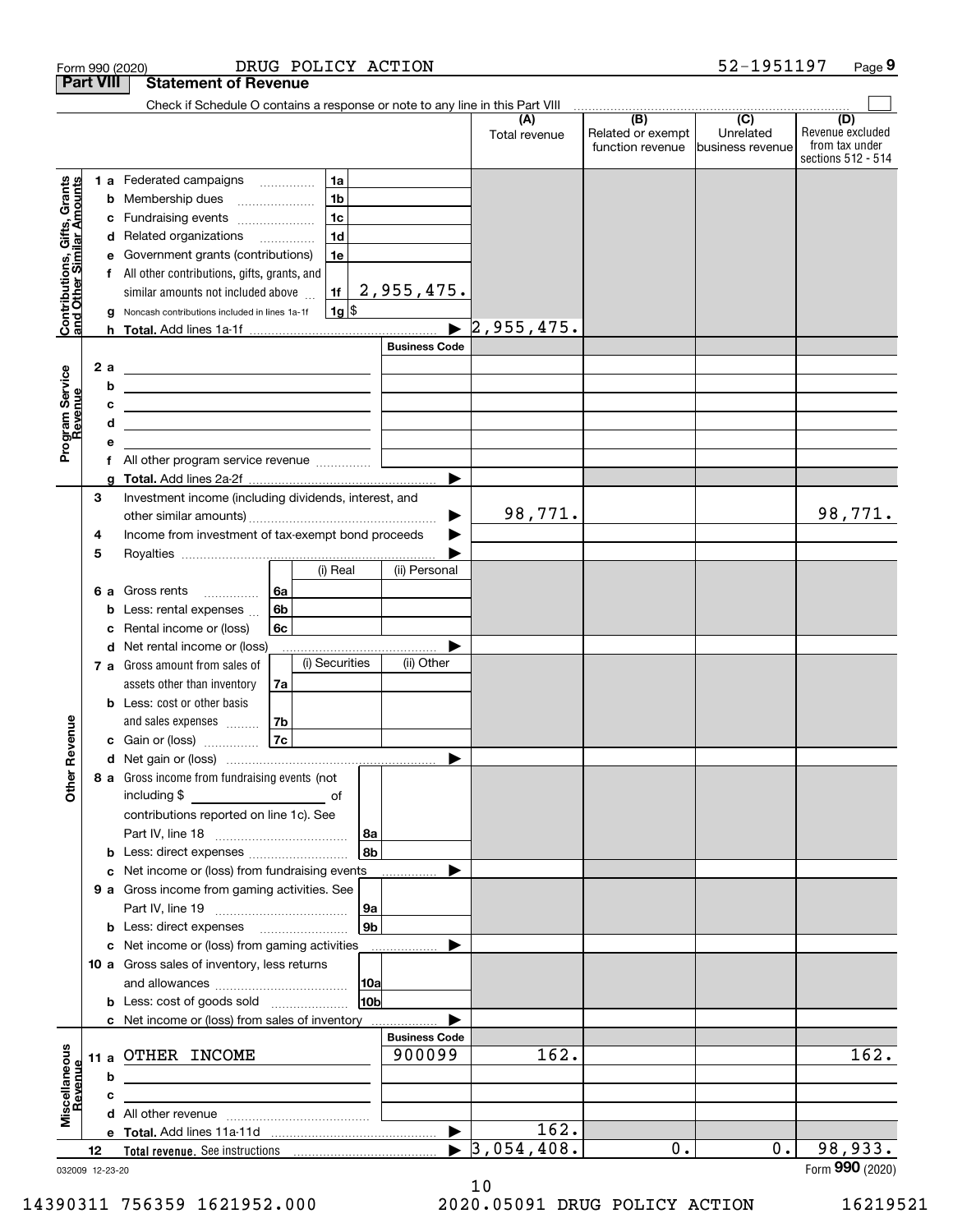Form 990 (2020) DRUG POLICY ACTION 52-1951197 Page 9

**Part VIII Statement of Revenue**

Check if Schedule O contains a response or note to any line in this Part VIII

| | | | (A) Total revenue | (B) Related or exempt function revenue | (C) Unrelated business revenue | (D) Revenue excluded from tax under sections 512 - 514 |
|---|---|---|---|---|---|---|
| **Contributions, Gifts, Grants and Other Similar Amounts** | 1 a Federated campaigns | 1a | | | | |
| | b Membership dues | 1b | | | | |
| | c Fundraising events | 1c | | | | |
| | d Related organizations | 1d | | | | |
| | e Government grants (contributions) | 1e | | | | |
| | f All other contributions, gifts, grants, and similar amounts not included above | 1f 2,955,475. | | | | |
| | g Noncash contributions included in lines 1a-1f | 1g $ | | | | |
| | h **Total.** Add lines 1a-1f | ▶ | 2,955,475. | | | |
| **Program Service Revenue** | | Business Code | | | | |
| | 2 a | | | | | |
| | b | | | | | |
| | c | | | | | |
| | d | | | | | |
| | e | | | | | |
| | f All other program service revenue | | | | | |
| | g **Total.** Add lines 2a-2f | ▶ | | | | |
| **Other Revenue** | 3 Investment income (including dividends, interest, and other similar amounts) | ▶ | 98,771. | | | 98,771. |
| | 4 Income from investment of tax-exempt bond proceeds | ▶ | | | | |
| | 5 Royalties | ▶ | | | | |
| | | (i) Real / (ii) Personal | | | | |
| | 6 a Gross rents | 6a | | | | |
| | b Less: rental expenses | 6b | | | | |
| | c Rental income or (loss) | 6c | | | | |
| | d Net rental income or (loss) | ▶ | | | | |
| | | (i) Securities / (ii) Other | | | | |
| | 7 a Gross amount from sales of assets other than inventory | 7a | | | | |
| | b Less: cost or other basis and sales expenses | 7b | | | | |
| | c Gain or (loss) | 7c | | | | |
| | d Net gain or (loss) | ▶ | | | | |
| | 8 a Gross income from fundraising events (not including $ ______ of contributions reported on line 1c). See Part IV, line 18 | 8a | | | | |
| | b Less: direct expenses | 8b | | | | |
| | c Net income or (loss) from fundraising events | ▶ | | | | |
| | 9 a Gross income from gaming activities. See Part IV, line 19 | 9a | | | | |
| | b Less: direct expenses | 9b | | | | |
| | c Net income or (loss) from gaming activities | ▶ | | | | |
| | 10 a Gross sales of inventory, less returns and allowances | 10a | | | | |
| | b Less: cost of goods sold | 10b | | | | |
| | c Net income or (loss) from sales of inventory | ▶ | | | | |
| **Miscellaneous Revenue** | | Business Code | | | | |
| | 11 a OTHER INCOME | 900099 | 162. | | | 162. |
| | b | | | | | |
| | c | | | | | |
| | d All other revenue | | | | | |
| | e **Total.** Add lines 11a-11d | ▶ | 162. | | | |
| | 12 **Total revenue.** See instructions | ▶ | 3,054,408. | 0. | 0. | 98,933. |

032009 12-23-20 Form **990** (2020)

14390311 756359 1621952.000 2020.05091 DRUG POLICY ACTION 16219521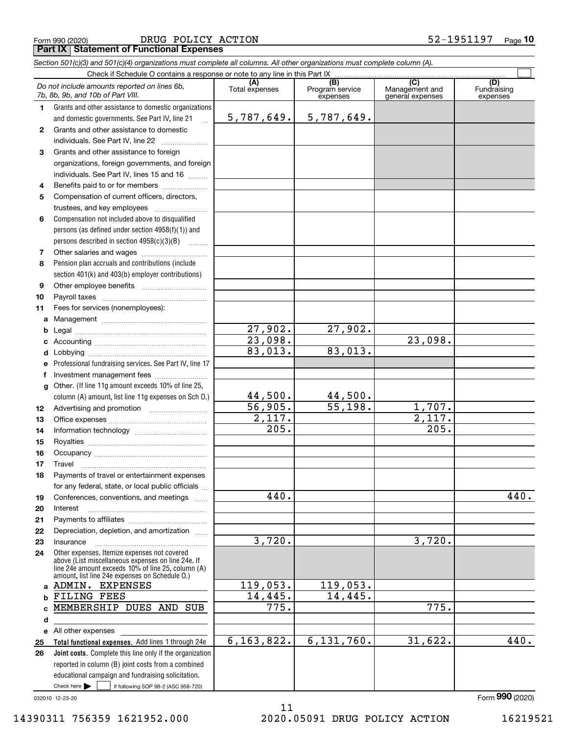Form 990 (2020) DRUG POLICY ACTION 52-1951197 Page 10

## Part IX Statement of Functional Expenses

*Section 501(c)(3) and 501(c)(4) organizations must complete all columns. All other organizations must complete column (A).*

Check if Schedule O contains a response or note to any line in this Part IX

| | *Do not include amounts reported on lines 6b, 7b, 8b, 9b, and 10b of Part VIII.* | (A) Total expenses | (B) Program service expenses | (C) Management and general expenses | (D) Fundraising expenses |
|---|---|---|---|---|---|
| 1 | Grants and other assistance to domestic organizations and domestic governments. See Part IV, line 21 | 5,787,649. | 5,787,649. | | |
| 2 | Grants and other assistance to domestic individuals. See Part IV, line 22 | | | | |
| 3 | Grants and other assistance to foreign organizations, foreign governments, and foreign individuals. See Part IV, lines 15 and 16 | | | | |
| 4 | Benefits paid to or for members | | | | |
| 5 | Compensation of current officers, directors, trustees, and key employees | | | | |
| 6 | Compensation not included above to disqualified persons (as defined under section 4958(f)(1)) and persons described in section 4958(c)(3)(B) | | | | |
| 7 | Other salaries and wages | | | | |
| 8 | Pension plan accruals and contributions (include section 401(k) and 403(b) employer contributions) | | | | |
| 9 | Other employee benefits | | | | |
| 10 | Payroll taxes | | | | |
| 11 | Fees for services (nonemployees): | | | | |
| a | Management | | | | |
| b | Legal | 27,902. | 27,902. | | |
| c | Accounting | 23,098. | | 23,098. | |
| d | Lobbying | 83,013. | 83,013. | | |
| e | Professional fundraising services. See Part IV, line 17 | | | | |
| f | Investment management fees | | | | |
| g | Other. (If line 11g amount exceeds 10% of line 25, column (A) amount, list line 11g expenses on Sch O.) | 44,500. | 44,500. | | |
| 12 | Advertising and promotion | 56,905. | 55,198. | 1,707. | |
| 13 | Office expenses | 2,117. | | 2,117. | |
| 14 | Information technology | 205. | | 205. | |
| 15 | Royalties | | | | |
| 16 | Occupancy | | | | |
| 17 | Travel | | | | |
| 18 | Payments of travel or entertainment expenses for any federal, state, or local public officials | | | | |
| 19 | Conferences, conventions, and meetings | 440. | | | 440. |
| 20 | Interest | | | | |
| 21 | Payments to affiliates | | | | |
| 22 | Depreciation, depletion, and amortization | | | | |
| 23 | Insurance | 3,720. | | 3,720. | |
| 24 | Other expenses. Itemize expenses not covered above (List miscellaneous expenses on line 24e. If line 24e amount exceeds 10% of line 25, column (A) amount, list line 24e expenses on Schedule O.) | | | | |
| a | ADMIN. EXPENSES | 119,053. | 119,053. | | |
| b | FILING FEES | 14,445. | 14,445. | | |
| c | MEMBERSHIP DUES AND SUB | 775. | | 775. | |
| d | | | | | |
| e | All other expenses | | | | |
| 25 | **Total functional expenses.** Add lines 1 through 24e | 6,163,822. | 6,131,760. | 31,622. | 440. |
| 26 | **Joint costs.** Complete this line only if the organization reported in column (B) joint costs from a combined educational campaign and fundraising solicitation. Check here ☐ if following SOP 98-2 (ASC 958-720) | | | | |

032010 12-23-20 Form **990** (2020)

14390311 756359 1621952.000 2020.05091 DRUG POLICY ACTION 16219521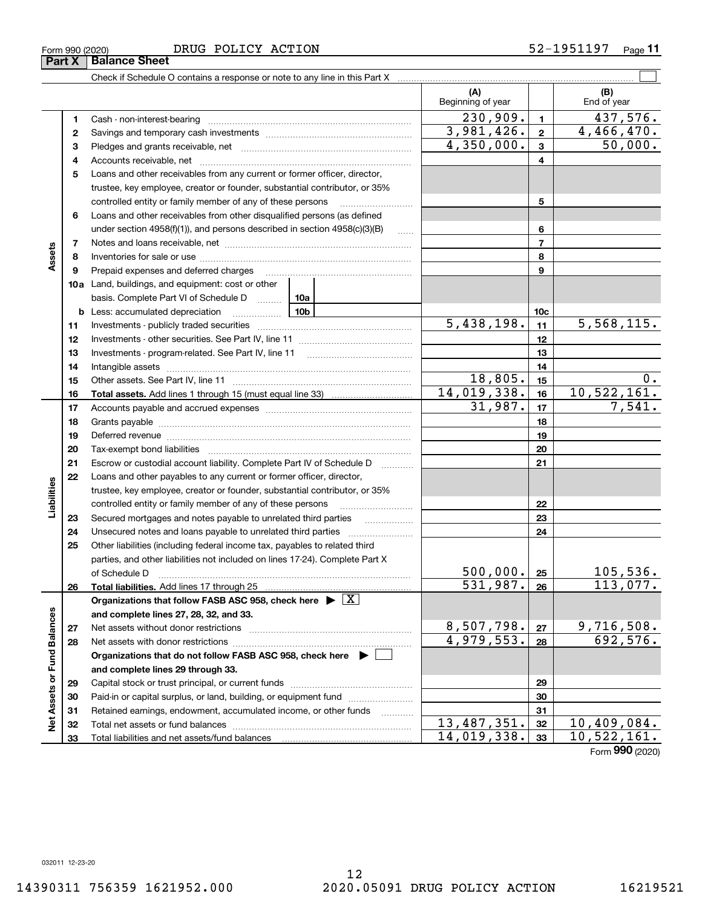Form 990 (2020) DRUG POLICY ACTION 52-1951197 Page **11**

## Part X Balance Sheet

Check if Schedule O contains a response or note to any line in this Part X ☐

| | | | (A) Beginning of year | | (B) End of year |
|---|---|---|---|---|---|
| Assets | 1 | Cash - non-interest-bearing | 230,909. | 1 | 437,576. |
| | 2 | Savings and temporary cash investments | 3,981,426. | 2 | 4,466,470. |
| | 3 | Pledges and grants receivable, net | 4,350,000. | 3 | 50,000. |
| | 4 | Accounts receivable, net | | 4 | |
| | 5 | Loans and other receivables from any current or former officer, director, trustee, key employee, creator or founder, substantial contributor, or 35% controlled entity or family member of any of these persons | | 5 | |
| | 6 | Loans and other receivables from other disqualified persons (as defined under section 4958(f)(1)), and persons described in section 4958(c)(3)(B) | | 6 | |
| | 7 | Notes and loans receivable, net | | 7 | |
| | 8 | Inventories for sale or use | | 8 | |
| | 9 | Prepaid expenses and deferred charges | | 9 | |
| | 10a | Land, buildings, and equipment: cost or other basis. Complete Part VI of Schedule D 10a | | | |
| | b | Less: accumulated depreciation 10b | | 10c | |
| | 11 | Investments - publicly traded securities | 5,438,198. | 11 | 5,568,115. |
| | 12 | Investments - other securities. See Part IV, line 11 | | 12 | |
| | 13 | Investments - program-related. See Part IV, line 11 | | 13 | |
| | 14 | Intangible assets | | 14 | |
| | 15 | Other assets. See Part IV, line 11 | 18,805. | 15 | 0. |
| | 16 | **Total assets.** Add lines 1 through 15 (must equal line 33) | 14,019,338. | 16 | 10,522,161. |
| Liabilities | 17 | Accounts payable and accrued expenses | 31,987. | 17 | 7,541. |
| | 18 | Grants payable | | 18 | |
| | 19 | Deferred revenue | | 19 | |
| | 20 | Tax-exempt bond liabilities | | 20 | |
| | 21 | Escrow or custodial account liability. Complete Part IV of Schedule D | | 21 | |
| | 22 | Loans and other payables to any current or former officer, director, trustee, key employee, creator or founder, substantial contributor, or 35% controlled entity or family member of any of these persons | | 22 | |
| | 23 | Secured mortgages and notes payable to unrelated third parties | | 23 | |
| | 24 | Unsecured notes and loans payable to unrelated third parties | | 24 | |
| | 25 | Other liabilities (including federal income tax, payables to related third parties, and other liabilities not included on lines 17-24). Complete Part X of Schedule D | 500,000. | 25 | 105,536. |
| | 26 | **Total liabilities.** Add lines 17 through 25 | 531,987. | 26 | 113,077. |
| Net Assets or Fund Balances | | **Organizations that follow FASB ASC 958, check here ▶ [X] and complete lines 27, 28, 32, and 33.** | | | |
| | 27 | Net assets without donor restrictions | 8,507,798. | 27 | 9,716,508. |
| | 28 | Net assets with donor restrictions | 4,979,553. | 28 | 692,576. |
| | | **Organizations that do not follow FASB ASC 958, check here ▶ ☐ and complete lines 29 through 33.** | | | |
| | 29 | Capital stock or trust principal, or current funds | | 29 | |
| | 30 | Paid-in or capital surplus, or land, building, or equipment fund | | 30 | |
| | 31 | Retained earnings, endowment, accumulated income, or other funds | | 31 | |
| | 32 | Total net assets or fund balances | 13,487,351. | 32 | 10,409,084. |
| | 33 | Total liabilities and net assets/fund balances | 14,019,338. | 33 | 10,522,161. |

Form **990** (2020)

032011 12-23-20

14390311 756359 1621952.000 2020.05091 DRUG POLICY ACTION 16219521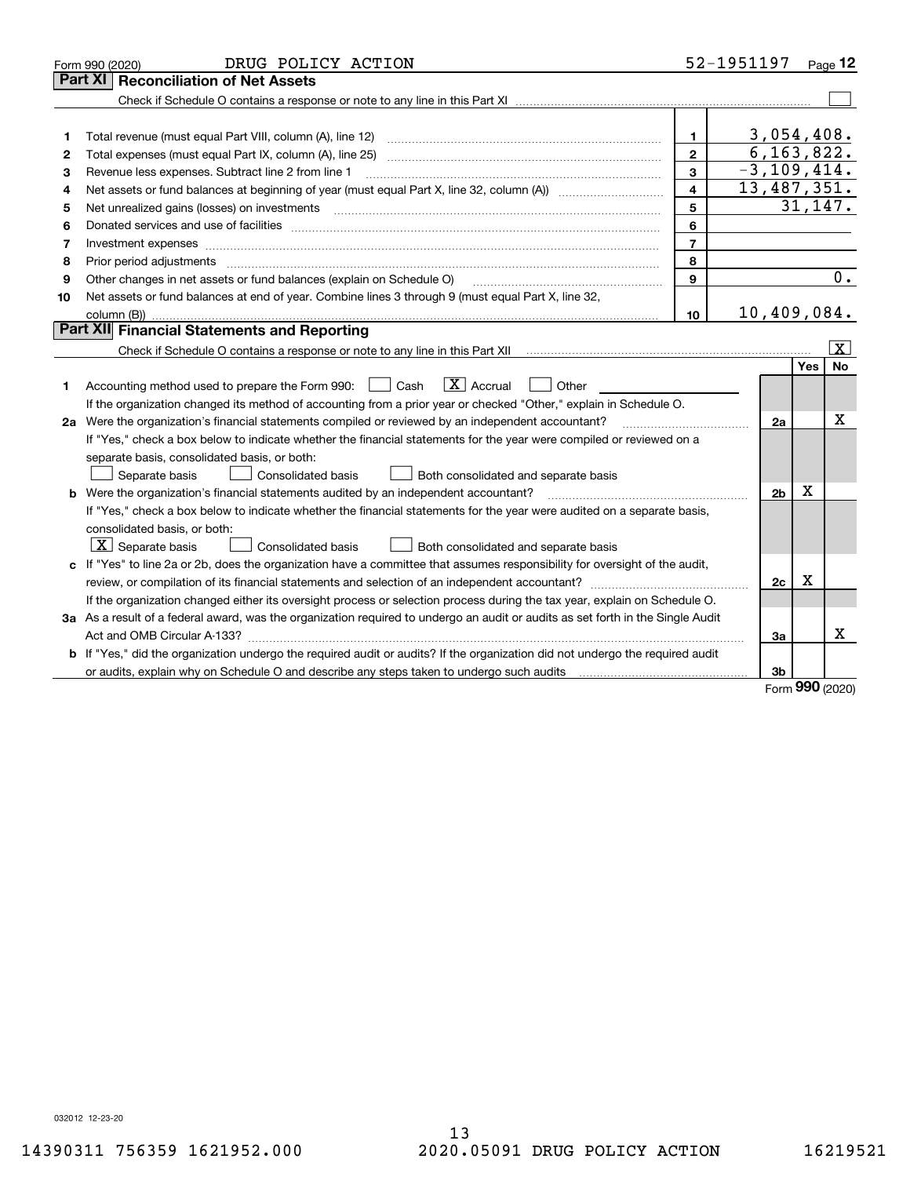Form 990 (2020) DRUG POLICY ACTION 52-1951197 Page **12**

## Part XI Reconciliation of Net Assets

Check if Schedule O contains a response or note to any line in this Part XI ☐

| | | | |
|---|---|---|---|
| 1 | Total revenue (must equal Part VIII, column (A), line 12) | 1 | 3,054,408. |
| 2 | Total expenses (must equal Part IX, column (A), line 25) | 2 | 6,163,822. |
| 3 | Revenue less expenses. Subtract line 2 from line 1 | 3 | -3,109,414. |
| 4 | Net assets or fund balances at beginning of year (must equal Part X, line 32, column (A)) | 4 | 13,487,351. |
| 5 | Net unrealized gains (losses) on investments | 5 | 31,147. |
| 6 | Donated services and use of facilities | 6 | |
| 7 | Investment expenses | 7 | |
| 8 | Prior period adjustments | 8 | |
| 9 | Other changes in net assets or fund balances (explain on Schedule O) | 9 | 0. |
| 10 | Net assets or fund balances at end of year. Combine lines 3 through 9 (must equal Part X, line 32, column (B)) | 10 | 10,409,084. |

## Part XII Financial Statements and Reporting

Check if Schedule O contains a response or note to any line in this Part XII ☒

| | | | Yes | No |
|---|---|---|---|---|
| 1 | Accounting method used to prepare the Form 990: ☐ Cash ☒ Accrual ☐ Other | | | |
| | If the organization changed its method of accounting from a prior year or checked "Other," explain in Schedule O. | | | |
| 2a | Were the organization's financial statements compiled or reviewed by an independent accountant? | 2a | | X |
| | If "Yes," check a box below to indicate whether the financial statements for the year were compiled or reviewed on a separate basis, consolidated basis, or both: ☐ Separate basis ☐ Consolidated basis ☐ Both consolidated and separate basis | | | |
| b | Were the organization's financial statements audited by an independent accountant? | 2b | X | |
| | If "Yes," check a box below to indicate whether the financial statements for the year were audited on a separate basis, consolidated basis, or both: ☒ Separate basis ☐ Consolidated basis ☐ Both consolidated and separate basis | | | |
| c | If "Yes" to line 2a or 2b, does the organization have a committee that assumes responsibility for oversight of the audit, review, or compilation of its financial statements and selection of an independent accountant? | 2c | X | |
| | If the organization changed either its oversight process or selection process during the tax year, explain on Schedule O. | | | |
| 3a | As a result of a federal award, was the organization required to undergo an audit or audits as set forth in the Single Audit Act and OMB Circular A-133? | 3a | | X |
| b | If "Yes," did the organization undergo the required audit or audits? If the organization did not undergo the required audit or audits, explain why on Schedule O and describe any steps taken to undergo such audits | 3b | | |

Form **990** (2020)

032012 12-23-20

14390311 756359 1621952.000 2020.05091 DRUG POLICY ACTION 16219521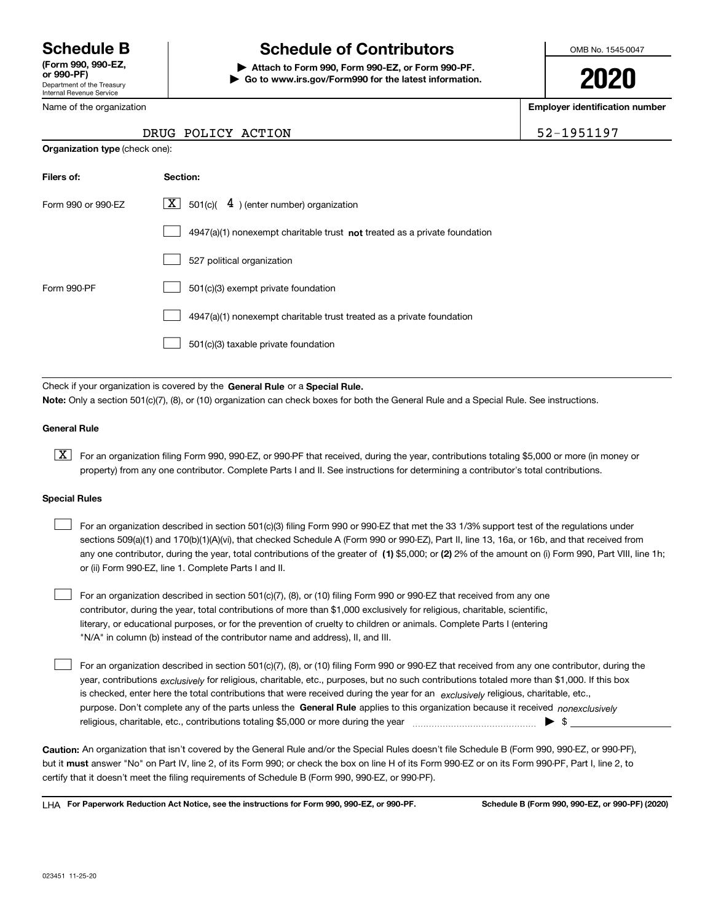# Schedule B

**(Form 990, 990-EZ, or 990-PF)**
Department of the Treasury
Internal Revenue Service

# Schedule of Contributors

▶ **Attach to Form 990, Form 990-EZ, or Form 990-PF.**
▶ **Go to www.irs.gov/Form990 for the latest information.**

OMB No. 1545-0047

**2020**

Name of the organization: DRUG POLICY ACTION

**Employer identification number**: 52-1951197

**Organization type** (check one):

| Filers of: | Section: |
|---|---|
| Form 990 or 990-EZ | [X] 501(c)( 4 ) (enter number) organization |
| | [ ] 4947(a)(1) nonexempt charitable trust **not** treated as a private foundation |
| | [ ] 527 political organization |
| Form 990-PF | [ ] 501(c)(3) exempt private foundation |
| | [ ] 4947(a)(1) nonexempt charitable trust treated as a private foundation |
| | [ ] 501(c)(3) taxable private foundation |

Check if your organization is covered by the **General Rule** or a **Special Rule.**

**Note:** Only a section 501(c)(7), (8), or (10) organization can check boxes for both the General Rule and a Special Rule. See instructions.

**General Rule**

[X] For an organization filing Form 990, 990-EZ, or 990-PF that received, during the year, contributions totaling $5,000 or more (in money or property) from any one contributor. Complete Parts I and II. See instructions for determining a contributor's total contributions.

**Special Rules**

[ ] For an organization described in section 501(c)(3) filing Form 990 or 990-EZ that met the 33 1/3% support test of the regulations under sections 509(a)(1) and 170(b)(1)(A)(vi), that checked Schedule A (Form 990 or 990-EZ), Part II, line 13, 16a, or 16b, and that received from any one contributor, during the year, total contributions of the greater of **(1)** $5,000; or **(2)** 2% of the amount on (i) Form 990, Part VIII, line 1h; or (ii) Form 990-EZ, line 1. Complete Parts I and II.

[ ] For an organization described in section 501(c)(7), (8), or (10) filing Form 990 or 990-EZ that received from any one contributor, during the year, total contributions of more than $1,000 exclusively for religious, charitable, scientific, literary, or educational purposes, or for the prevention of cruelty to children or animals. Complete Parts I (entering "N/A" in column (b) instead of the contributor name and address), II, and III.

[ ] For an organization described in section 501(c)(7), (8), or (10) filing Form 990 or 990-EZ that received from any one contributor, during the year, contributions *exclusively* for religious, charitable, etc., purposes, but no such contributions totaled more than $1,000. If this box is checked, enter here the total contributions that were received during the year for an *exclusively* religious, charitable, etc., purpose. Don't complete any of the parts unless the **General Rule** applies to this organization because it received *nonexclusively* religious, charitable, etc., contributions totaling $5,000 or more during the year ▶ $ ____________

**Caution:** An organization that isn't covered by the General Rule and/or the Special Rules doesn't file Schedule B (Form 990, 990-EZ, or 990-PF), but it **must** answer "No" on Part IV, line 2, of its Form 990; or check the box on line H of its Form 990-EZ or on its Form 990-PF, Part I, line 2, to certify that it doesn't meet the filing requirements of Schedule B (Form 990, 990-EZ, or 990-PF).

LHA **For Paperwork Reduction Act Notice, see the instructions for Form 990, 990-EZ, or 990-PF.** **Schedule B (Form 990, 990-EZ, or 990-PF) (2020)**

023451 11-25-20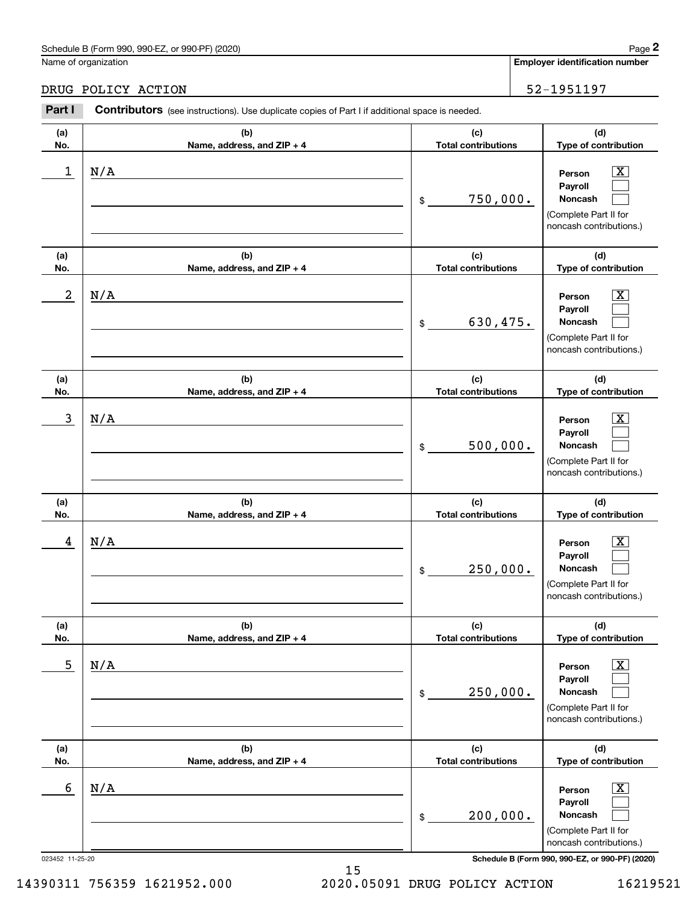Schedule B (Form 990, 990-EZ, or 990-PF) (2020)

Name of organization: DRUG POLICY ACTION

Employer identification number: 52-1951197

**Part I** **Contributors** (see instructions). Use duplicate copies of Part I if additional space is needed.

| (a) No. | (b) Name, address, and ZIP + 4 | (c) Total contributions | (d) Type of contribution |
|---|---|---|---|
| 1 | N/A | $ 750,000. | Person [X] Payroll [ ] Noncash [ ] (Complete Part II for noncash contributions.) |
| 2 | N/A | $ 630,475. | Person [X] Payroll [ ] Noncash [ ] (Complete Part II for noncash contributions.) |
| 3 | N/A | $ 500,000. | Person [X] Payroll [ ] Noncash [ ] (Complete Part II for noncash contributions.) |
| 4 | N/A | $ 250,000. | Person [X] Payroll [ ] Noncash [ ] (Complete Part II for noncash contributions.) |
| 5 | N/A | $ 250,000. | Person [X] Payroll [ ] Noncash [ ] (Complete Part II for noncash contributions.) |
| 6 | N/A | $ 200,000. | Person [X] Payroll [ ] Noncash [ ] (Complete Part II for noncash contributions.) |

023452 11-25-20

14390311 756359 1621952.000 2020.05091 DRUG POLICY ACTION 16219521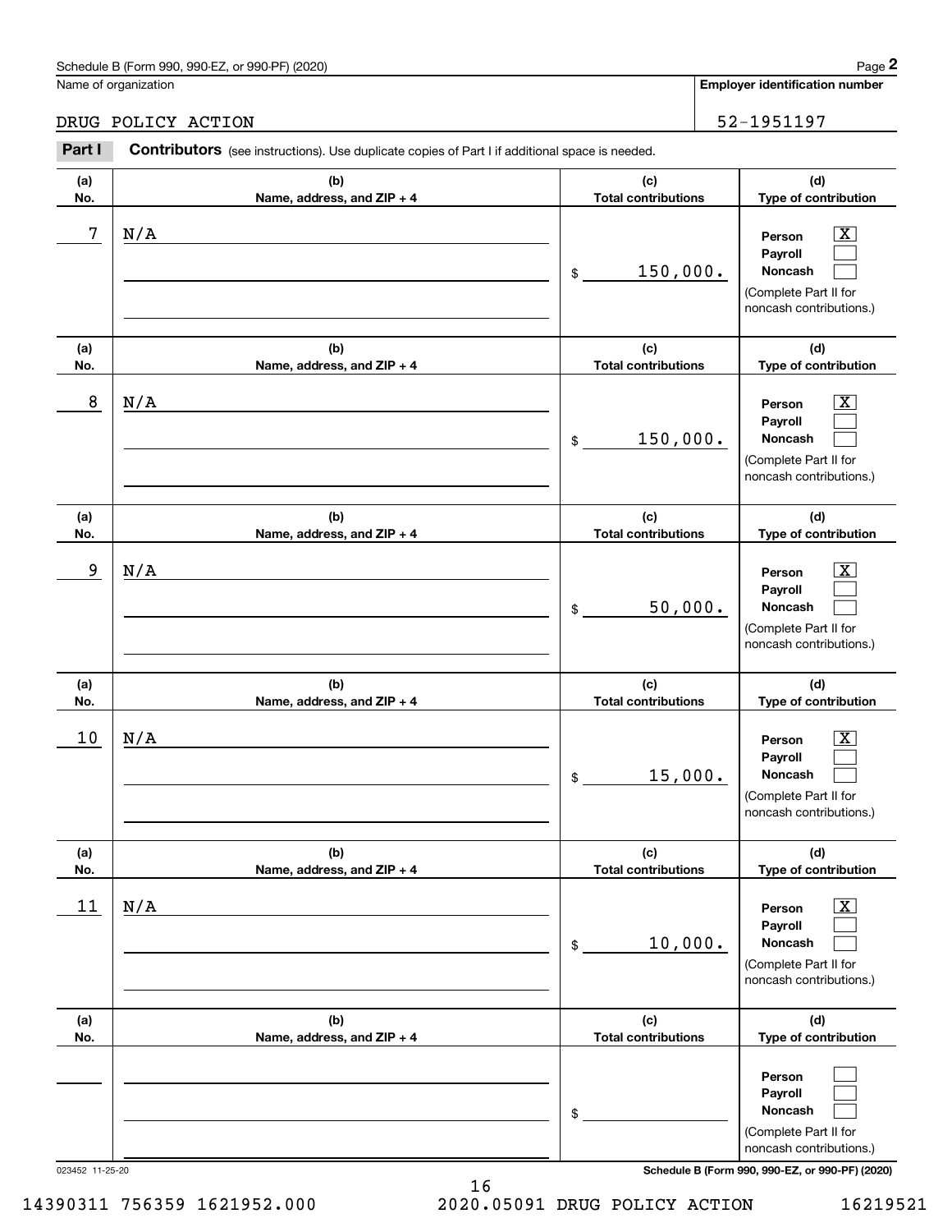Name of organization

DRUG POLICY ACTION

**Employer identification number**

52-1951197

**Part I** **Contributors** (see instructions). Use duplicate copies of Part I if additional space is needed.

| (a) No. | (b) Name, address, and ZIP + 4 | (c) Total contributions | (d) Type of contribution |
|---|---|---|---|
| 7 | N/A | $ 150,000. | Person [X] Payroll [ ] Noncash [ ] (Complete Part II for noncash contributions.) |
| 8 | N/A | $ 150,000. | Person [X] Payroll [ ] Noncash [ ] (Complete Part II for noncash contributions.) |
| 9 | N/A | $ 50,000. | Person [X] Payroll [ ] Noncash [ ] (Complete Part II for noncash contributions.) |
| 10 | N/A | $ 15,000. | Person [X] Payroll [ ] Noncash [ ] (Complete Part II for noncash contributions.) |
| 11 | N/A | $ 10,000. | Person [X] Payroll [ ] Noncash [ ] (Complete Part II for noncash contributions.) |
| | | $ | Person [ ] Payroll [ ] Noncash [ ] (Complete Part II for noncash contributions.) |

023452 11-25-20

14390311 756359 1621952.000 2020.05091 DRUG POLICY ACTION 16219521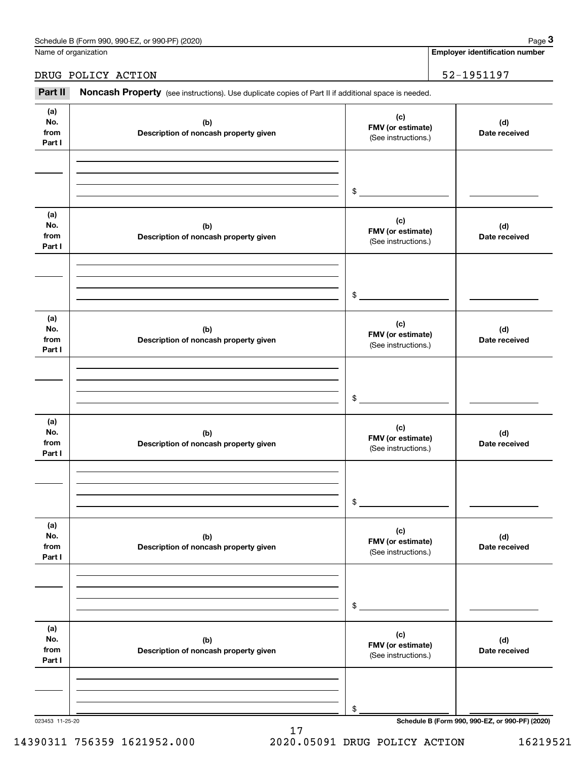Name of organization

DRUG POLICY ACTION

**Employer identification number**

52-1951197

**Part II** **Noncash Property** (see instructions). Use duplicate copies of Part II if additional space is needed.

| (a) No. from Part I | (b) Description of noncash property given | (c) FMV (or estimate) (See instructions.) | (d) Date received |
|---|---|---|---|
| | | $ | |

| (a) No. from Part I | (b) Description of noncash property given | (c) FMV (or estimate) (See instructions.) | (d) Date received |
|---|---|---|---|
| | | $ | |

| (a) No. from Part I | (b) Description of noncash property given | (c) FMV (or estimate) (See instructions.) | (d) Date received |
|---|---|---|---|
| | | $ | |

| (a) No. from Part I | (b) Description of noncash property given | (c) FMV (or estimate) (See instructions.) | (d) Date received |
|---|---|---|---|
| | | $ | |

| (a) No. from Part I | (b) Description of noncash property given | (c) FMV (or estimate) (See instructions.) | (d) Date received |
|---|---|---|---|
| | | $ | |

| (a) No. from Part I | (b) Description of noncash property given | (c) FMV (or estimate) (See instructions.) | (d) Date received |
|---|---|---|---|
| | | $ | |

023453 11-25-20

14390311 756359 1621952.000 2020.05091 DRUG POLICY ACTION 16219521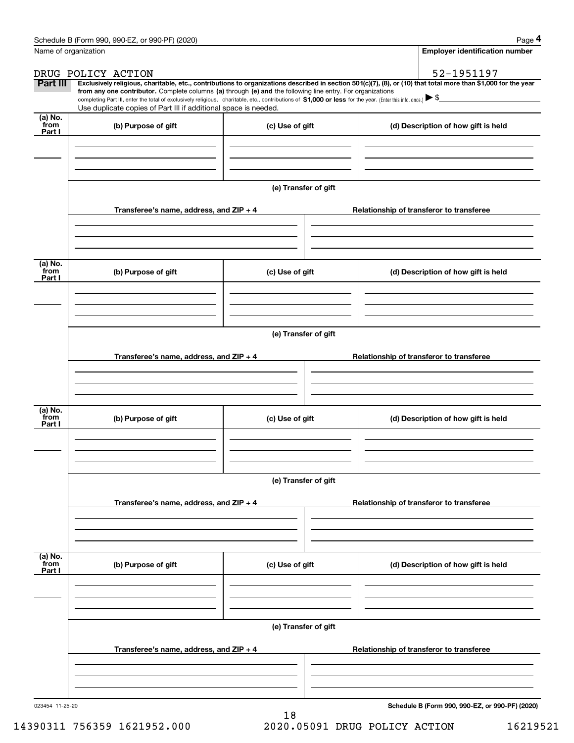Schedule B (Form 990, 990-EZ, or 990-PF) (2020)

Name of organization: DRUG POLICY ACTION

Employer identification number: 52-1951197

**Part III** **Exclusively religious, charitable, etc., contributions to organizations described in section 501(c)(7), (8), or (10) that total more than $1,000 for the year from any one contributor.** Complete columns **(a)** through **(e) and** the following line entry. For organizations completing Part III, enter the total of exclusively religious, charitable, etc., contributions of **$1,000 or less** for the year. (Enter this info. once.) ▶ $

Use duplicate copies of Part III if additional space is needed.

| (a) No. from Part I | (b) Purpose of gift | (c) Use of gift | (d) Description of how gift is held |
|---|---|---|---|
| | | | |

(e) Transfer of gift

| Transferee's name, address, and ZIP + 4 | Relationship of transferor to transferee |
|---|---|
| | |

| (a) No. from Part I | (b) Purpose of gift | (c) Use of gift | (d) Description of how gift is held |
|---|---|---|---|
| | | | |

(e) Transfer of gift

| Transferee's name, address, and ZIP + 4 | Relationship of transferor to transferee |
|---|---|
| | |

| (a) No. from Part I | (b) Purpose of gift | (c) Use of gift | (d) Description of how gift is held |
|---|---|---|---|
| | | | |

(e) Transfer of gift

| Transferee's name, address, and ZIP + 4 | Relationship of transferor to transferee |
|---|---|
| | |

| (a) No. from Part I | (b) Purpose of gift | (c) Use of gift | (d) Description of how gift is held |
|---|---|---|---|
| | | | |

(e) Transfer of gift

| Transferee's name, address, and ZIP + 4 | Relationship of transferor to transferee |
|---|---|
| | |

023454 11-25-20

14390311 756359 1621952.000 2020.05091 DRUG POLICY ACTION 16219521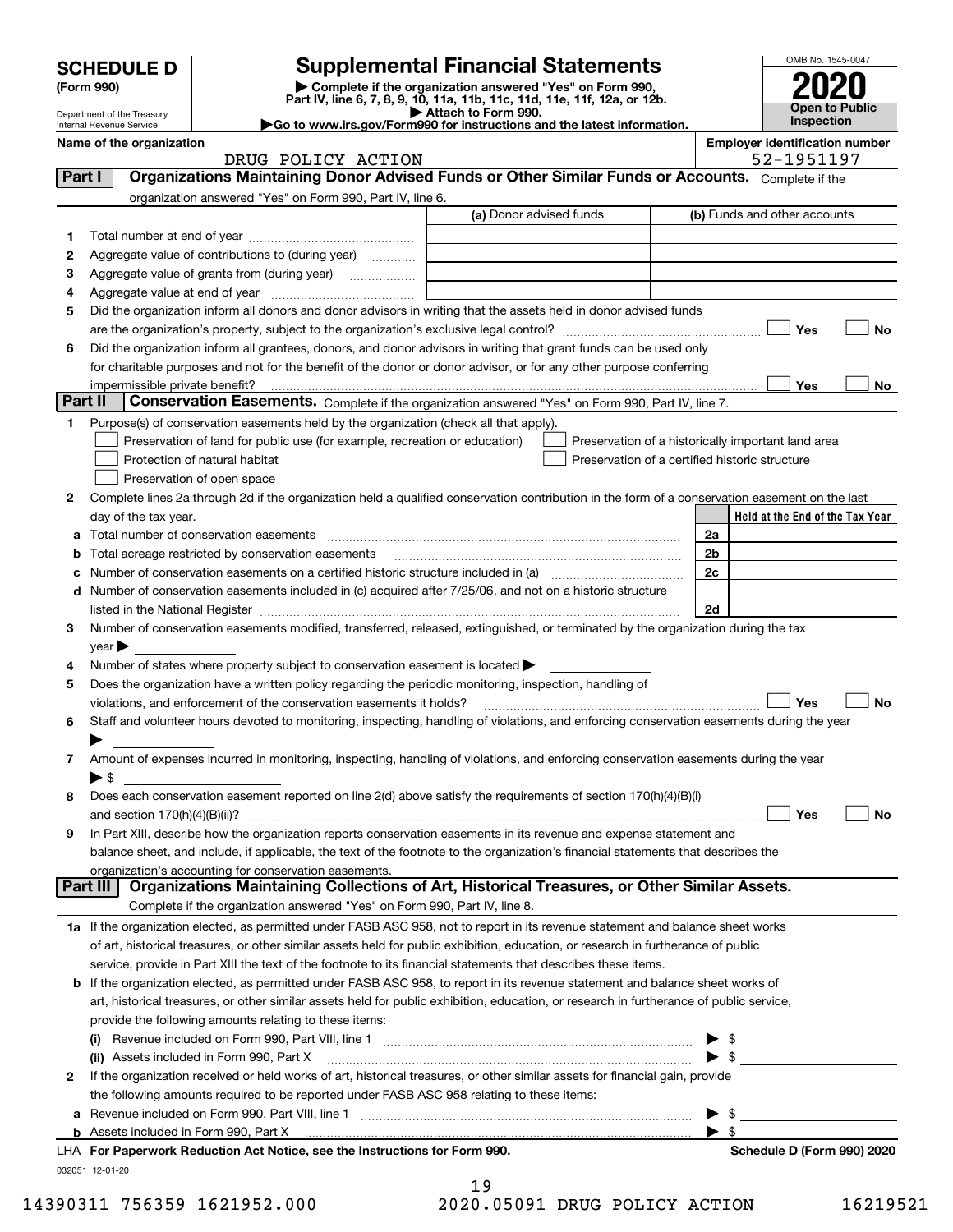# SCHEDULE D (Form 990)

Department of the Treasury
Internal Revenue Service

## Supplemental Financial Statements

▶ Complete if the organization answered "Yes" on Form 990, Part IV, line 6, 7, 8, 9, 10, 11a, 11b, 11c, 11d, 11e, 11f, 12a, or 12b.
▶ Attach to Form 990.
▶Go to www.irs.gov/Form990 for instructions and the latest information.

OMB No. 1545-0047

**2020**

**Open to Public Inspection**

**Name of the organization:** DRUG POLICY ACTION

**Employer identification number:** 52-1951197

### Part I — Organizations Maintaining Donor Advised Funds or Other Similar Funds or Accounts.
Complete if the organization answered "Yes" on Form 990, Part IV, line 6.

| | | (a) Donor advised funds | (b) Funds and other accounts |
|---|---|---|---|
| 1 | Total number at end of year | | |
| 2 | Aggregate value of contributions to (during year) | | |
| 3 | Aggregate value of grants from (during year) | | |
| 4 | Aggregate value at end of year | | |

5 Did the organization inform all donors and donor advisors in writing that the assets held in donor advised funds are the organization's property, subject to the organization's exclusive legal control? ☐ Yes ☐ No

6 Did the organization inform all grantees, donors, and donor advisors in writing that grant funds can be used only for charitable purposes and not for the benefit of the donor or donor advisor, or for any other purpose conferring impermissible private benefit? ☐ Yes ☐ No

### Part II — Conservation Easements.
Complete if the organization answered "Yes" on Form 990, Part IV, line 7.

1 Purpose(s) of conservation easements held by the organization (check all that apply).

- ☐ Preservation of land for public use (for example, recreation or education)
- ☐ Protection of natural habitat
- ☐ Preservation of open space
- ☐ Preservation of a historically important land area
- ☐ Preservation of a certified historic structure

2 Complete lines 2a through 2d if the organization held a qualified conservation contribution in the form of a conservation easement on the last day of the tax year.

| | | | Held at the End of the Tax Year |
|---|---|---|---|
| a | Total number of conservation easements | 2a | |
| b | Total acreage restricted by conservation easements | 2b | |
| c | Number of conservation easements on a certified historic structure included in (a) | 2c | |
| d | Number of conservation easements included in (c) acquired after 7/25/06, and not on a historic structure listed in the National Register | 2d | |

3 Number of conservation easements modified, transferred, released, extinguished, or terminated by the organization during the tax year ▶

4 Number of states where property subject to conservation easement is located ▶

5 Does the organization have a written policy regarding the periodic monitoring, inspection, handling of violations, and enforcement of the conservation easements it holds? ☐ Yes ☐ No

6 Staff and volunteer hours devoted to monitoring, inspecting, handling of violations, and enforcing conservation easements during the year ▶

7 Amount of expenses incurred in monitoring, inspecting, handling of violations, and enforcing conservation easements during the year ▶ $

8 Does each conservation easement reported on line 2(d) above satisfy the requirements of section 170(h)(4)(B)(i) and section 170(h)(4)(B)(ii)? ☐ Yes ☐ No

9 In Part XIII, describe how the organization reports conservation easements in its revenue and expense statement and balance sheet, and include, if applicable, the text of the footnote to the organization's financial statements that describes the organization's accounting for conservation easements.

### Part III — Organizations Maintaining Collections of Art, Historical Treasures, or Other Similar Assets.
Complete if the organization answered "Yes" on Form 990, Part IV, line 8.

1a If the organization elected, as permitted under FASB ASC 958, not to report in its revenue statement and balance sheet works of art, historical treasures, or other similar assets held for public exhibition, education, or research in furtherance of public service, provide in Part XIII the text of the footnote to its financial statements that describes these items.

b If the organization elected, as permitted under FASB ASC 958, to report in its revenue statement and balance sheet works of art, historical treasures, or other similar assets held for public exhibition, education, or research in furtherance of public service, provide the following amounts relating to these items:

(i) Revenue included on Form 990, Part VIII, line 1 ▶ $

(ii) Assets included in Form 990, Part X ▶ $

2 If the organization received or held works of art, historical treasures, or other similar assets for financial gain, provide the following amounts required to be reported under FASB ASC 958 relating to these items:

a Revenue included on Form 990, Part VIII, line 1 ▶ $

b Assets included in Form 990, Part X ▶ $

LHA For Paperwork Reduction Act Notice, see the Instructions for Form 990. — Schedule D (Form 990) 2020

032051 12-01-20

14390311 756359 1621952.000 — 2020.05091 DRUG POLICY ACTION — 16219521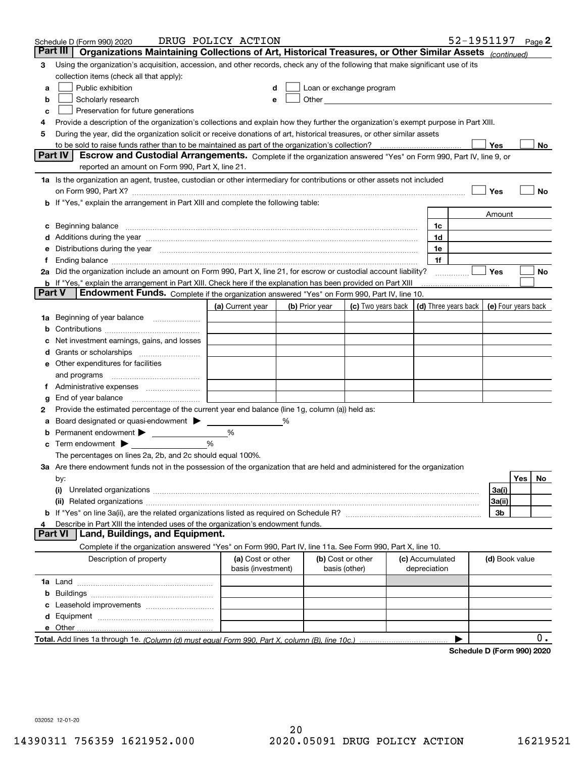Schedule D (Form 990) 2020 DRUG POLICY ACTION 52-1951197 Page 2

## Part III Organizations Maintaining Collections of Art, Historical Treasures, or Other Similar Assets *(continued)*

**3** Using the organization's acquisition, accession, and other records, check any of the following that make significant use of its collection items (check all that apply):

- **a** ☐ Public exhibition
- **b** ☐ Scholarly research
- **c** ☐ Preservation for future generations
- **d** ☐ Loan or exchange program
- **e** ☐ Other

**4** Provide a description of the organization's collections and explain how they further the organization's exempt purpose in Part XIII.

**5** During the year, did the organization solicit or receive donations of art, historical treasures, or other similar assets to be sold to raise funds rather than to be maintained as part of the organization's collection? ☐ Yes ☐ No

## Part IV Escrow and Custodial Arrangements.

Complete if the organization answered "Yes" on Form 990, Part IV, line 9, or reported an amount on Form 990, Part X, line 21.

**1a** Is the organization an agent, trustee, custodian or other intermediary for contributions or other assets not included on Form 990, Part X? ☐ Yes ☐ No

**b** If "Yes," explain the arrangement in Part XIII and complete the following table:

| | | Amount |
|---|---|---|
| **c** Beginning balance | 1c | |
| **d** Additions during the year | 1d | |
| **e** Distributions during the year | 1e | |
| **f** Ending balance | 1f | |

**2a** Did the organization include an amount on Form 990, Part X, line 21, for escrow or custodial account liability? ☐ Yes ☐ No

**b** If "Yes," explain the arrangement in Part XIII. Check here if the explanation has been provided on Part XIII ☐

## Part V Endowment Funds.

Complete if the organization answered "Yes" on Form 990, Part IV, line 10.

| | (a) Current year | (b) Prior year | (c) Two years back | (d) Three years back | (e) Four years back |
|---|---|---|---|---|---|
| **1a** Beginning of year balance | | | | | |
| **b** Contributions | | | | | |
| **c** Net investment earnings, gains, and losses | | | | | |
| **d** Grants or scholarships | | | | | |
| **e** Other expenditures for facilities and programs | | | | | |
| **f** Administrative expenses | | | | | |
| **g** End of year balance | | | | | |

**2** Provide the estimated percentage of the current year end balance (line 1g, column (a)) held as:

- **a** Board designated or quasi-endowment ▶ _____ %
- **b** Permanent endowment ▶ _____ %
- **c** Term endowment ▶ _____ %

The percentages on lines 2a, 2b, and 2c should equal 100%.

**3a** Are there endowment funds not in the possession of the organization that are held and administered for the organization by:

| | | Yes | No |
|---|---|---|---|
| **(i)** Unrelated organizations | 3a(i) | | |
| **(ii)** Related organizations | 3a(ii) | | |
| **b** If "Yes" on line 3a(ii), are the related organizations listed as required on Schedule R? | 3b | | |

**4** Describe in Part XIII the intended uses of the organization's endowment funds.

## Part VI Land, Buildings, and Equipment.

Complete if the organization answered "Yes" on Form 990, Part IV, line 11a. See Form 990, Part X, line 10.

| Description of property | (a) Cost or other basis (investment) | (b) Cost or other basis (other) | (c) Accumulated depreciation | (d) Book value |
|---|---|---|---|---|
| **1a** Land | | | | |
| **b** Buildings | | | | |
| **c** Leasehold improvements | | | | |
| **d** Equipment | | | | |
| **e** Other | | | | |
| **Total.** Add lines 1a through 1e. *(Column (d) must equal Form 990, Part X, column (B), line 10c.)* | | | ▶ | 0. |

**Schedule D (Form 990) 2020**

032052 12-01-20

14390311 756359 1621952.000 2020.05091 DRUG POLICY ACTION 16219521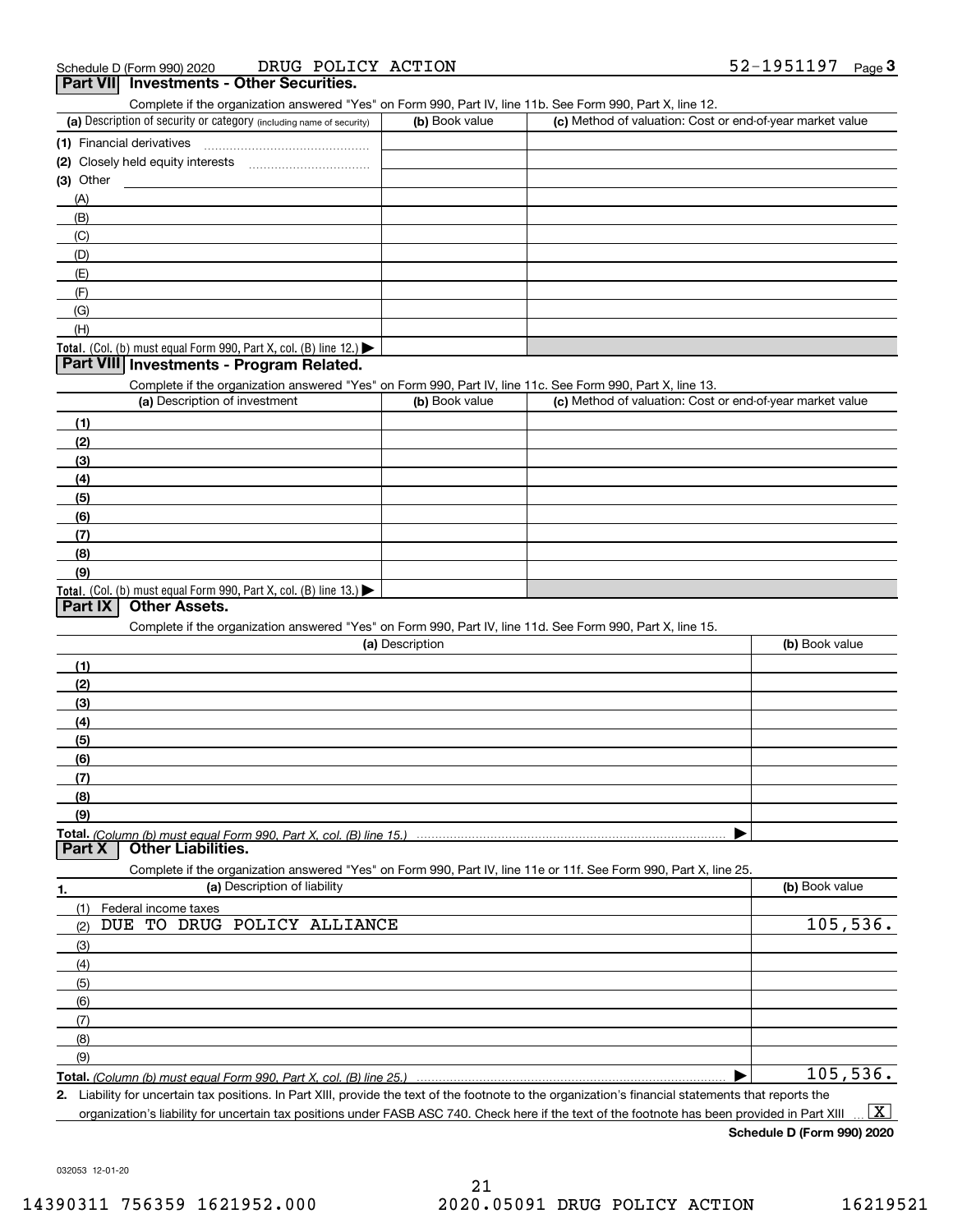Schedule D (Form 990) 2020 DRUG POLICY ACTION 52-1951197 Page 3

## Part VII Investments - Other Securities.

Complete if the organization answered "Yes" on Form 990, Part IV, line 11b. See Form 990, Part X, line 12.

| (a) Description of security or category (including name of security) | (b) Book value | (c) Method of valuation: Cost or end-of-year market value |
|---|---|---|
| (1) Financial derivatives | | |
| (2) Closely held equity interests | | |
| (3) Other | | |
| (A) | | |
| (B) | | |
| (C) | | |
| (D) | | |
| (E) | | |
| (F) | | |
| (G) | | |
| (H) | | |
| **Total.** (Col. (b) must equal Form 990, Part X, col. (B) line 12.) ▶ | | |

## Part VIII Investments - Program Related.

Complete if the organization answered "Yes" on Form 990, Part IV, line 11c. See Form 990, Part X, line 13.

| (a) Description of investment | (b) Book value | (c) Method of valuation: Cost or end-of-year market value |
|---|---|---|
| (1) | | |
| (2) | | |
| (3) | | |
| (4) | | |
| (5) | | |
| (6) | | |
| (7) | | |
| (8) | | |
| (9) | | |
| **Total.** (Col. (b) must equal Form 990, Part X, col. (B) line 13.) ▶ | | |

## Part IX Other Assets.

Complete if the organization answered "Yes" on Form 990, Part IV, line 11d. See Form 990, Part X, line 15.

| (a) Description | (b) Book value |
|---|---|
| (1) | |
| (2) | |
| (3) | |
| (4) | |
| (5) | |
| (6) | |
| (7) | |
| (8) | |
| (9) | |
| **Total.** *(Column (b) must equal Form 990, Part X, col. (B) line 15.)* ▶ | |

## Part X Other Liabilities.

Complete if the organization answered "Yes" on Form 990, Part IV, line 11e or 11f. See Form 990, Part X, line 25.

| 1. (a) Description of liability | (b) Book value |
|---|---|
| (1) Federal income taxes | |
| (2) DUE TO DRUG POLICY ALLIANCE | 105,536. |
| (3) | |
| (4) | |
| (5) | |
| (6) | |
| (7) | |
| (8) | |
| (9) | |
| **Total.** *(Column (b) must equal Form 990, Part X, col. (B) line 25.)* ▶ | 105,536. |

**2.** Liability for uncertain tax positions. In Part XIII, provide the text of the footnote to the organization's financial statements that reports the organization's liability for uncertain tax positions under FASB ASC 740. Check here if the text of the footnote has been provided in Part XIII ... [X]

**Schedule D (Form 990) 2020**

032053 12-01-20

14390311 756359 1621952.000 2020.05091 DRUG POLICY ACTION 16219521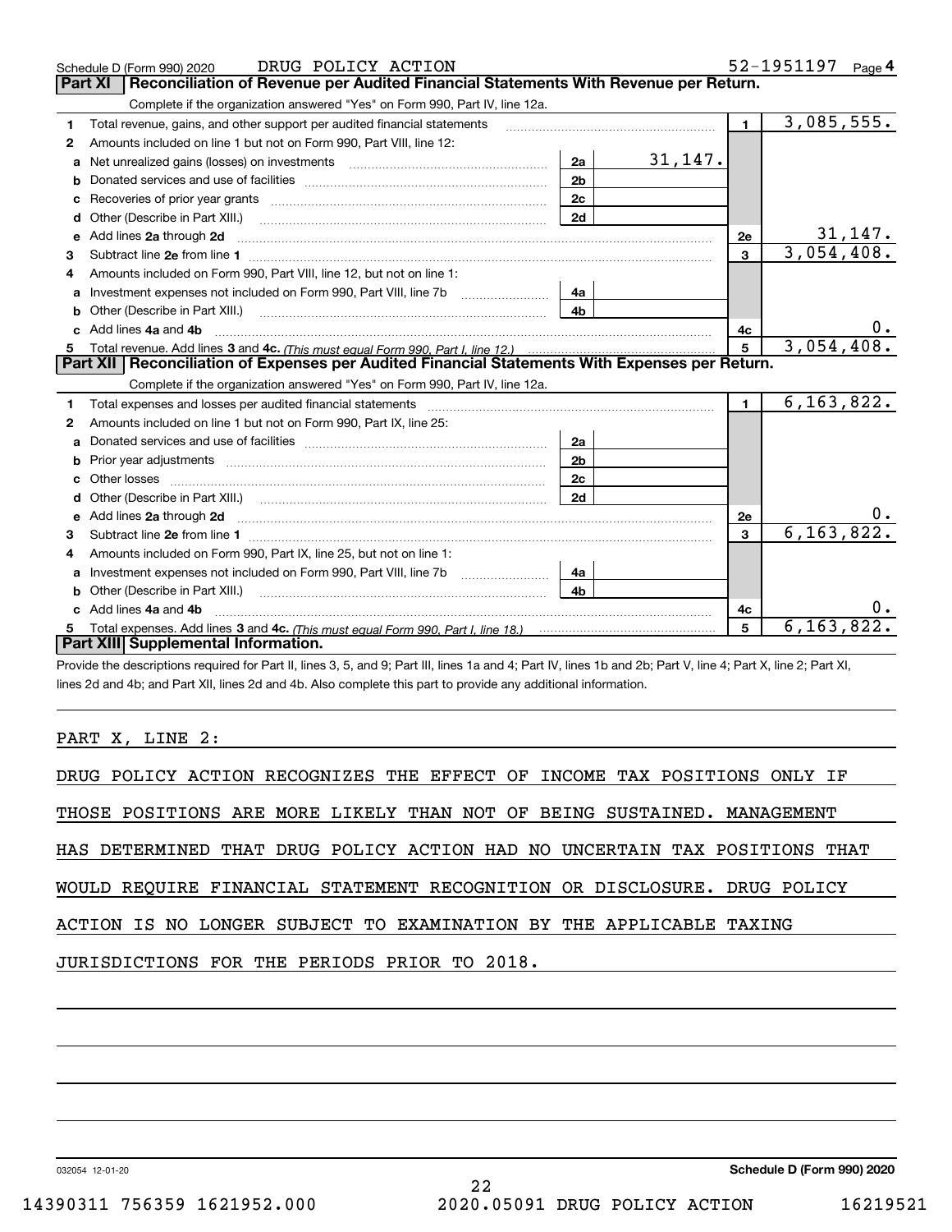Schedule D (Form 990) 2020 DRUG POLICY ACTION 52-1951197 Page 4

## Part XI Reconciliation of Revenue per Audited Financial Statements With Revenue per Return.

Complete if the organization answered "Yes" on Form 990, Part IV, line 12a.

| | | | | | |
|---|---|---|---|---|---|
| 1 | Total revenue, gains, and other support per audited financial statements | | | 1 | 3,085,555. |
| 2 | Amounts included on line 1 but not on Form 990, Part VIII, line 12: | | | | |
| a | Net unrealized gains (losses) on investments | 2a | 31,147. | | |
| b | Donated services and use of facilities | 2b | | | |
| c | Recoveries of prior year grants | 2c | | | |
| d | Other (Describe in Part XIII.) | 2d | | | |
| e | Add lines 2a through 2d | | | 2e | 31,147. |
| 3 | Subtract line 2e from line 1 | | | 3 | 3,054,408. |
| 4 | Amounts included on Form 990, Part VIII, line 12, but not on line 1: | | | | |
| a | Investment expenses not included on Form 990, Part VIII, line 7b | 4a | | | |
| b | Other (Describe in Part XIII.) | 4b | | | |
| c | Add lines 4a and 4b | | | 4c | 0. |
| 5 | Total revenue. Add lines 3 and 4c. *(This must equal Form 990, Part I, line 12.)* | | | 5 | 3,054,408. |

## Part XII Reconciliation of Expenses per Audited Financial Statements With Expenses per Return.

Complete if the organization answered "Yes" on Form 990, Part IV, line 12a.

| | | | | | |
|---|---|---|---|---|---|
| 1 | Total expenses and losses per audited financial statements | | | 1 | 6,163,822. |
| 2 | Amounts included on line 1 but not on Form 990, Part IX, line 25: | | | | |
| a | Donated services and use of facilities | 2a | | | |
| b | Prior year adjustments | 2b | | | |
| c | Other losses | 2c | | | |
| d | Other (Describe in Part XIII.) | 2d | | | |
| e | Add lines 2a through 2d | | | 2e | 0. |
| 3 | Subtract line 2e from line 1 | | | 3 | 6,163,822. |
| 4 | Amounts included on Form 990, Part IX, line 25, but not on line 1: | | | | |
| a | Investment expenses not included on Form 990, Part VIII, line 7b | 4a | | | |
| b | Other (Describe in Part XIII.) | 4b | | | |
| c | Add lines 4a and 4b | | | 4c | 0. |
| 5 | Total expenses. Add lines 3 and 4c. *(This must equal Form 990, Part I, line 18.)* | | | 5 | 6,163,822. |

## Part XIII Supplemental Information.

Provide the descriptions required for Part II, lines 3, 5, and 9; Part III, lines 1a and 4; Part IV, lines 1b and 2b; Part V, line 4; Part X, line 2; Part XI, lines 2d and 4b; and Part XII, lines 2d and 4b. Also complete this part to provide any additional information.

PART X, LINE 2:

DRUG POLICY ACTION RECOGNIZES THE EFFECT OF INCOME TAX POSITIONS ONLY IF THOSE POSITIONS ARE MORE LIKELY THAN NOT OF BEING SUSTAINED. MANAGEMENT HAS DETERMINED THAT DRUG POLICY ACTION HAD NO UNCERTAIN TAX POSITIONS THAT WOULD REQUIRE FINANCIAL STATEMENT RECOGNITION OR DISCLOSURE. DRUG POLICY ACTION IS NO LONGER SUBJECT TO EXAMINATION BY THE APPLICABLE TAXING JURISDICTIONS FOR THE PERIODS PRIOR TO 2018.

032054 12-01-20 Schedule D (Form 990) 2020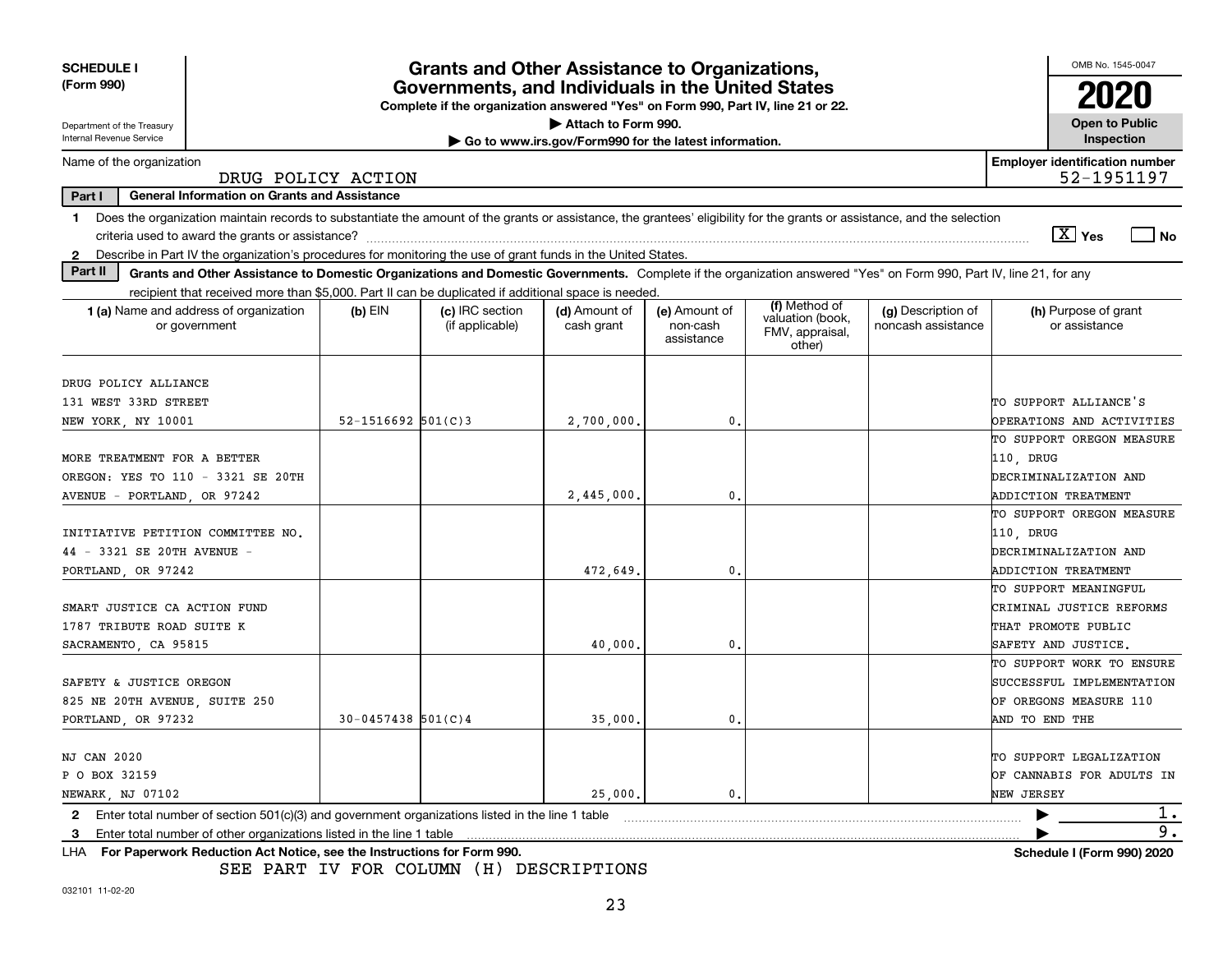**SCHEDULE I (Form 990)**

Department of the Treasury
Internal Revenue Service

# Grants and Other Assistance to Organizations, Governments, and Individuals in the United States

**Complete if the organization answered "Yes" on Form 990, Part IV, line 21 or 22.**

**▶ Attach to Form 990.**

**▶ Go to www.irs.gov/Form990 for the latest information.**

OMB No. 1545-0047

**2020**

**Open to Public Inspection**

Name of the organization: DRUG POLICY ACTION

**Employer identification number** 52-1951197

**Part I General Information on Grants and Assistance**

1 Does the organization maintain records to substantiate the amount of the grants or assistance, the grantees' eligibility for the grants or assistance, and the selection criteria used to award the grants or assistance? [X] Yes [ ] No

2 Describe in Part IV the organization's procedures for monitoring the use of grant funds in the United States.

**Part II Grants and Other Assistance to Domestic Organizations and Domestic Governments.** Complete if the organization answered "Yes" on Form 990, Part IV, line 21, for any recipient that received more than $5,000. Part II can be duplicated if additional space is needed.

| 1 (a) Name and address of organization or government | (b) EIN | (c) IRC section (if applicable) | (d) Amount of cash grant | (e) Amount of non-cash assistance | (f) Method of valuation (book, FMV, appraisal, other) | (g) Description of noncash assistance | (h) Purpose of grant or assistance |
|---|---|---|---|---|---|---|---|
| DRUG POLICY ALLIANCE 131 WEST 33RD STREET NEW YORK, NY 10001 | 52-1516692 | 501(C)3 | 2,700,000. | 0. | | | TO SUPPORT ALLIANCE'S OPERATIONS AND ACTIVITIES |
| MORE TREATMENT FOR A BETTER OREGON: YES TO 110 - 3321 SE 20TH AVENUE - PORTLAND, OR 97242 | | | 2,445,000. | 0. | | | TO SUPPORT OREGON MEASURE 110, DRUG DECRIMINALIZATION AND ADDICTION TREATMENT |
| INITIATIVE PETITION COMMITTEE NO. 44 - 3321 SE 20TH AVENUE - PORTLAND, OR 97242 | | | 472,649. | 0. | | | TO SUPPORT OREGON MEASURE 110, DRUG DECRIMINALIZATION AND ADDICTION TREATMENT |
| SMART JUSTICE CA ACTION FUND 1787 TRIBUTE ROAD SUITE K SACRAMENTO, CA 95815 | | | 40,000. | 0. | | | TO SUPPORT MEANINGFUL CRIMINAL JUSTICE REFORMS THAT PROMOTE PUBLIC SAFETY AND JUSTICE. |
| SAFETY & JUSTICE OREGON 825 NE 20TH AVENUE, SUITE 250 PORTLAND, OR 97232 | 30-0457438 | 501(C)4 | 35,000. | 0. | | | TO SUPPORT WORK TO ENSURE SUCCESSFUL IMPLEMENTATION OF OREGONS MEASURE 110 AND TO END THE |
| NJ CAN 2020 P O BOX 32159 NEWARK, NJ 07102 | | | 25,000. | 0. | | | TO SUPPORT LEGALIZATION OF CANNABIS FOR ADULTS IN NEW JERSEY |

2 Enter total number of section 501(c)(3) and government organizations listed in the line 1 table ▶ 1.

3 Enter total number of other organizations listed in the line 1 table ▶ 9.

LHA **For Paperwork Reduction Act Notice, see the Instructions for Form 990.** **Schedule I (Form 990) 2020**

SEE PART IV FOR COLUMN (H) DESCRIPTIONS

032101 11-02-20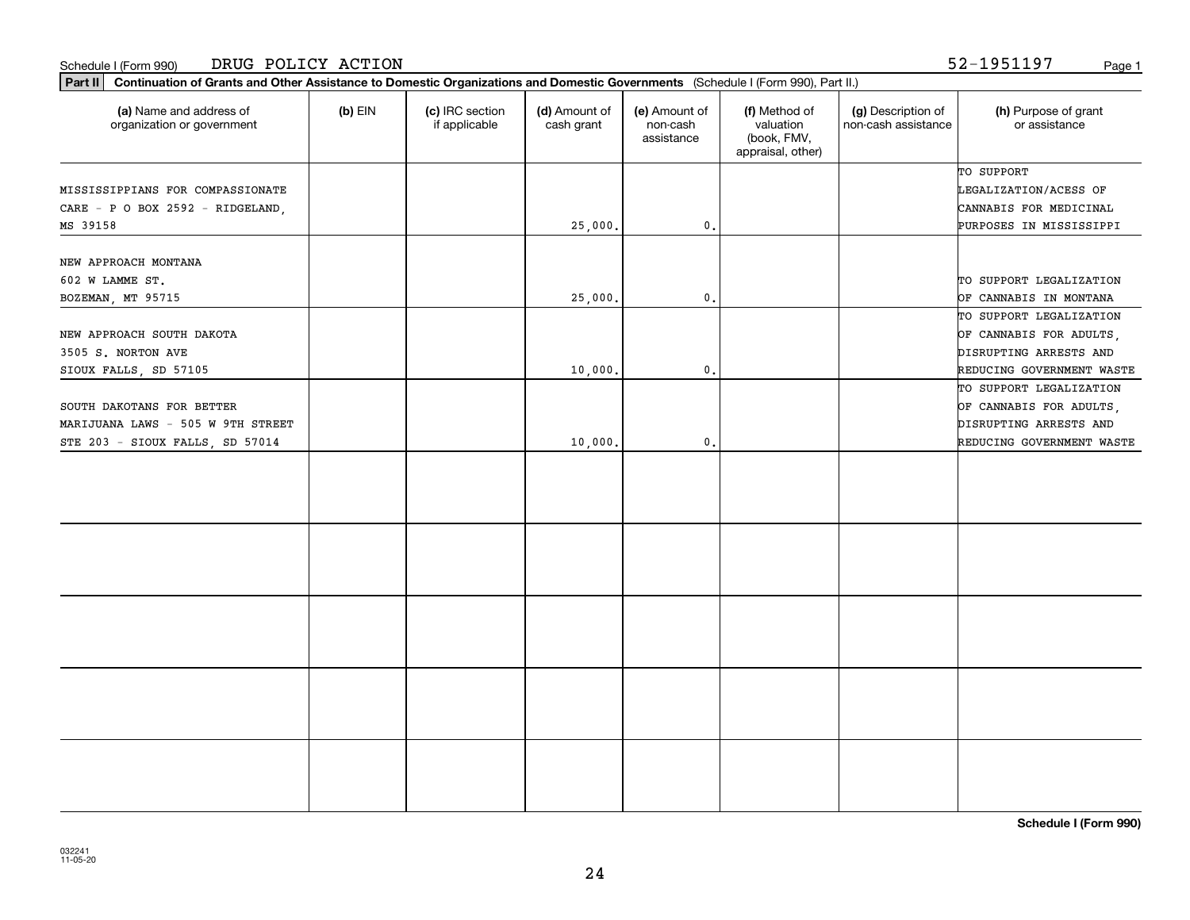Schedule I (Form 990) DRUG POLICY ACTION 52-1951197

**Part II** **Continuation of Grants and Other Assistance to Domestic Organizations and Domestic Governments** (Schedule I (Form 990), Part II.)

| (a) Name and address of organization or government | (b) EIN | (c) IRC section if applicable | (d) Amount of cash grant | (e) Amount of non-cash assistance | (f) Method of valuation (book, FMV, appraisal, other) | (g) Description of non-cash assistance | (h) Purpose of grant or assistance |
|---|---|---|---|---|---|---|---|
| MISSISSIPPIANS FOR COMPASSIONATE CARE - P O BOX 2592 - RIDGELAND, MS 39158 | | | 25,000. | 0. | | | TO SUPPORT LEGALIZATION/ACESS OF CANNABIS FOR MEDICINAL PURPOSES IN MISSISSIPPI |
| NEW APPROACH MONTANA 602 W LAMME ST. BOZEMAN, MT 95715 | | | 25,000. | 0. | | | TO SUPPORT LEGALIZATION OF CANNABIS IN MONTANA |
| NEW APPROACH SOUTH DAKOTA 3505 S. NORTON AVE SIOUX FALLS, SD 57105 | | | 10,000. | 0. | | | TO SUPPORT LEGALIZATION OF CANNABIS FOR ADULTS, DISRUPTING ARRESTS AND REDUCING GOVERNMENT WASTE |
| SOUTH DAKOTANS FOR BETTER MARIJUANA LAWS - 505 W 9TH STREET STE 203 - SIOUX FALLS, SD 57014 | | | 10,000. | 0. | | | TO SUPPORT LEGALIZATION OF CANNABIS FOR ADULTS, DISRUPTING ARRESTS AND REDUCING GOVERNMENT WASTE |
| | | | | | | | |
| | | | | | | | |
| | | | | | | | |
| | | | | | | | |
| | | | | | | | |

**Schedule I (Form 990)**

032241
11-05-20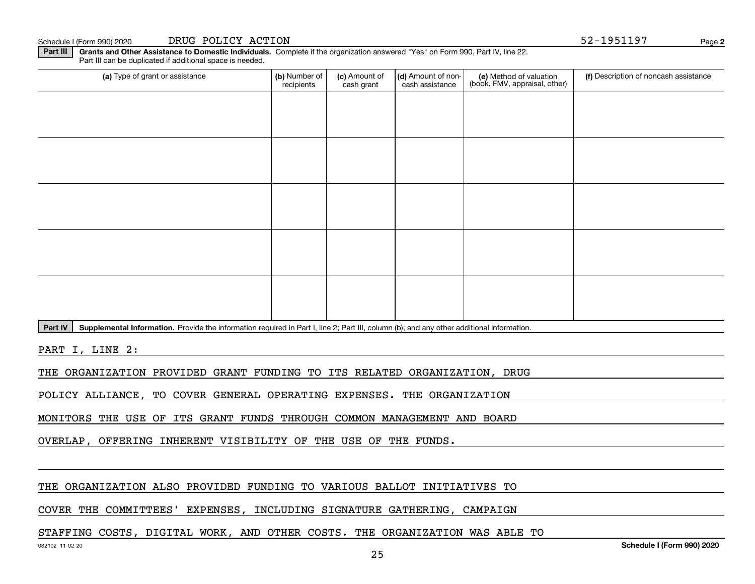Schedule I (Form 990) 2020 DRUG POLICY ACTION 52-1951197

**Part III** **Grants and Other Assistance to Domestic Individuals.** Complete if the organization answered "Yes" on Form 990, Part IV, line 22. Part III can be duplicated if additional space is needed.

| (a) Type of grant or assistance | (b) Number of recipients | (c) Amount of cash grant | (d) Amount of non-cash assistance | (e) Method of valuation (book, FMV, appraisal, other) | (f) Description of noncash assistance |
|---|---|---|---|---|---|
| | | | | | |
| | | | | | |
| | | | | | |
| | | | | | |
| | | | | | |

**Part IV** **Supplemental Information.** Provide the information required in Part I, line 2; Part III, column (b); and any other additional information.

PART I, LINE 2:

THE ORGANIZATION PROVIDED GRANT FUNDING TO ITS RELATED ORGANIZATION, DRUG POLICY ALLIANCE, TO COVER GENERAL OPERATING EXPENSES. THE ORGANIZATION MONITORS THE USE OF ITS GRANT FUNDS THROUGH COMMON MANAGEMENT AND BOARD OVERLAP, OFFERING INHERENT VISIBILITY OF THE USE OF THE FUNDS.

THE ORGANIZATION ALSO PROVIDED FUNDING TO VARIOUS BALLOT INITIATIVES TO COVER THE COMMITTEES' EXPENSES, INCLUDING SIGNATURE GATHERING, CAMPAIGN STAFFING COSTS, DIGITAL WORK, AND OTHER COSTS. THE ORGANIZATION WAS ABLE TO

032102 11-02-20 **Schedule I (Form 990) 2020**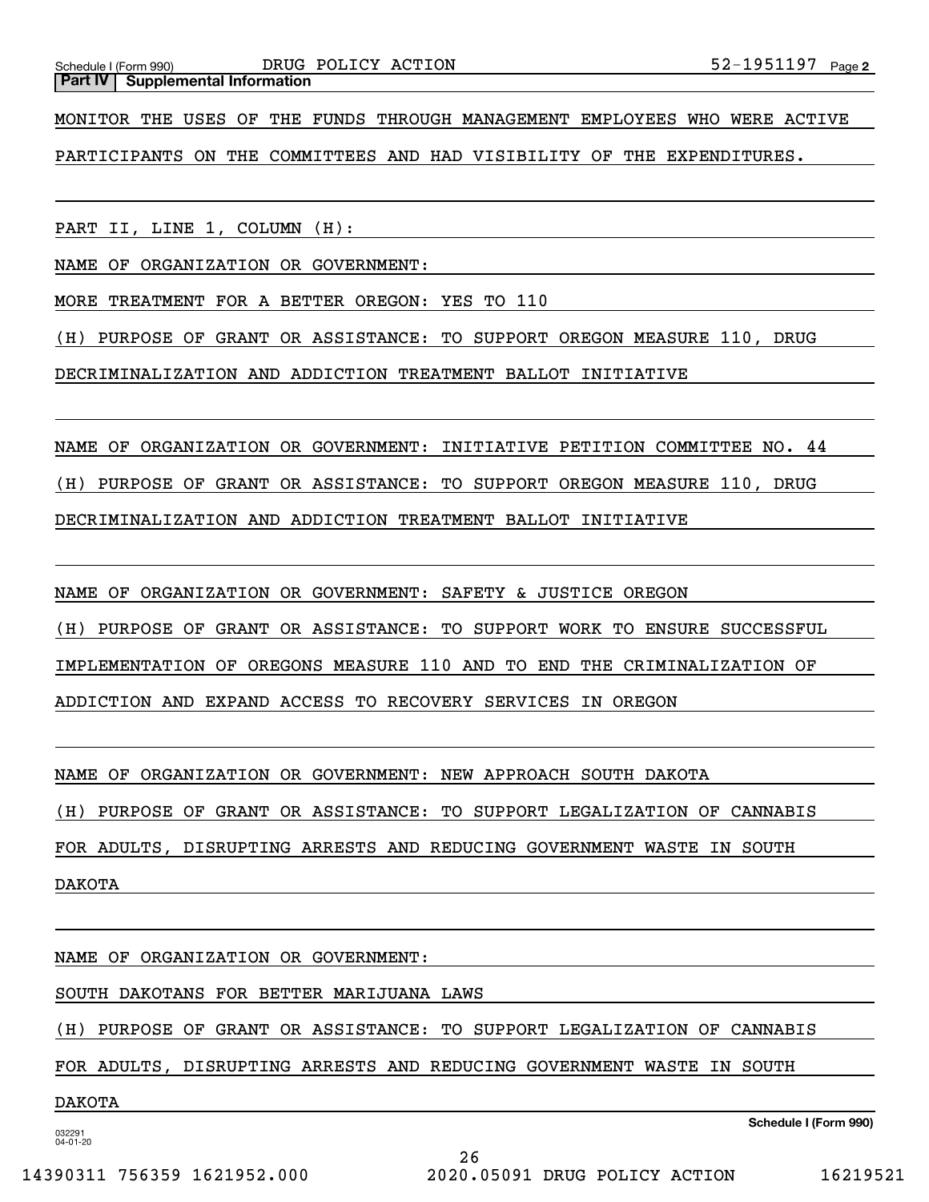Schedule I (Form 990) DRUG POLICY ACTION 52-1951197 Page 2

**Part IV | Supplemental Information**

MONITOR THE USES OF THE FUNDS THROUGH MANAGEMENT EMPLOYEES WHO WERE ACTIVE PARTICIPANTS ON THE COMMITTEES AND HAD VISIBILITY OF THE EXPENDITURES.

PART II, LINE 1, COLUMN (H):

NAME OF ORGANIZATION OR GOVERNMENT:

MORE TREATMENT FOR A BETTER OREGON: YES TO 110

(H) PURPOSE OF GRANT OR ASSISTANCE: TO SUPPORT OREGON MEASURE 110, DRUG DECRIMINALIZATION AND ADDICTION TREATMENT BALLOT INITIATIVE

NAME OF ORGANIZATION OR GOVERNMENT: INITIATIVE PETITION COMMITTEE NO. 44

(H) PURPOSE OF GRANT OR ASSISTANCE: TO SUPPORT OREGON MEASURE 110, DRUG DECRIMINALIZATION AND ADDICTION TREATMENT BALLOT INITIATIVE

NAME OF ORGANIZATION OR GOVERNMENT: SAFETY & JUSTICE OREGON

(H) PURPOSE OF GRANT OR ASSISTANCE: TO SUPPORT WORK TO ENSURE SUCCESSFUL IMPLEMENTATION OF OREGONS MEASURE 110 AND TO END THE CRIMINALIZATION OF ADDICTION AND EXPAND ACCESS TO RECOVERY SERVICES IN OREGON

NAME OF ORGANIZATION OR GOVERNMENT: NEW APPROACH SOUTH DAKOTA

(H) PURPOSE OF GRANT OR ASSISTANCE: TO SUPPORT LEGALIZATION OF CANNABIS FOR ADULTS, DISRUPTING ARRESTS AND REDUCING GOVERNMENT WASTE IN SOUTH DAKOTA

NAME OF ORGANIZATION OR GOVERNMENT:

SOUTH DAKOTANS FOR BETTER MARIJUANA LAWS

(H) PURPOSE OF GRANT OR ASSISTANCE: TO SUPPORT LEGALIZATION OF CANNABIS FOR ADULTS, DISRUPTING ARRESTS AND REDUCING GOVERNMENT WASTE IN SOUTH DAKOTA

**Schedule I (Form 990)**

032291 04-01-20

14390311 756359 1621952.000 2020.05091 DRUG POLICY ACTION 16219521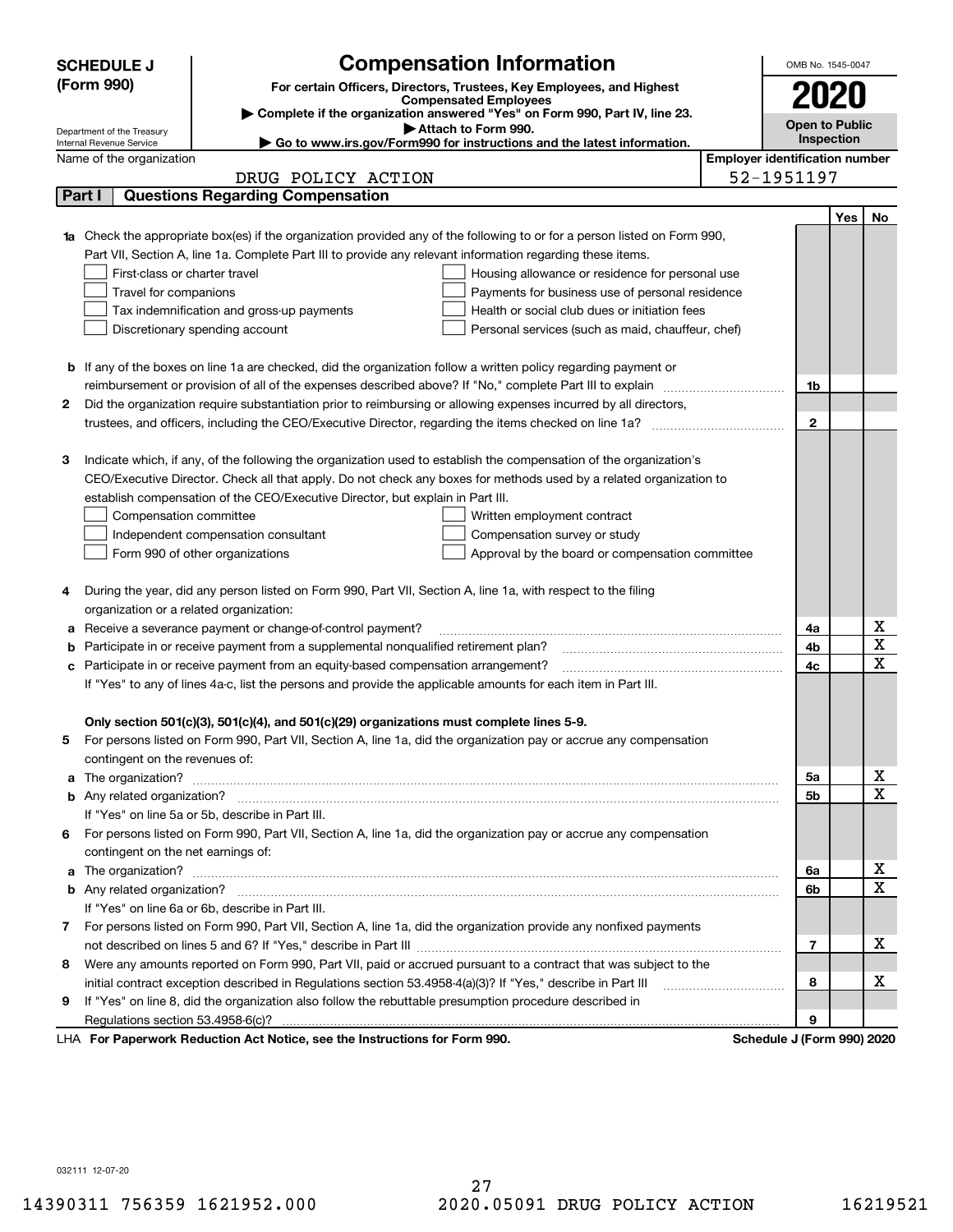**SCHEDULE J (Form 990)**

Department of the Treasury
Internal Revenue Service

# Compensation Information

**For certain Officers, Directors, Trustees, Key Employees, and Highest Compensated Employees**

▶ **Complete if the organization answered "Yes" on Form 990, Part IV, line 23.**
▶ **Attach to Form 990.**
▶ **Go to www.irs.gov/Form990 for instructions and the latest information.**

OMB No. 1545-0047

**2020**

**Open to Public Inspection**

Name of the organization: DRUG POLICY ACTION

**Employer identification number**: 52-1951197

## Part I Questions Regarding Compensation

| | | | Yes | No |
|---|---|---|---|---|
| **1a** | Check the appropriate box(es) if the organization provided any of the following to or for a person listed on Form 990, Part VII, Section A, line 1a. Complete Part III to provide any relevant information regarding these items.<br>☐ First-class or charter travel ☐ Housing allowance or residence for personal use<br>☐ Travel for companions ☐ Payments for business use of personal residence<br>☐ Tax indemnification and gross-up payments ☐ Health or social club dues or initiation fees<br>☐ Discretionary spending account ☐ Personal services (such as maid, chauffeur, chef) | | | |
| **b** | If any of the boxes on line 1a are checked, did the organization follow a written policy regarding payment or reimbursement or provision of all of the expenses described above? If "No," complete Part III to explain | 1b | | |
| **2** | Did the organization require substantiation prior to reimbursing or allowing expenses incurred by all directors, trustees, and officers, including the CEO/Executive Director, regarding the items checked on line 1a? | 2 | | |
| **3** | Indicate which, if any, of the following the organization used to establish the compensation of the organization's CEO/Executive Director. Check all that apply. Do not check any boxes for methods used by a related organization to establish compensation of the CEO/Executive Director, but explain in Part III.<br>☐ Compensation committee ☐ Written employment contract<br>☐ Independent compensation consultant ☐ Compensation survey or study<br>☐ Form 990 of other organizations ☐ Approval by the board or compensation committee | | | |
| **4** | During the year, did any person listed on Form 990, Part VII, Section A, line 1a, with respect to the filing organization or a related organization: | | | |
| **a** | Receive a severance payment or change-of-control payment? | 4a | | X |
| **b** | Participate in or receive payment from a supplemental nonqualified retirement plan? | 4b | | X |
| **c** | Participate in or receive payment from an equity-based compensation arrangement? | 4c | | X |
| | If "Yes" to any of lines 4a-c, list the persons and provide the applicable amounts for each item in Part III. | | | |
| | **Only section 501(c)(3), 501(c)(4), and 501(c)(29) organizations must complete lines 5-9.** | | | |
| **5** | For persons listed on Form 990, Part VII, Section A, line 1a, did the organization pay or accrue any compensation contingent on the revenues of: | | | |
| **a** | The organization? | 5a | | X |
| **b** | Any related organization? | 5b | | X |
| | If "Yes" on line 5a or 5b, describe in Part III. | | | |
| **6** | For persons listed on Form 990, Part VII, Section A, line 1a, did the organization pay or accrue any compensation contingent on the net earnings of: | | | |
| **a** | The organization? | 6a | | X |
| **b** | Any related organization? | 6b | | X |
| | If "Yes" on line 6a or 6b, describe in Part III. | | | |
| **7** | For persons listed on Form 990, Part VII, Section A, line 1a, did the organization provide any nonfixed payments not described on lines 5 and 6? If "Yes," describe in Part III | 7 | | X |
| **8** | Were any amounts reported on Form 990, Part VII, paid or accrued pursuant to a contract that was subject to the initial contract exception described in Regulations section 53.4958-4(a)(3)? If "Yes," describe in Part III | 8 | | X |
| **9** | If "Yes" on line 8, did the organization also follow the rebuttable presumption procedure described in Regulations section 53.4958-6(c)? | 9 | | |

LHA **For Paperwork Reduction Act Notice, see the Instructions for Form 990.** **Schedule J (Form 990) 2020**

032111 12-07-20

14390311 756359 1621952.000 2020.05091 DRUG POLICY ACTION 16219521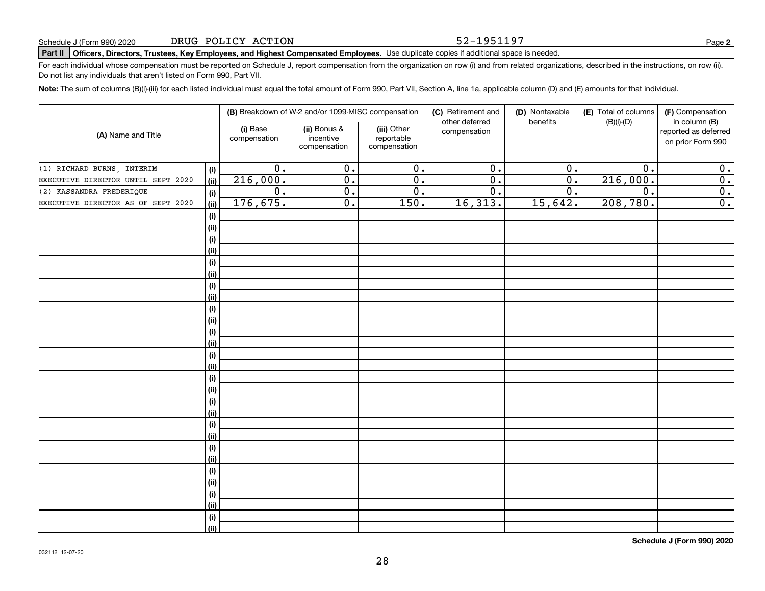Schedule J (Form 990) 2020 DRUG POLICY ACTION 52-1951197

**Part II Officers, Directors, Trustees, Key Employees, and Highest Compensated Employees.** Use duplicate copies if additional space is needed.

For each individual whose compensation must be reported on Schedule J, report compensation from the organization on row (i) and from related organizations, described in the instructions, on row (ii). Do not list any individuals that aren't listed on Form 990, Part VII.

**Note:** The sum of columns (B)(i)-(iii) for each listed individual must equal the total amount of Form 990, Part VII, Section A, line 1a, applicable column (D) and (E) amounts for that individual.

| (A) Name and Title | | (B) Breakdown of W-2 and/or 1099-MISC compensation | | | (C) Retirement and other deferred compensation | (D) Nontaxable benefits | (E) Total of columns (B)(i)-(D) | (F) Compensation in column (B) reported as deferred on prior Form 990 |
|---|---|---|---|---|---|---|---|---|
| | | (i) Base compensation | (ii) Bonus & incentive compensation | (iii) Other reportable compensation | | | | |
| (1) RICHARD BURNS, INTERIM | (i) | 0. | 0. | 0. | 0. | 0. | 0. | 0. |
| EXECUTIVE DIRECTOR UNTIL SEPT 2020 | (ii) | 216,000. | 0. | 0. | 0. | 0. | 216,000. | 0. |
| (2) KASSANDRA FREDERIQUE | (i) | 0. | 0. | 0. | 0. | 0. | 0. | 0. |
| EXECUTIVE DIRECTOR AS OF SEPT 2020 | (ii) | 176,675. | 0. | 150. | 16,313. | 15,642. | 208,780. | 0. |
| | (i) | | | | | | | |
| | (ii) | | | | | | | |
| | (i) | | | | | | | |
| | (ii) | | | | | | | |
| | (i) | | | | | | | |
| | (ii) | | | | | | | |
| | (i) | | | | | | | |
| | (ii) | | | | | | | |
| | (i) | | | | | | | |
| | (ii) | | | | | | | |
| | (i) | | | | | | | |
| | (ii) | | | | | | | |
| | (i) | | | | | | | |
| | (ii) | | | | | | | |
| | (i) | | | | | | | |
| | (ii) | | | | | | | |
| | (i) | | | | | | | |
| | (ii) | | | | | | | |
| | (i) | | | | | | | |
| | (ii) | | | | | | | |
| | (i) | | | | | | | |
| | (ii) | | | | | | | |
| | (i) | | | | | | | |
| | (ii) | | | | | | | |
| | (i) | | | | | | | |
| | (ii) | | | | | | | |
| | (i) | | | | | | | |
| | (ii) | | | | | | | |

**Schedule J (Form 990) 2020**

032112 12-07-20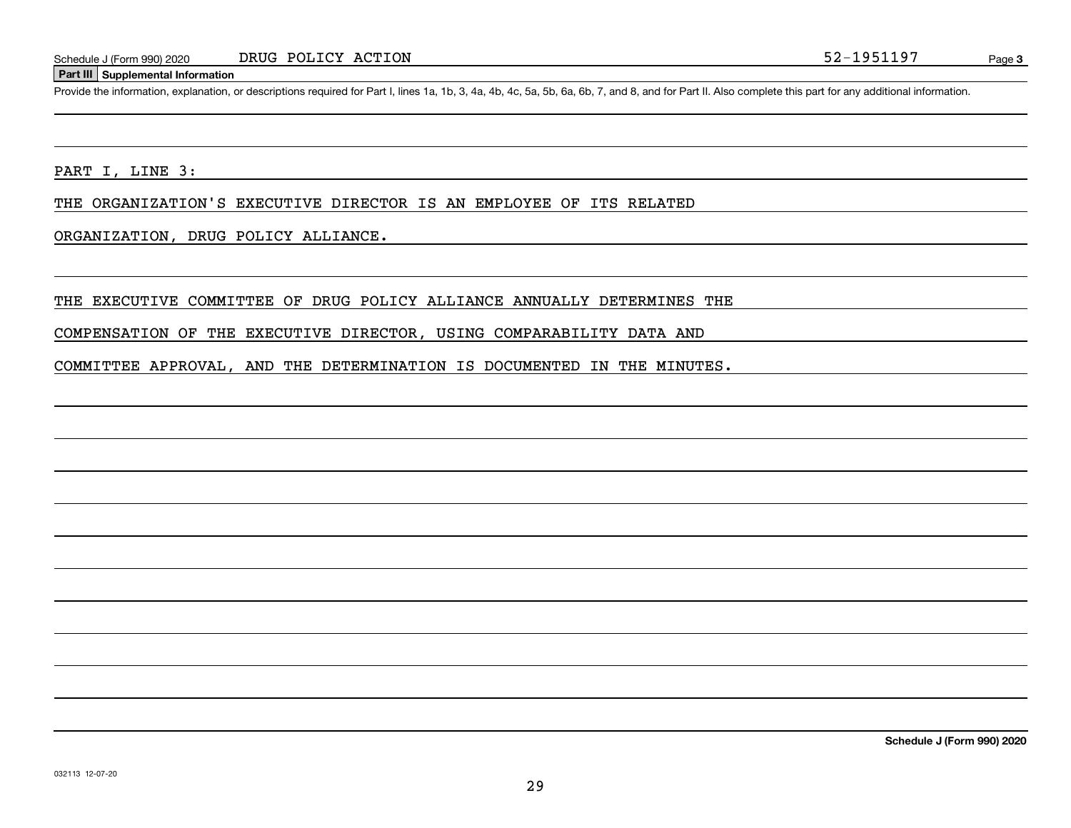Schedule J (Form 990) 2020 DRUG POLICY ACTION 52-1951197

## Part III Supplemental Information

Provide the information, explanation, or descriptions required for Part I, lines 1a, 1b, 3, 4a, 4b, 4c, 5a, 5b, 6a, 6b, 7, and 8, and for Part II. Also complete this part for any additional information.

PART I, LINE 3:

THE ORGANIZATION'S EXECUTIVE DIRECTOR IS AN EMPLOYEE OF ITS RELATED ORGANIZATION, DRUG POLICY ALLIANCE.

THE EXECUTIVE COMMITTEE OF DRUG POLICY ALLIANCE ANNUALLY DETERMINES THE COMPENSATION OF THE EXECUTIVE DIRECTOR, USING COMPARABILITY DATA AND COMMITTEE APPROVAL, AND THE DETERMINATION IS DOCUMENTED IN THE MINUTES.

Schedule J (Form 990) 2020

032113 12-07-20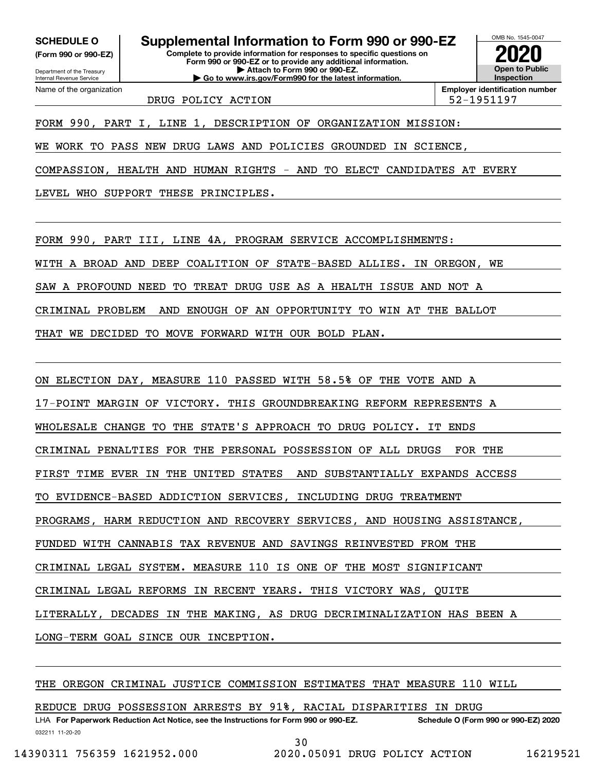**SCHEDULE O**
**(Form 990 or 990-EZ)**

Department of the Treasury
Internal Revenue Service

# Supplemental Information to Form 990 or 990-EZ

**Complete to provide information for responses to specific questions on Form 990 or 990-EZ or to provide any additional information.**
**▶ Attach to Form 990 or 990-EZ.**
**▶ Go to www.irs.gov/Form990 for the latest information.**

OMB No. 1545-0047
**2020**
**Open to Public Inspection**

Name of the organization: DRUG POLICY ACTION

**Employer identification number:** 52-1951197

FORM 990, PART I, LINE 1, DESCRIPTION OF ORGANIZATION MISSION:

WE WORK TO PASS NEW DRUG LAWS AND POLICIES GROUNDED IN SCIENCE, COMPASSION, HEALTH AND HUMAN RIGHTS - AND TO ELECT CANDIDATES AT EVERY LEVEL WHO SUPPORT THESE PRINCIPLES.

FORM 990, PART III, LINE 4A, PROGRAM SERVICE ACCOMPLISHMENTS:

WITH A BROAD AND DEEP COALITION OF STATE-BASED ALLIES. IN OREGON, WE SAW A PROFOUND NEED TO TREAT DRUG USE AS A HEALTH ISSUE AND NOT A CRIMINAL PROBLEM AND ENOUGH OF AN OPPORTUNITY TO WIN AT THE BALLOT THAT WE DECIDED TO MOVE FORWARD WITH OUR BOLD PLAN.

ON ELECTION DAY, MEASURE 110 PASSED WITH 58.5% OF THE VOTE AND A 17-POINT MARGIN OF VICTORY. THIS GROUNDBREAKING REFORM REPRESENTS A WHOLESALE CHANGE TO THE STATE'S APPROACH TO DRUG POLICY. IT ENDS CRIMINAL PENALTIES FOR THE PERSONAL POSSESSION OF ALL DRUGS FOR THE FIRST TIME EVER IN THE UNITED STATES AND SUBSTANTIALLY EXPANDS ACCESS TO EVIDENCE-BASED ADDICTION SERVICES, INCLUDING DRUG TREATMENT PROGRAMS, HARM REDUCTION AND RECOVERY SERVICES, AND HOUSING ASSISTANCE, FUNDED WITH CANNABIS TAX REVENUE AND SAVINGS REINVESTED FROM THE CRIMINAL LEGAL SYSTEM. MEASURE 110 IS ONE OF THE MOST SIGNIFICANT CRIMINAL LEGAL REFORMS IN RECENT YEARS. THIS VICTORY WAS, QUITE LITERALLY, DECADES IN THE MAKING, AS DRUG DECRIMINALIZATION HAS BEEN A LONG-TERM GOAL SINCE OUR INCEPTION.

THE OREGON CRIMINAL JUSTICE COMMISSION ESTIMATES THAT MEASURE 110 WILL REDUCE DRUG POSSESSION ARRESTS BY 91%, RACIAL DISPARITIES IN DRUG

LHA **For Paperwork Reduction Act Notice, see the Instructions for Form 990 or 990-EZ.** **Schedule O (Form 990 or 990-EZ) 2020**
032211 11-20-20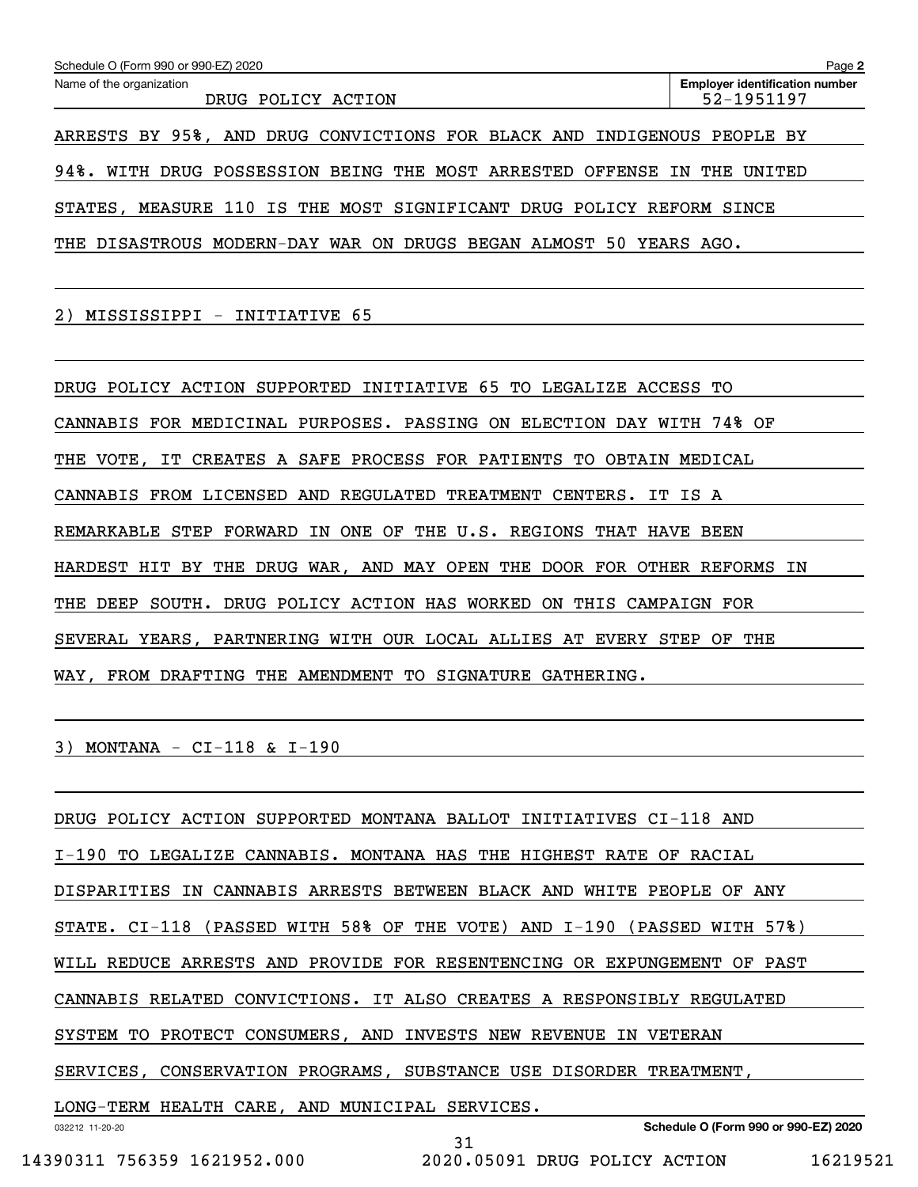ARRESTS BY 95%, AND DRUG CONVICTIONS FOR BLACK AND INDIGENOUS PEOPLE BY 94%. WITH DRUG POSSESSION BEING THE MOST ARRESTED OFFENSE IN THE UNITED STATES, MEASURE 110 IS THE MOST SIGNIFICANT DRUG POLICY REFORM SINCE THE DISASTROUS MODERN-DAY WAR ON DRUGS BEGAN ALMOST 50 YEARS AGO.

2) MISSISSIPPI - INITIATIVE 65

DRUG POLICY ACTION SUPPORTED INITIATIVE 65 TO LEGALIZE ACCESS TO CANNABIS FOR MEDICINAL PURPOSES. PASSING ON ELECTION DAY WITH 74% OF THE VOTE, IT CREATES A SAFE PROCESS FOR PATIENTS TO OBTAIN MEDICAL CANNABIS FROM LICENSED AND REGULATED TREATMENT CENTERS. IT IS A REMARKABLE STEP FORWARD IN ONE OF THE U.S. REGIONS THAT HAVE BEEN HARDEST HIT BY THE DRUG WAR, AND MAY OPEN THE DOOR FOR OTHER REFORMS IN THE DEEP SOUTH. DRUG POLICY ACTION HAS WORKED ON THIS CAMPAIGN FOR SEVERAL YEARS, PARTNERING WITH OUR LOCAL ALLIES AT EVERY STEP OF THE WAY, FROM DRAFTING THE AMENDMENT TO SIGNATURE GATHERING.

3) MONTANA - CI-118 & I-190

DRUG POLICY ACTION SUPPORTED MONTANA BALLOT INITIATIVES CI-118 AND I-190 TO LEGALIZE CANNABIS. MONTANA HAS THE HIGHEST RATE OF RACIAL DISPARITIES IN CANNABIS ARRESTS BETWEEN BLACK AND WHITE PEOPLE OF ANY STATE. CI-118 (PASSED WITH 58% OF THE VOTE) AND I-190 (PASSED WITH 57%) WILL REDUCE ARRESTS AND PROVIDE FOR RESENTENCING OR EXPUNGEMENT OF PAST CANNABIS RELATED CONVICTIONS. IT ALSO CREATES A RESPONSIBLY REGULATED SYSTEM TO PROTECT CONSUMERS, AND INVESTS NEW REVENUE IN VETERAN SERVICES, CONSERVATION PROGRAMS, SUBSTANCE USE DISORDER TREATMENT, LONG-TERM HEALTH CARE, AND MUNICIPAL SERVICES.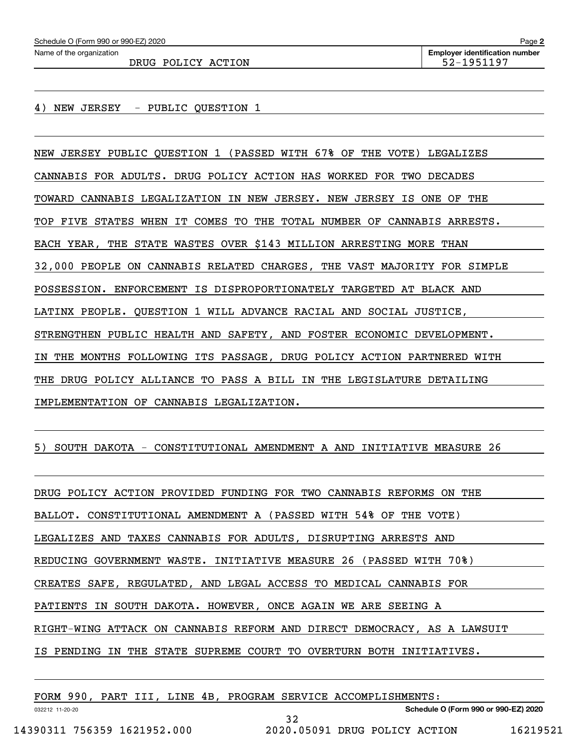4) NEW JERSEY - PUBLIC QUESTION 1

NEW JERSEY PUBLIC QUESTION 1 (PASSED WITH 67% OF THE VOTE) LEGALIZES CANNABIS FOR ADULTS. DRUG POLICY ACTION HAS WORKED FOR TWO DECADES TOWARD CANNABIS LEGALIZATION IN NEW JERSEY. NEW JERSEY IS ONE OF THE TOP FIVE STATES WHEN IT COMES TO THE TOTAL NUMBER OF CANNABIS ARRESTS. EACH YEAR, THE STATE WASTES OVER $143 MILLION ARRESTING MORE THAN 32,000 PEOPLE ON CANNABIS RELATED CHARGES, THE VAST MAJORITY FOR SIMPLE POSSESSION. ENFORCEMENT IS DISPROPORTIONATELY TARGETED AT BLACK AND LATINX PEOPLE. QUESTION 1 WILL ADVANCE RACIAL AND SOCIAL JUSTICE, STRENGTHEN PUBLIC HEALTH AND SAFETY, AND FOSTER ECONOMIC DEVELOPMENT. IN THE MONTHS FOLLOWING ITS PASSAGE, DRUG POLICY ACTION PARTNERED WITH THE DRUG POLICY ALLIANCE TO PASS A BILL IN THE LEGISLATURE DETAILING IMPLEMENTATION OF CANNABIS LEGALIZATION.

5) SOUTH DAKOTA - CONSTITUTIONAL AMENDMENT A AND INITIATIVE MEASURE 26

DRUG POLICY ACTION PROVIDED FUNDING FOR TWO CANNABIS REFORMS ON THE BALLOT. CONSTITUTIONAL AMENDMENT A (PASSED WITH 54% OF THE VOTE) LEGALIZES AND TAXES CANNABIS FOR ADULTS, DISRUPTING ARRESTS AND REDUCING GOVERNMENT WASTE. INITIATIVE MEASURE 26 (PASSED WITH 70%) CREATES SAFE, REGULATED, AND LEGAL ACCESS TO MEDICAL CANNABIS FOR PATIENTS IN SOUTH DAKOTA. HOWEVER, ONCE AGAIN WE ARE SEEING A RIGHT-WING ATTACK ON CANNABIS REFORM AND DIRECT DEMOCRACY, AS A LAWSUIT IS PENDING IN THE STATE SUPREME COURT TO OVERTURN BOTH INITIATIVES.

FORM 990, PART III, LINE 4B, PROGRAM SERVICE ACCOMPLISHMENTS: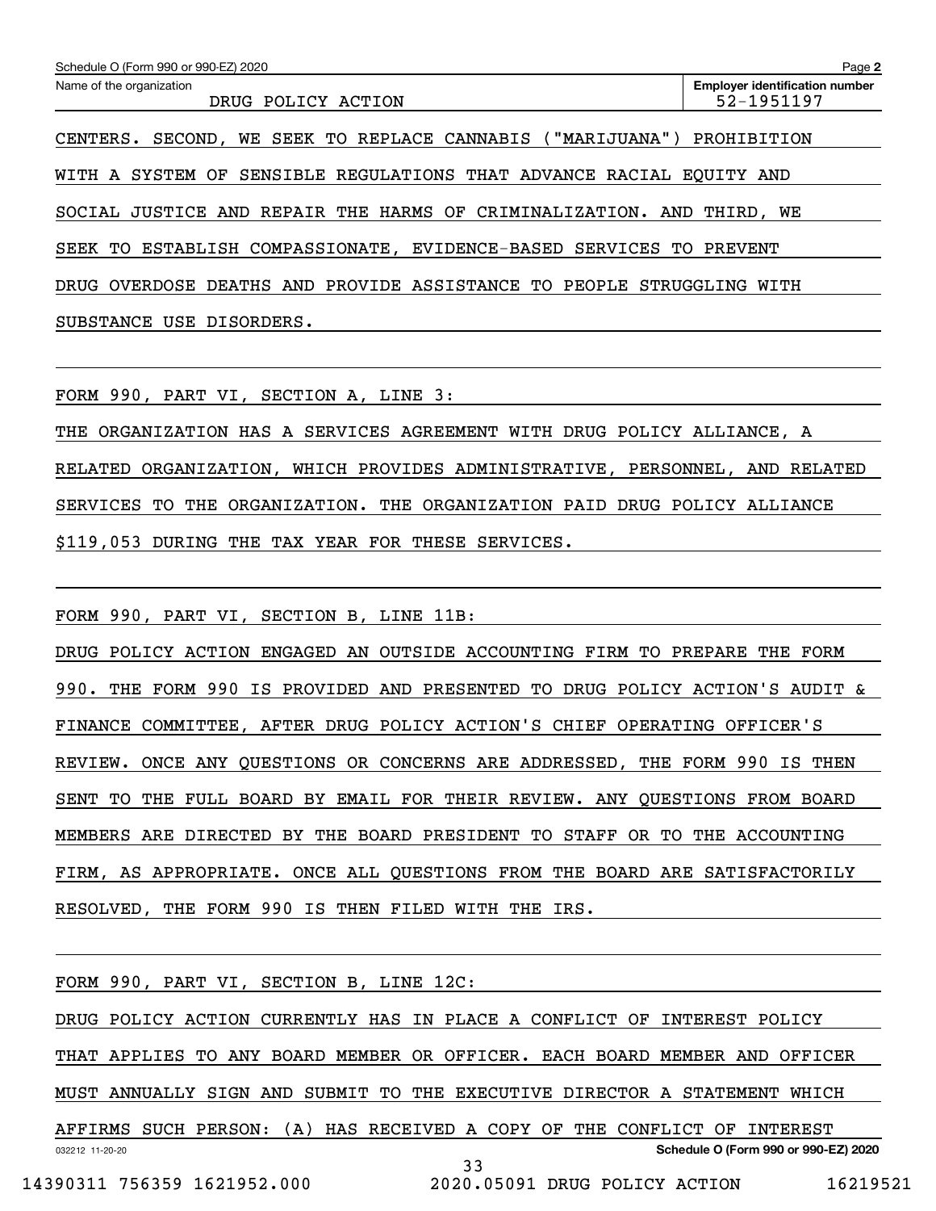Schedule O (Form 990 or 990-EZ) 2020

Name of the organization: DRUG POLICY ACTION

Employer identification number: 52-1951197

CENTERS. SECOND, WE SEEK TO REPLACE CANNABIS ("MARIJUANA") PROHIBITION WITH A SYSTEM OF SENSIBLE REGULATIONS THAT ADVANCE RACIAL EQUITY AND SOCIAL JUSTICE AND REPAIR THE HARMS OF CRIMINALIZATION. AND THIRD, WE SEEK TO ESTABLISH COMPASSIONATE, EVIDENCE-BASED SERVICES TO PREVENT DRUG OVERDOSE DEATHS AND PROVIDE ASSISTANCE TO PEOPLE STRUGGLING WITH SUBSTANCE USE DISORDERS.

FORM 990, PART VI, SECTION A, LINE 3:

THE ORGANIZATION HAS A SERVICES AGREEMENT WITH DRUG POLICY ALLIANCE, A RELATED ORGANIZATION, WHICH PROVIDES ADMINISTRATIVE, PERSONNEL, AND RELATED SERVICES TO THE ORGANIZATION. THE ORGANIZATION PAID DRUG POLICY ALLIANCE $119,053 DURING THE TAX YEAR FOR THESE SERVICES.

FORM 990, PART VI, SECTION B, LINE 11B:

DRUG POLICY ACTION ENGAGED AN OUTSIDE ACCOUNTING FIRM TO PREPARE THE FORM 990. THE FORM 990 IS PROVIDED AND PRESENTED TO DRUG POLICY ACTION'S AUDIT & FINANCE COMMITTEE, AFTER DRUG POLICY ACTION'S CHIEF OPERATING OFFICER'S REVIEW. ONCE ANY QUESTIONS OR CONCERNS ARE ADDRESSED, THE FORM 990 IS THEN SENT TO THE FULL BOARD BY EMAIL FOR THEIR REVIEW. ANY QUESTIONS FROM BOARD MEMBERS ARE DIRECTED BY THE BOARD PRESIDENT TO STAFF OR TO THE ACCOUNTING FIRM, AS APPROPRIATE. ONCE ALL QUESTIONS FROM THE BOARD ARE SATISFACTORILY RESOLVED, THE FORM 990 IS THEN FILED WITH THE IRS.

FORM 990, PART VI, SECTION B, LINE 12C:

DRUG POLICY ACTION CURRENTLY HAS IN PLACE A CONFLICT OF INTEREST POLICY THAT APPLIES TO ANY BOARD MEMBER OR OFFICER. EACH BOARD MEMBER AND OFFICER MUST ANNUALLY SIGN AND SUBMIT TO THE EXECUTIVE DIRECTOR A STATEMENT WHICH AFFIRMS SUCH PERSON: (A) HAS RECEIVED A COPY OF THE CONFLICT OF INTEREST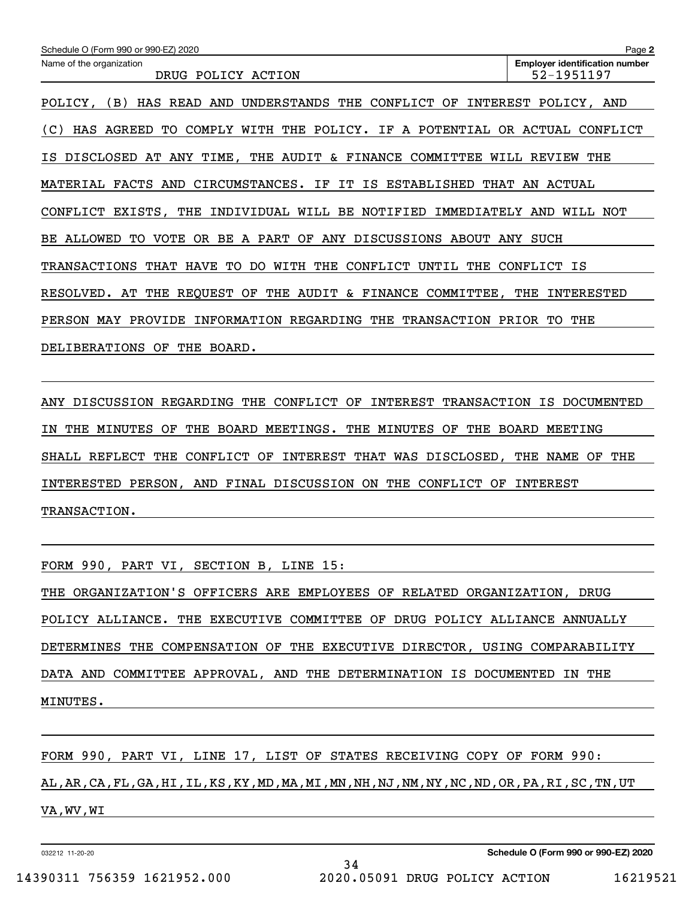Schedule O (Form 990 or 990-EZ) 2020

Name of the organization: DRUG POLICY ACTION

Employer identification number: 52-1951197

POLICY, (B) HAS READ AND UNDERSTANDS THE CONFLICT OF INTEREST POLICY, AND (C) HAS AGREED TO COMPLY WITH THE POLICY. IF A POTENTIAL OR ACTUAL CONFLICT IS DISCLOSED AT ANY TIME, THE AUDIT & FINANCE COMMITTEE WILL REVIEW THE MATERIAL FACTS AND CIRCUMSTANCES. IF IT IS ESTABLISHED THAT AN ACTUAL CONFLICT EXISTS, THE INDIVIDUAL WILL BE NOTIFIED IMMEDIATELY AND WILL NOT BE ALLOWED TO VOTE OR BE A PART OF ANY DISCUSSIONS ABOUT ANY SUCH TRANSACTIONS THAT HAVE TO DO WITH THE CONFLICT UNTIL THE CONFLICT IS RESOLVED. AT THE REQUEST OF THE AUDIT & FINANCE COMMITTEE, THE INTERESTED PERSON MAY PROVIDE INFORMATION REGARDING THE TRANSACTION PRIOR TO THE DELIBERATIONS OF THE BOARD.

ANY DISCUSSION REGARDING THE CONFLICT OF INTEREST TRANSACTION IS DOCUMENTED IN THE MINUTES OF THE BOARD MEETINGS. THE MINUTES OF THE BOARD MEETING SHALL REFLECT THE CONFLICT OF INTEREST THAT WAS DISCLOSED, THE NAME OF THE INTERESTED PERSON, AND FINAL DISCUSSION ON THE CONFLICT OF INTEREST TRANSACTION.

FORM 990, PART VI, SECTION B, LINE 15:

THE ORGANIZATION'S OFFICERS ARE EMPLOYEES OF RELATED ORGANIZATION, DRUG POLICY ALLIANCE. THE EXECUTIVE COMMITTEE OF DRUG POLICY ALLIANCE ANNUALLY DETERMINES THE COMPENSATION OF THE EXECUTIVE DIRECTOR, USING COMPARABILITY DATA AND COMMITTEE APPROVAL, AND THE DETERMINATION IS DOCUMENTED IN THE MINUTES.

FORM 990, PART VI, LINE 17, LIST OF STATES RECEIVING COPY OF FORM 990:

AL,AR,CA,FL,GA,HI,IL,KS,KY,MD,MA,MI,MN,NH,NJ,NM,NY,NC,ND,OR,PA,RI,SC,TN,UT VA,WV,WI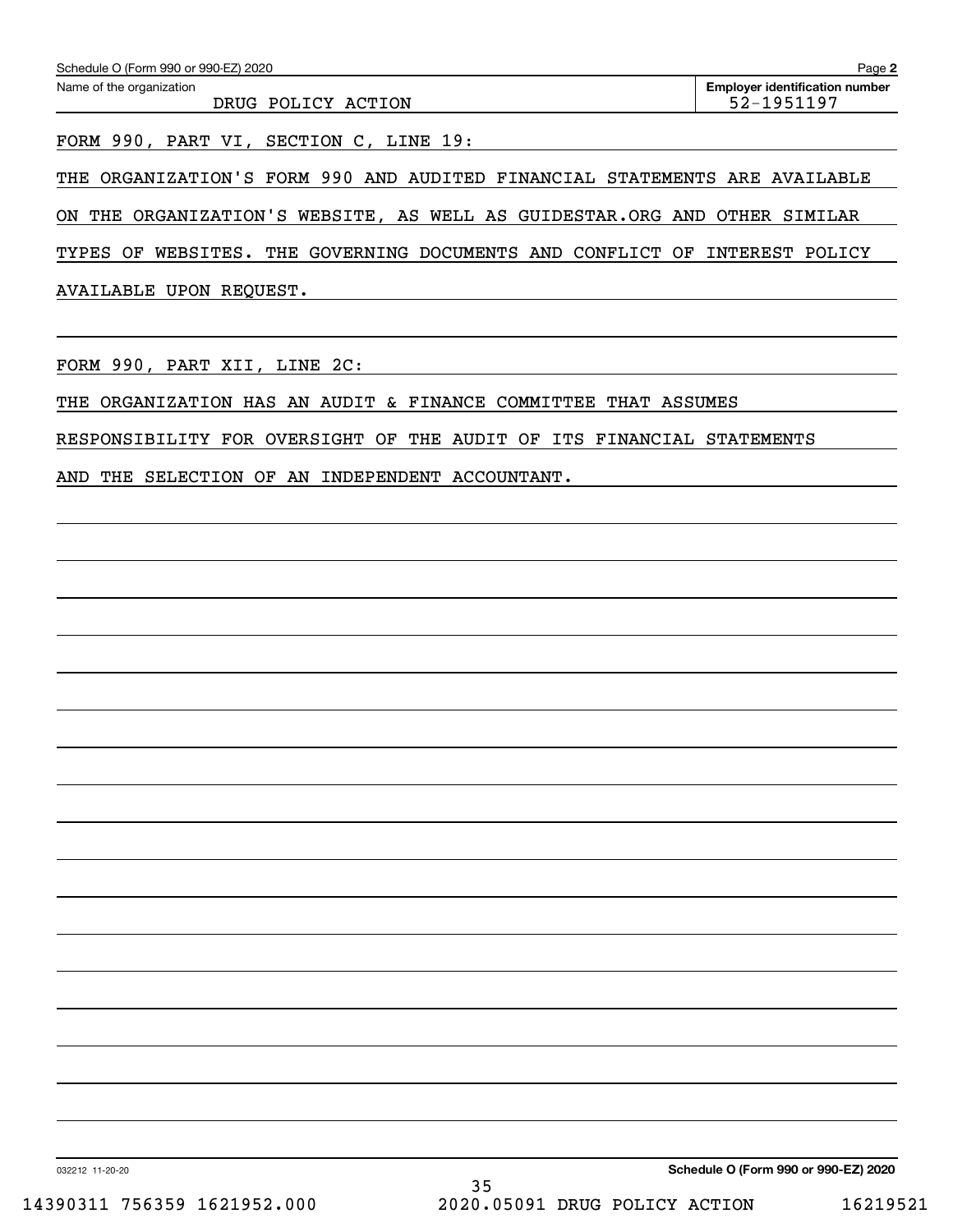Schedule O (Form 990 or 990-EZ) 2020

Name of the organization: DRUG POLICY ACTION

Employer identification number: 52-1951197

FORM 990, PART VI, SECTION C, LINE 19:

THE ORGANIZATION'S FORM 990 AND AUDITED FINANCIAL STATEMENTS ARE AVAILABLE ON THE ORGANIZATION'S WEBSITE, AS WELL AS GUIDESTAR.ORG AND OTHER SIMILAR TYPES OF WEBSITES. THE GOVERNING DOCUMENTS AND CONFLICT OF INTEREST POLICY AVAILABLE UPON REQUEST.

FORM 990, PART XII, LINE 2C:

THE ORGANIZATION HAS AN AUDIT & FINANCE COMMITTEE THAT ASSUMES RESPONSIBILITY FOR OVERSIGHT OF THE AUDIT OF ITS FINANCIAL STATEMENTS AND THE SELECTION OF AN INDEPENDENT ACCOUNTANT.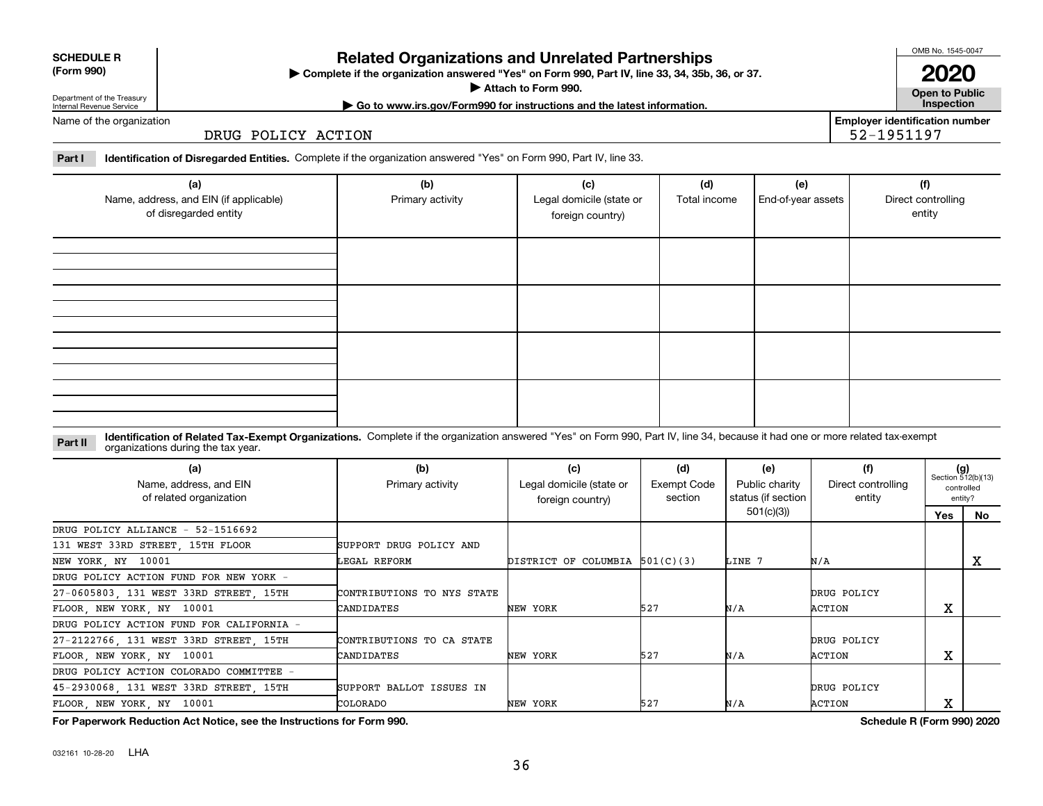**SCHEDULE R (Form 990)**

Department of the Treasury
Internal Revenue Service

# Related Organizations and Unrelated Partnerships

▶ Complete if the organization answered "Yes" on Form 990, Part IV, line 33, 34, 35b, 36, or 37.
▶ Attach to Form 990.
▶ Go to www.irs.gov/Form990 for instructions and the latest information.

OMB No. 1545-0047
**2020**
**Open to Public Inspection**

Name of the organization: DRUG POLICY ACTION

Employer identification number: 52-1951197

**Part I** **Identification of Disregarded Entities.** Complete if the organization answered "Yes" on Form 990, Part IV, line 33.

| (a) Name, address, and EIN (if applicable) of disregarded entity | (b) Primary activity | (c) Legal domicile (state or foreign country) | (d) Total income | (e) End-of-year assets | (f) Direct controlling entity |
|---|---|---|---|---|---|
| | | | | | |
| | | | | | |
| | | | | | |
| | | | | | |

**Part II** **Identification of Related Tax-Exempt Organizations.** Complete if the organization answered "Yes" on Form 990, Part IV, line 34, because it had one or more related tax-exempt organizations during the tax year.

| (a) Name, address, and EIN of related organization | (b) Primary activity | (c) Legal domicile (state or foreign country) | (d) Exempt Code section | (e) Public charity status (if section 501(c)(3)) | (f) Direct controlling entity | (g) Section 512(b)(13) controlled entity? Yes | No |
|---|---|---|---|---|---|---|---|
| DRUG POLICY ALLIANCE - 52-1516692, 131 WEST 33RD STREET, 15TH FLOOR, NEW YORK, NY 10001 | SUPPORT DRUG POLICY AND LEGAL REFORM | DISTRICT OF COLUMBIA | 501(C)(3) | LINE 7 | N/A | | X |
| DRUG POLICY ACTION FUND FOR NEW YORK - 27-0605803, 131 WEST 33RD STREET, 15TH FLOOR, NEW YORK, NY 10001 | CONTRIBUTIONS TO NYS STATE CANDIDATES | NEW YORK | 527 | N/A | DRUG POLICY ACTION | X | |
| DRUG POLICY ACTION FUND FOR CALIFORNIA - 27-2122766, 131 WEST 33RD STREET, 15TH FLOOR, NEW YORK, NY 10001 | CONTRIBUTIONS TO CA STATE CANDIDATES | NEW YORK | 527 | N/A | DRUG POLICY ACTION | X | |
| DRUG POLICY ACTION COLORADO COMMITTEE - 45-2930068, 131 WEST 33RD STREET, 15TH FLOOR, NEW YORK, NY 10001 | SUPPORT BALLOT ISSUES IN COLORADO | NEW YORK | 527 | N/A | DRUG POLICY ACTION | X | |

**For Paperwork Reduction Act Notice, see the Instructions for Form 990.** **Schedule R (Form 990) 2020**

032161 10-28-20 LHA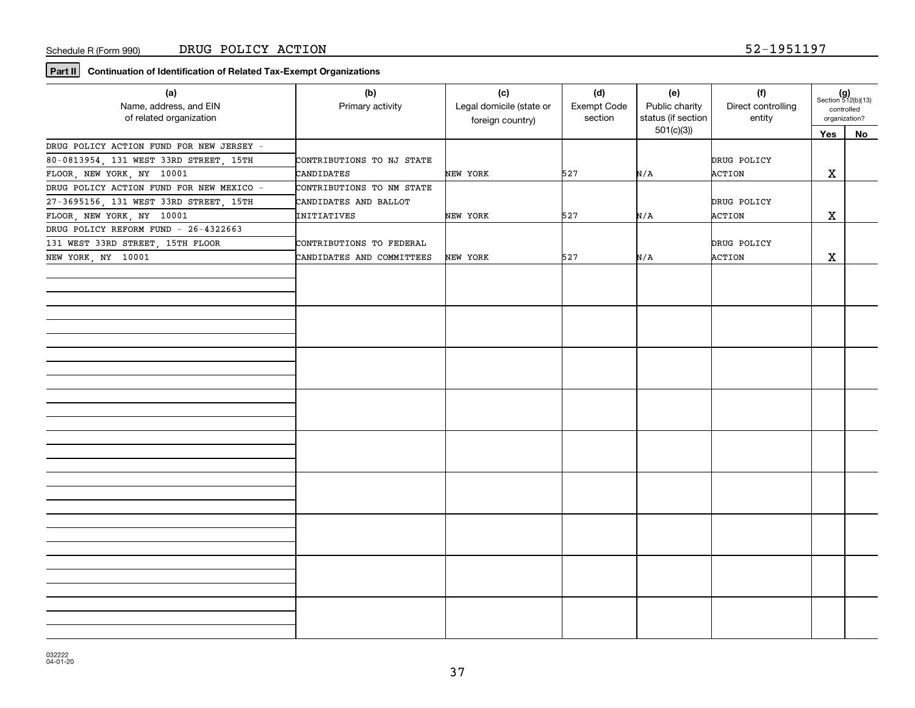Schedule R (Form 990) DRUG POLICY ACTION 52-1951197

**Part II** **Continuation of Identification of Related Tax-Exempt Organizations**

| (a) Name, address, and EIN of related organization | (b) Primary activity | (c) Legal domicile (state or foreign country) | (d) Exempt Code section | (e) Public charity status (if section 501(c)(3)) | (f) Direct controlling entity | (g) Section 512(b)(13) controlled organization? Yes | No |
|---|---|---|---|---|---|---|---|
| DRUG POLICY ACTION FUND FOR NEW JERSEY - 80-0813954, 131 WEST 33RD STREET, 15TH FLOOR, NEW YORK, NY 10001 | CONTRIBUTIONS TO NJ STATE CANDIDATES | NEW YORK | 527 | N/A | DRUG POLICY ACTION | X | |
| DRUG POLICY ACTION FUND FOR NEW MEXICO - 27-3695156, 131 WEST 33RD STREET, 15TH FLOOR, NEW YORK, NY 10001 | CONTRIBUTIONS TO NM STATE CANDIDATES AND BALLOT INITIATIVES | NEW YORK | 527 | N/A | DRUG POLICY ACTION | X | |
| DRUG POLICY REFORM FUND - 26-4322663 131 WEST 33RD STREET, 15TH FLOOR NEW YORK, NY 10001 | CONTRIBUTIONS TO FEDERAL CANDIDATES AND COMMITTEES | NEW YORK | 527 | N/A | DRUG POLICY ACTION | X | |
| | | | | | | | |
| | | | | | | | |
| | | | | | | | |
| | | | | | | | |
| | | | | | | | |
| | | | | | | | |
| | | | | | | | |
| | | | | | | | |
| | | | | | | | |

032222
04-01-20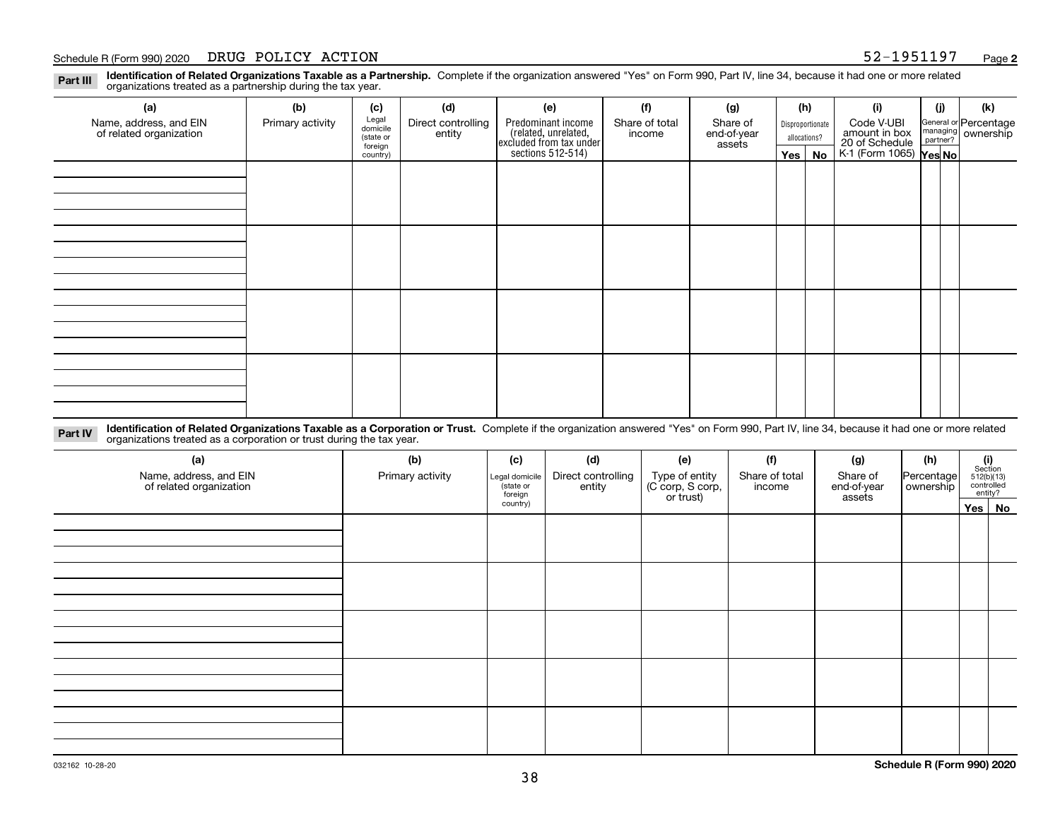Schedule R (Form 990) 2020 DRUG POLICY ACTION 52-1951197 Page **2**

**Part III** **Identification of Related Organizations Taxable as a Partnership.** Complete if the organization answered "Yes" on Form 990, Part IV, line 34, because it had one or more related organizations treated as a partnership during the tax year.

| (a) Name, address, and EIN of related organization | (b) Primary activity | (c) Legal domicile (state or foreign country) | (d) Direct controlling entity | (e) Predominant income (related, unrelated, excluded from tax under sections 512-514) | (f) Share of total income | (g) Share of end-of-year assets | (h) Disproportionate allocations? Yes | (h) No | (i) Code V-UBI amount in box 20 of Schedule K-1 (Form 1065) | (j) General or managing partner? Yes | (j) No | (k) Percentage ownership |
|---|---|---|---|---|---|---|---|---|---|---|---|---|
| | | | | | | | | | | | | |
| | | | | | | | | | | | | |
| | | | | | | | | | | | | |
| | | | | | | | | | | | | |

**Part IV** **Identification of Related Organizations Taxable as a Corporation or Trust.** Complete if the organization answered "Yes" on Form 990, Part IV, line 34, because it had one or more related organizations treated as a corporation or trust during the tax year.

| (a) Name, address, and EIN of related organization | (b) Primary activity | (c) Legal domicile (state or foreign country) | (d) Direct controlling entity | (e) Type of entity (C corp, S corp, or trust) | (f) Share of total income | (g) Share of end-of-year assets | (h) Percentage ownership | (i) Section 512(b)(13) controlled entity? Yes | (i) No |
|---|---|---|---|---|---|---|---|---|---|
| | | | | | | | | | |
| | | | | | | | | | |
| | | | | | | | | | |
| | | | | | | | | | |
| | | | | | | | | | |

032162 10-28-20 **Schedule R (Form 990) 2020**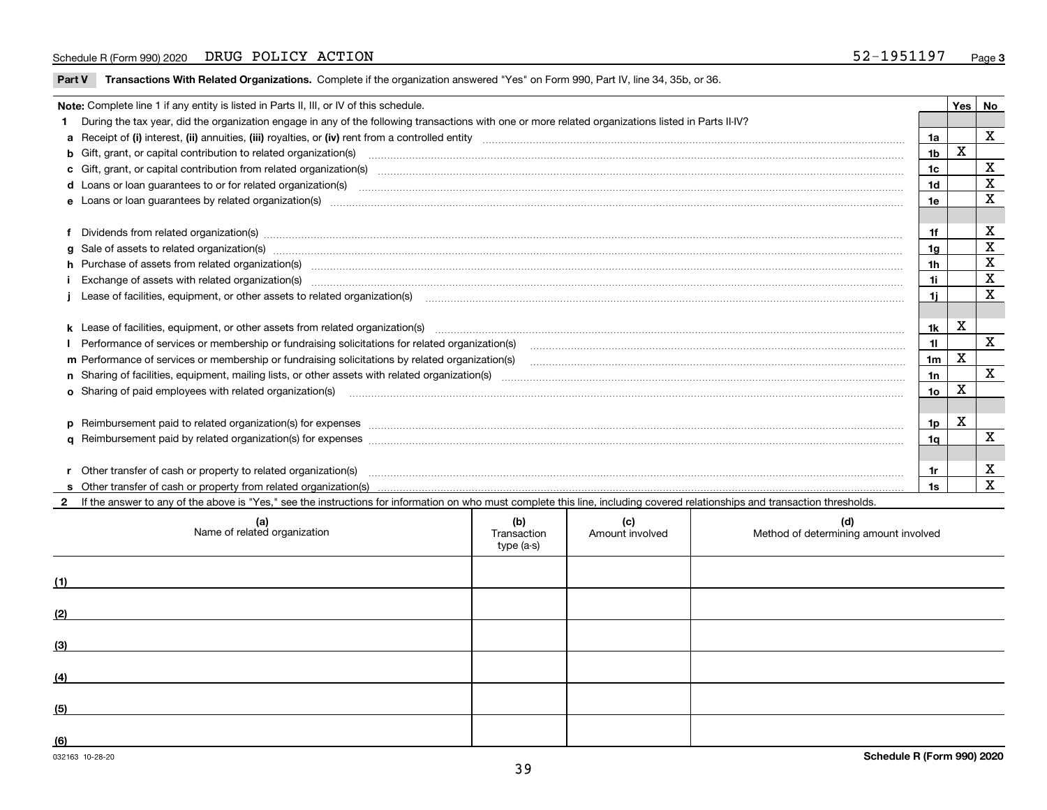Schedule R (Form 990) 2020 DRUG POLICY ACTION 52-1951197 Page **3**

**Part V Transactions With Related Organizations.** Complete if the organization answered "Yes" on Form 990, Part IV, line 34, 35b, or 36.

| **Note:** Complete line 1 if any entity is listed in Parts II, III, or IV of this schedule. | | Yes | No |
|---|---|---|---|
| **1** During the tax year, did the organization engage in any of the following transactions with one or more related organizations listed in Parts II-IV? | | | |
| **a** Receipt of **(i)** interest, **(ii)** annuities, **(iii)** royalties, or **(iv)** rent from a controlled entity | 1a | | X |
| **b** Gift, grant, or capital contribution to related organization(s) | 1b | X | |
| **c** Gift, grant, or capital contribution from related organization(s) | 1c | | X |
| **d** Loans or loan guarantees to or for related organization(s) | 1d | | X |
| **e** Loans or loan guarantees by related organization(s) | 1e | | X |
| **f** Dividends from related organization(s) | 1f | | X |
| **g** Sale of assets to related organization(s) | 1g | | X |
| **h** Purchase of assets from related organization(s) | 1h | | X |
| **i** Exchange of assets with related organization(s) | 1i | | X |
| **j** Lease of facilities, equipment, or other assets to related organization(s) | 1j | | X |
| **k** Lease of facilities, equipment, or other assets from related organization(s) | 1k | X | |
| **l** Performance of services or membership or fundraising solicitations for related organization(s) | 1l | | X |
| **m** Performance of services or membership or fundraising solicitations by related organization(s) | 1m | X | |
| **n** Sharing of facilities, equipment, mailing lists, or other assets with related organization(s) | 1n | | X |
| **o** Sharing of paid employees with related organization(s) | 1o | X | |
| **p** Reimbursement paid to related organization(s) for expenses | 1p | X | |
| **q** Reimbursement paid by related organization(s) for expenses | 1q | | X |
| **r** Other transfer of cash or property to related organization(s) | 1r | | X |
| **s** Other transfer of cash or property from related organization(s) | 1s | | X |

**2** If the answer to any of the above is "Yes," see the instructions for information on who must complete this line, including covered relationships and transaction thresholds.

| | (a) Name of related organization | (b) Transaction type (a-s) | (c) Amount involved | (d) Method of determining amount involved |
|---|---|---|---|---|
| (1) | | | | |
| (2) | | | | |
| (3) | | | | |
| (4) | | | | |
| (5) | | | | |
| (6) | | | | |

032163 10-28-20 **Schedule R (Form 990) 2020**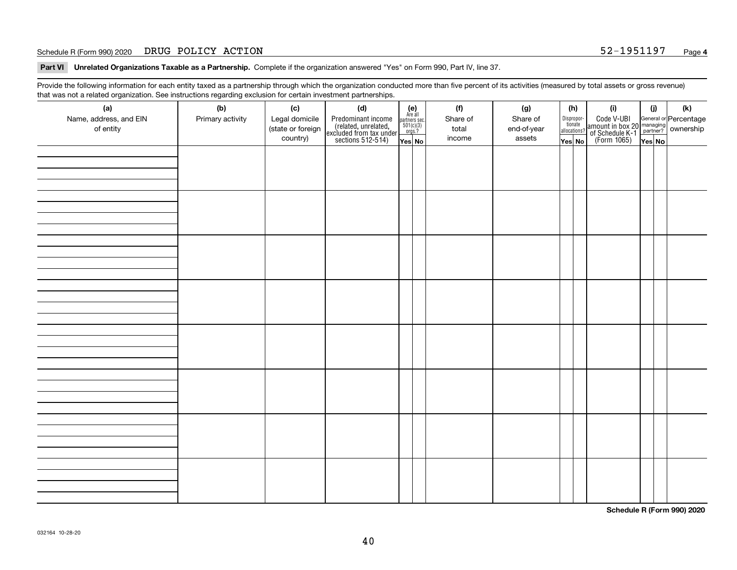Schedule R (Form 990) 2020 DRUG POLICY ACTION 52-1951197 Page 4

**Part VI Unrelated Organizations Taxable as a Partnership.** Complete if the organization answered "Yes" on Form 990, Part IV, line 37.

Provide the following information for each entity taxed as a partnership through which the organization conducted more than five percent of its activities (measured by total assets or gross revenue) that was not a related organization. See instructions regarding exclusion for certain investment partnerships.

| (a) Name, address, and EIN of entity | (b) Primary activity | (c) Legal domicile (state or foreign country) | (d) Predominant income (related, unrelated, excluded from tax under sections 512-514) | (e) Are all partners sec. 501(c)(3) orgs.? | | (f) Share of total income | (g) Share of end-of-year assets | (h) Disproportionate allocations? | | (i) Code V-UBI amount in box 20 of Schedule K-1 (Form 1065) | (j) General or managing partner? | | (k) Percentage ownership |
|---|---|---|---|---|---|---|---|---|---|---|---|---|---|
| | | | | Yes | No | | | Yes | No | | Yes | No | |
| | | | | | | | | | | | | | |
| | | | | | | | | | | | | | |
| | | | | | | | | | | | | | |
| | | | | | | | | | | | | | |
| | | | | | | | | | | | | | |
| | | | | | | | | | | | | | |
| | | | | | | | | | | | | | |
| | | | | | | | | | | | | | |

**Schedule R (Form 990) 2020**

032164 10-28-20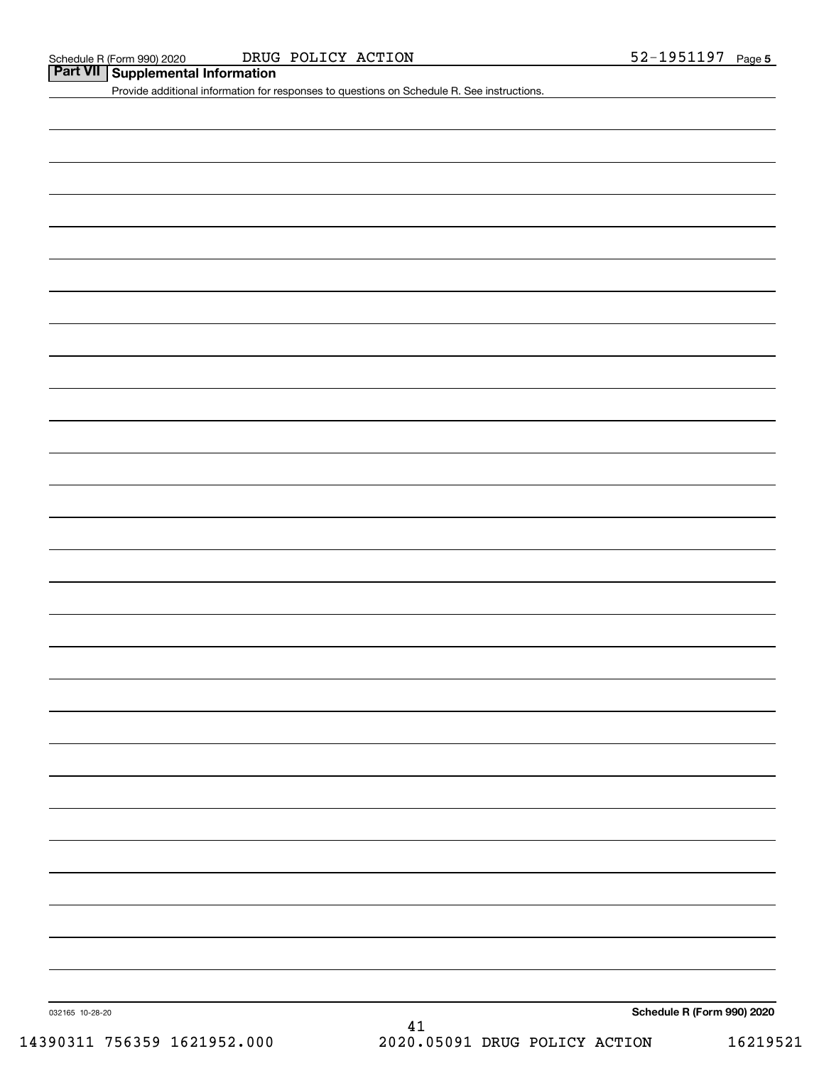Schedule R (Form 990) 2020 DRUG POLICY ACTION 52-1951197 Page 5

## Part VII Supplemental Information

Provide additional information for responses to questions on Schedule R. See instructions.

032165 10-28-20

**Schedule R (Form 990) 2020**